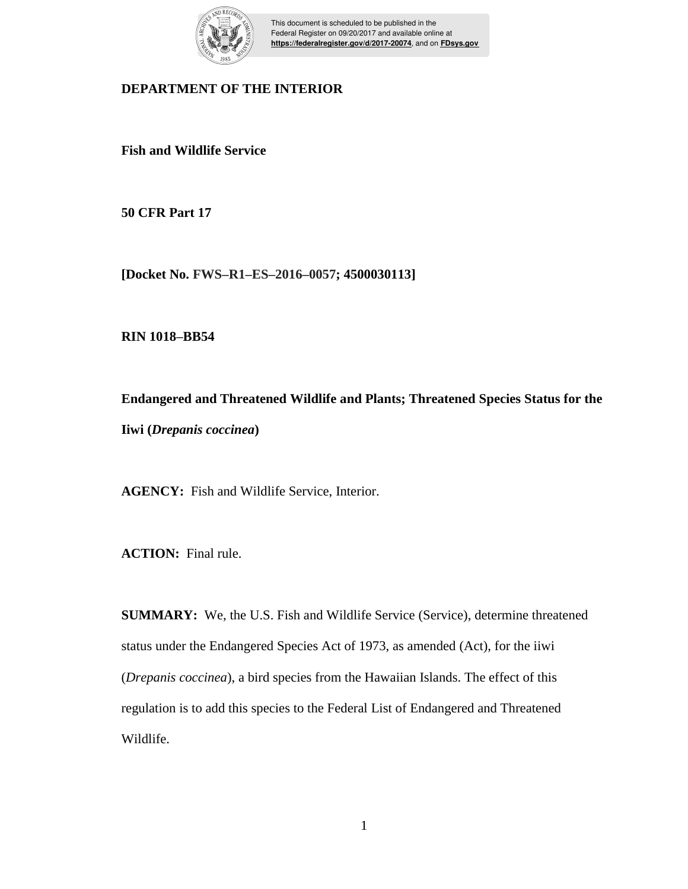**DEPARTMENT OF THE INTERIOR**

**Fish and Wildlife Service**

**50 CFR Part 17**

**[Docket No. FWS–R1–ES–2016–0057; 4500030113]**

**RIN 1018–BB54**

**Endangered and Threatened Wildlife and Plants; Threatened Species Status for the Iiwi (*Drepanis coccinea*)**

**AGENCY:** Fish and Wildlife Service, Interior.

**ACTION:** Final rule.

**SUMMARY:** We, the U.S. Fish and Wildlife Service (Service), determine threatened status under the Endangered Species Act of 1973, as amended (Act), for the iiwi (*Drepanis coccinea*), a bird species from the Hawaiian Islands. The effect of this regulation is to add this species to the Federal List of Endangered and Threatened Wildlife.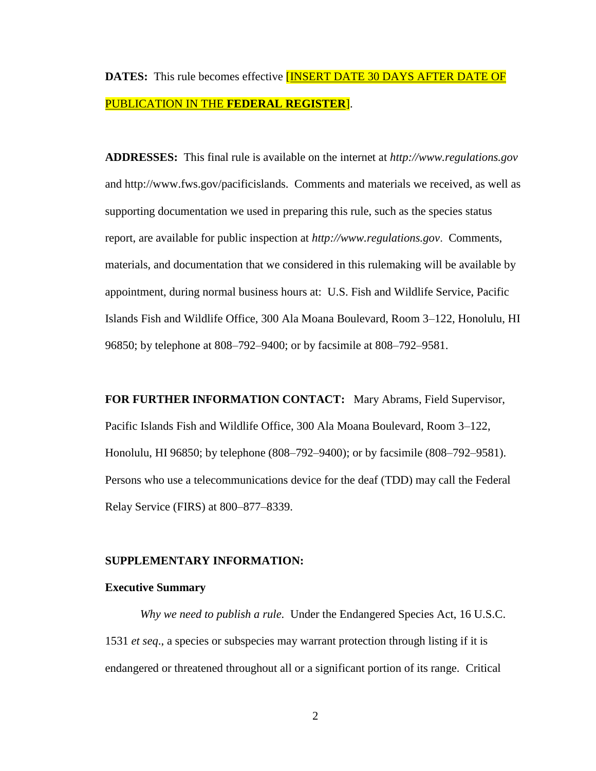**DATES:** This rule becomes effective [INSERT DATE 30 DAYS AFTER DATE OF PUBLICATION IN THE **FEDERAL REGISTER**].

**ADDRESSES:** This final rule is available on the internet at *http://www.regulations.gov* and http://www.fws.gov/pacificislands. Comments and materials we received, as well as supporting documentation we used in preparing this rule, such as the species status report, are available for public inspection at *http://www.regulations.gov*. Comments, materials, and documentation that we considered in this rulemaking will be available by appointment, during normal business hours at: U.S. Fish and Wildlife Service, Pacific Islands Fish and Wildlife Office, 300 Ala Moana Boulevard, Room 3–122, Honolulu, HI 96850; by telephone at 808–792–9400; or by facsimile at 808–792–9581.

**FOR FURTHER INFORMATION CONTACT:** Mary Abrams, Field Supervisor, Pacific Islands Fish and Wildlife Office, 300 Ala Moana Boulevard, Room 3–122, Honolulu, HI 96850; by telephone (808–792–9400); or by facsimile (808–792–9581). Persons who use a telecommunications device for the deaf (TDD) may call the Federal Relay Service (FIRS) at 800–877–8339.

**SUPPLEMENTARY INFORMATION:**

**Executive Summary**

*Why we need to publish a rule.* Under the Endangered Species Act, 16 U.S.C. 1531 *et seq*., a species or subspecies may warrant protection through listing if it is endangered or threatened throughout all or a significant portion of its range. Critical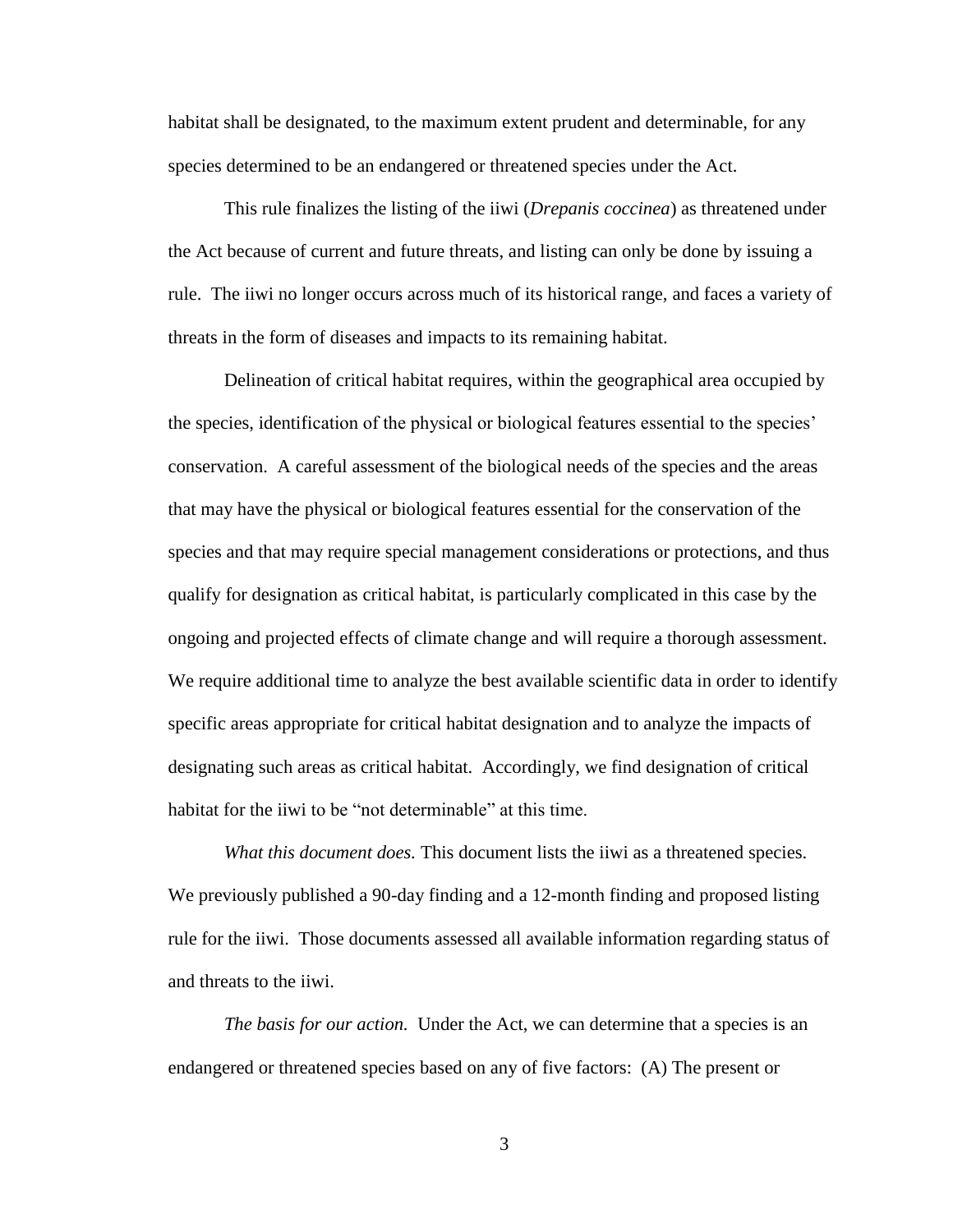habitat shall be designated, to the maximum extent prudent and determinable, for any species determined to be an endangered or threatened species under the Act.

This rule finalizes the listing of the iiwi (*Drepanis coccinea*) as threatened under the Act because of current and future threats, and listing can only be done by issuing a rule. The iiwi no longer occurs across much of its historical range, and faces a variety of threats in the form of diseases and impacts to its remaining habitat.

Delineation of critical habitat requires, within the geographical area occupied by the species, identification of the physical or biological features essential to the species' conservation. A careful assessment of the biological needs of the species and the areas that may have the physical or biological features essential for the conservation of the species and that may require special management considerations or protections, and thus qualify for designation as critical habitat, is particularly complicated in this case by the ongoing and projected effects of climate change and will require a thorough assessment. We require additional time to analyze the best available scientific data in order to identify specific areas appropriate for critical habitat designation and to analyze the impacts of designating such areas as critical habitat. Accordingly, we find designation of critical habitat for the iiwi to be "not determinable" at this time.

*What this document does.* This document lists the iiwi as a threatened species. We previously published a 90-day finding and a 12-month finding and proposed listing rule for the iiwi. Those documents assessed all available information regarding status of and threats to the iiwi.

*The basis for our action.* Under the Act, we can determine that a species is an endangered or threatened species based on any of five factors: (A) The present or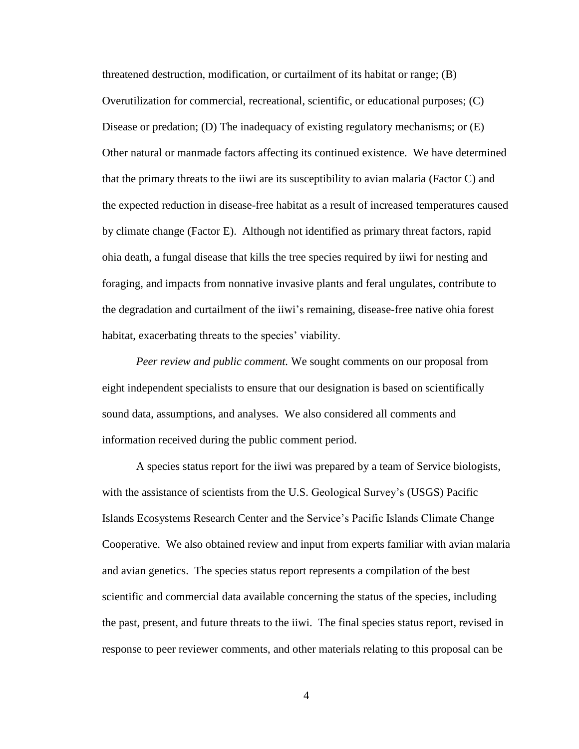threatened destruction, modification, or curtailment of its habitat or range; (B) Overutilization for commercial, recreational, scientific, or educational purposes; (C) Disease or predation; (D) The inadequacy of existing regulatory mechanisms; or (E) Other natural or manmade factors affecting its continued existence. We have determined that the primary threats to the iiwi are its susceptibility to avian malaria (Factor C) and the expected reduction in disease-free habitat as a result of increased temperatures caused by climate change (Factor E). Although not identified as primary threat factors, rapid ohia death, a fungal disease that kills the tree species required by iiwi for nesting and foraging, and impacts from nonnative invasive plants and feral ungulates, contribute to the degradation and curtailment of the iiwi's remaining, disease-free native ohia forest habitat, exacerbating threats to the species' viability.

*Peer review and public comment.* We sought comments on our proposal from eight independent specialists to ensure that our designation is based on scientifically sound data, assumptions, and analyses. We also considered all comments and information received during the public comment period.

A species status report for the iiwi was prepared by a team of Service biologists, with the assistance of scientists from the U.S. Geological Survey's (USGS) Pacific Islands Ecosystems Research Center and the Service's Pacific Islands Climate Change Cooperative. We also obtained review and input from experts familiar with avian malaria and avian genetics. The species status report represents a compilation of the best scientific and commercial data available concerning the status of the species, including the past, present, and future threats to the iiwi. The final species status report, revised in response to peer reviewer comments, and other materials relating to this proposal can be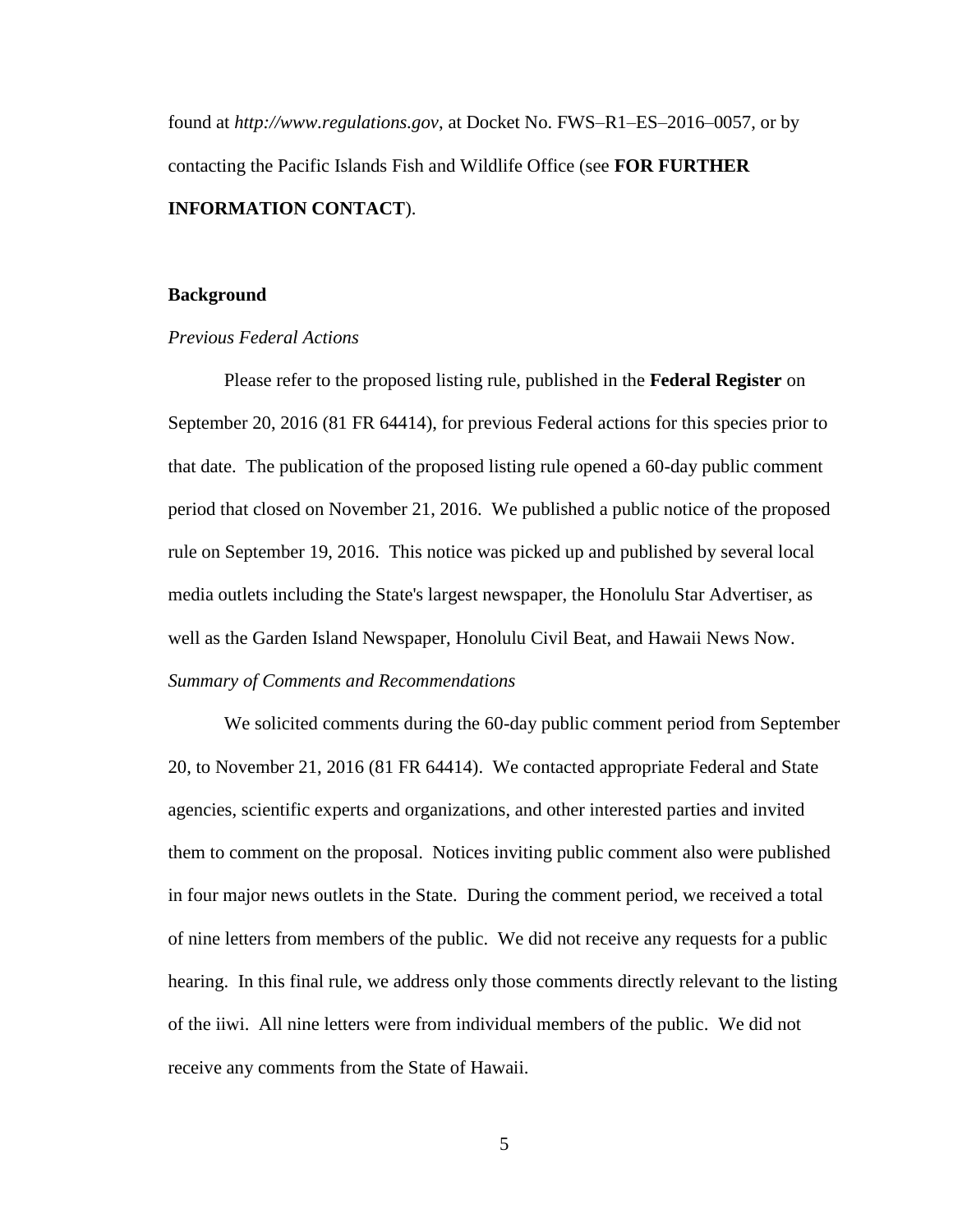found at *http://www.regulations.gov*, at Docket No. FWS–R1–ES–2016–0057, or by contacting the Pacific Islands Fish and Wildlife Office (see **FOR FURTHER INFORMATION CONTACT**).

## Background

### *Previous Federal Actions*

Please refer to the proposed listing rule, published in the **Federal Register** on September 20, 2016 (81 FR 64414), for previous Federal actions for this species prior to that date. The publication of the proposed listing rule opened a 60-day public comment period that closed on November 21, 2016. We published a public notice of the proposed rule on September 19, 2016. This notice was picked up and published by several local media outlets including the State's largest newspaper, the Honolulu Star Advertiser, as well as the Garden Island Newspaper, Honolulu Civil Beat, and Hawaii News Now.

### *Summary of Comments and Recommendations*

We solicited comments during the 60-day public comment period from September 20, to November 21, 2016 (81 FR 64414). We contacted appropriate Federal and State agencies, scientific experts and organizations, and other interested parties and invited them to comment on the proposal. Notices inviting public comment also were published in four major news outlets in the State. During the comment period, we received a total of nine letters from members of the public. We did not receive any requests for a public hearing. In this final rule, we address only those comments directly relevant to the listing of the iiwi. All nine letters were from individual members of the public. We did not receive any comments from the State of Hawaii.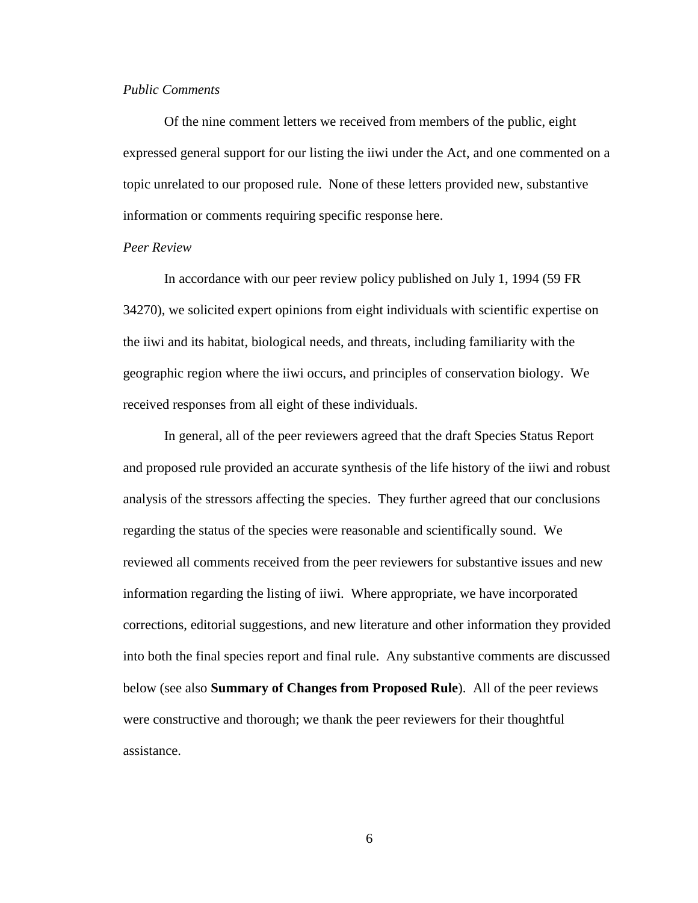*Public Comments*

Of the nine comment letters we received from members of the public, eight expressed general support for our listing the iiwi under the Act, and one commented on a topic unrelated to our proposed rule. None of these letters provided new, substantive information or comments requiring specific response here.

*Peer Review*

In accordance with our peer review policy published on July 1, 1994 (59 FR 34270), we solicited expert opinions from eight individuals with scientific expertise on the iiwi and its habitat, biological needs, and threats, including familiarity with the geographic region where the iiwi occurs, and principles of conservation biology. We received responses from all eight of these individuals.

In general, all of the peer reviewers agreed that the draft Species Status Report and proposed rule provided an accurate synthesis of the life history of the iiwi and robust analysis of the stressors affecting the species. They further agreed that our conclusions regarding the status of the species were reasonable and scientifically sound. We reviewed all comments received from the peer reviewers for substantive issues and new information regarding the listing of iiwi. Where appropriate, we have incorporated corrections, editorial suggestions, and new literature and other information they provided into both the final species report and final rule. Any substantive comments are discussed below (see also **Summary of Changes from Proposed Rule**). All of the peer reviews were constructive and thorough; we thank the peer reviewers for their thoughtful assistance.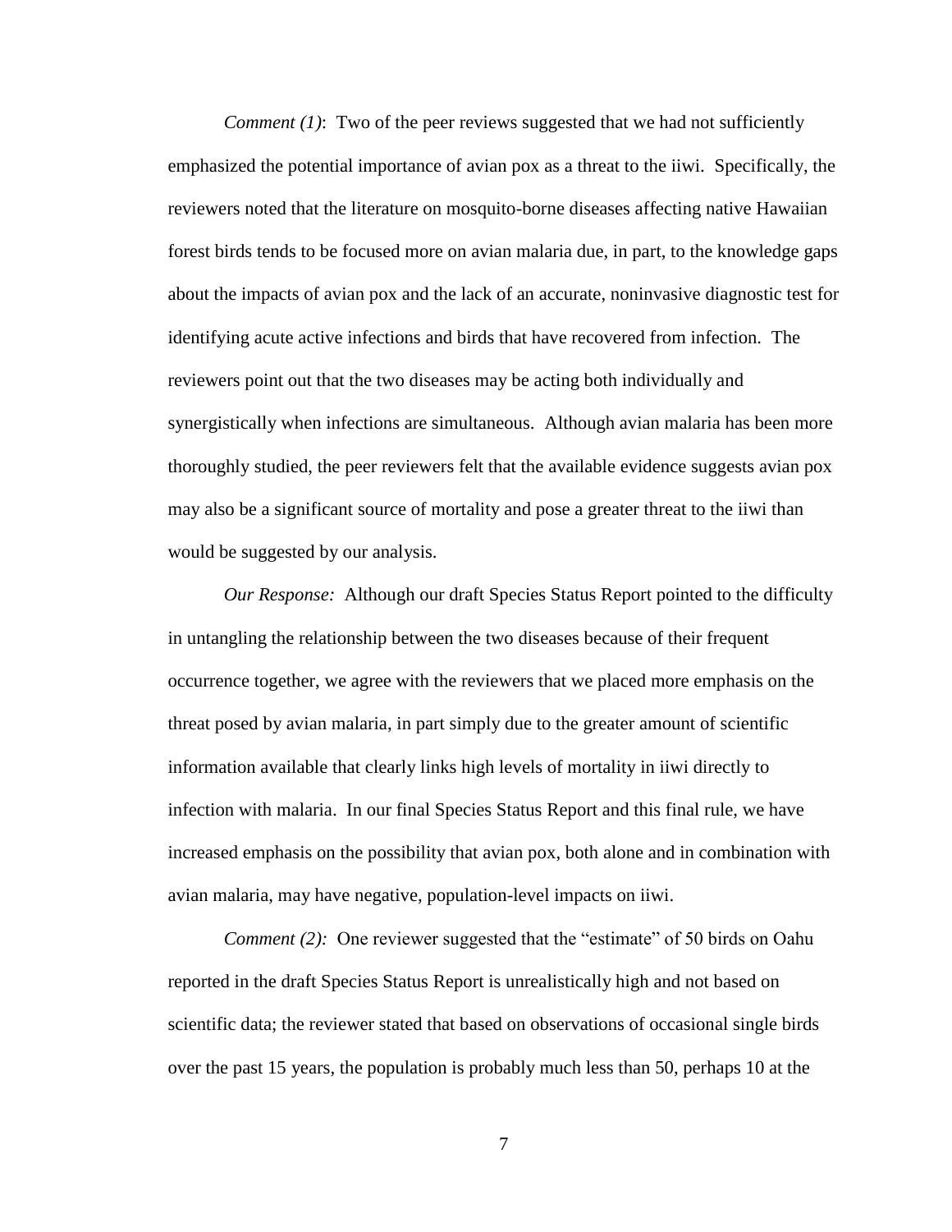*Comment (1)*: Two of the peer reviews suggested that we had not sufficiently emphasized the potential importance of avian pox as a threat to the iiwi. Specifically, the reviewers noted that the literature on mosquito-borne diseases affecting native Hawaiian forest birds tends to be focused more on avian malaria due, in part, to the knowledge gaps about the impacts of avian pox and the lack of an accurate, noninvasive diagnostic test for identifying acute active infections and birds that have recovered from infection. The reviewers point out that the two diseases may be acting both individually and synergistically when infections are simultaneous. Although avian malaria has been more thoroughly studied, the peer reviewers felt that the available evidence suggests avian pox may also be a significant source of mortality and pose a greater threat to the iiwi than would be suggested by our analysis.

*Our Response:* Although our draft Species Status Report pointed to the difficulty in untangling the relationship between the two diseases because of their frequent occurrence together, we agree with the reviewers that we placed more emphasis on the threat posed by avian malaria, in part simply due to the greater amount of scientific information available that clearly links high levels of mortality in iiwi directly to infection with malaria. In our final Species Status Report and this final rule, we have increased emphasis on the possibility that avian pox, both alone and in combination with avian malaria, may have negative, population-level impacts on iiwi.

*Comment (2):* One reviewer suggested that the "estimate" of 50 birds on Oahu reported in the draft Species Status Report is unrealistically high and not based on scientific data; the reviewer stated that based on observations of occasional single birds over the past 15 years, the population is probably much less than 50, perhaps 10 at the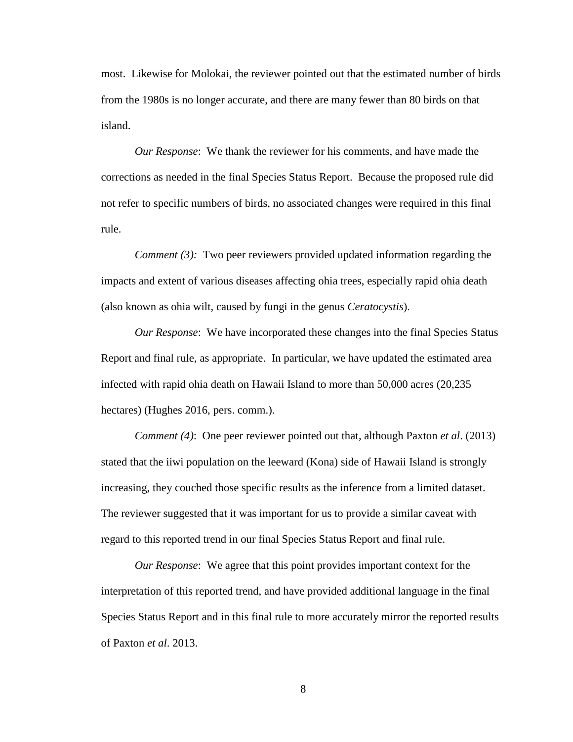most. Likewise for Molokai, the reviewer pointed out that the estimated number of birds from the 1980s is no longer accurate, and there are many fewer than 80 birds on that island.

*Our Response*: We thank the reviewer for his comments, and have made the corrections as needed in the final Species Status Report. Because the proposed rule did not refer to specific numbers of birds, no associated changes were required in this final rule.

*Comment (3):* Two peer reviewers provided updated information regarding the impacts and extent of various diseases affecting ohia trees, especially rapid ohia death (also known as ohia wilt, caused by fungi in the genus *Ceratocystis*).

*Our Response*: We have incorporated these changes into the final Species Status Report and final rule, as appropriate. In particular, we have updated the estimated area infected with rapid ohia death on Hawaii Island to more than 50,000 acres (20,235 hectares) (Hughes 2016, pers. comm.).

*Comment (4)*: One peer reviewer pointed out that, although Paxton *et al*. (2013) stated that the iiwi population on the leeward (Kona) side of Hawaii Island is strongly increasing, they couched those specific results as the inference from a limited dataset. The reviewer suggested that it was important for us to provide a similar caveat with regard to this reported trend in our final Species Status Report and final rule.

*Our Response*: We agree that this point provides important context for the interpretation of this reported trend, and have provided additional language in the final Species Status Report and in this final rule to more accurately mirror the reported results of Paxton *et al*. 2013.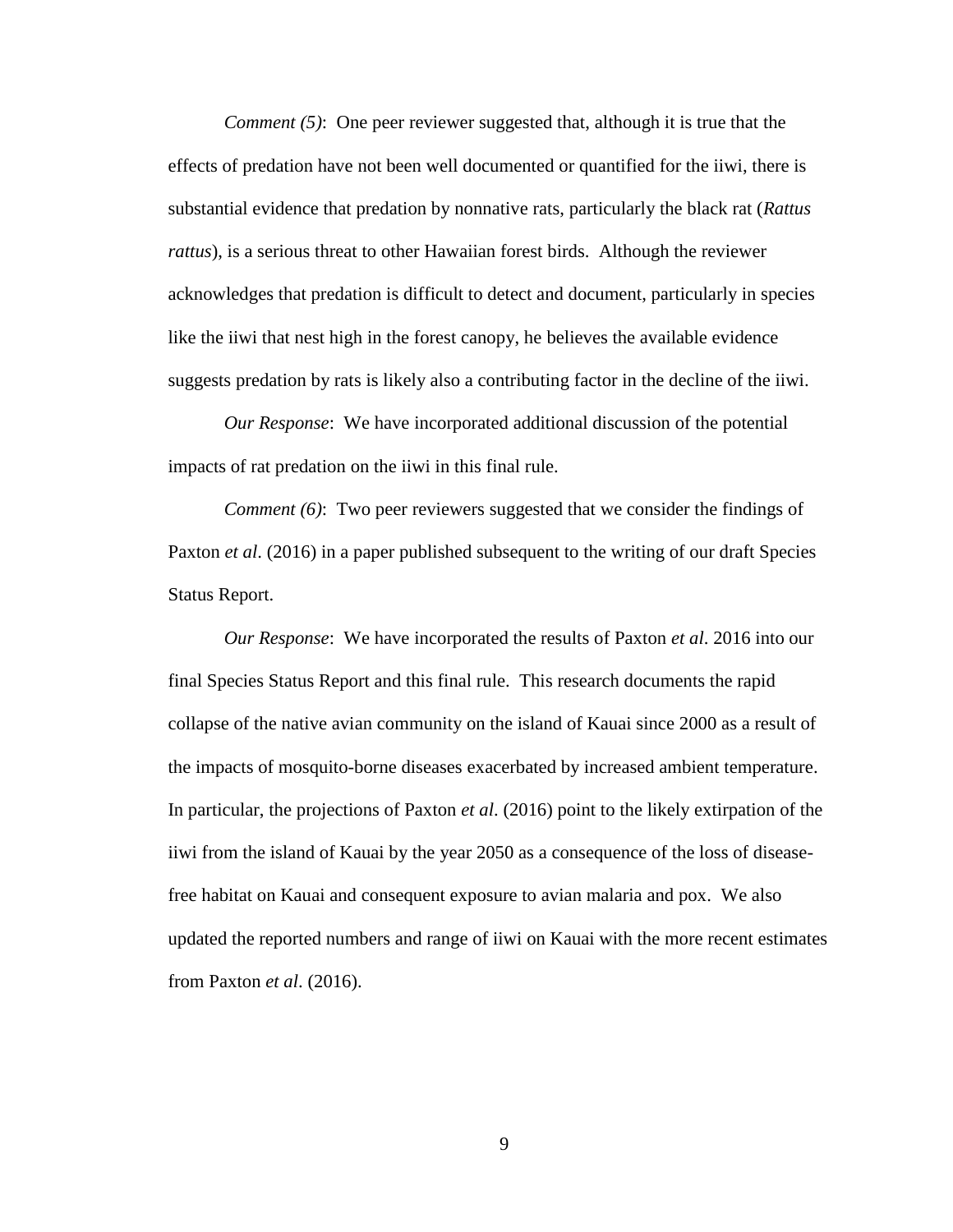*Comment (5)*: One peer reviewer suggested that, although it is true that the effects of predation have not been well documented or quantified for the iiwi, there is substantial evidence that predation by nonnative rats, particularly the black rat (*Rattus rattus*), is a serious threat to other Hawaiian forest birds. Although the reviewer acknowledges that predation is difficult to detect and document, particularly in species like the iiwi that nest high in the forest canopy, he believes the available evidence suggests predation by rats is likely also a contributing factor in the decline of the iiwi.

*Our Response*: We have incorporated additional discussion of the potential impacts of rat predation on the iiwi in this final rule.

*Comment (6)*: Two peer reviewers suggested that we consider the findings of Paxton *et al*. (2016) in a paper published subsequent to the writing of our draft Species Status Report.

*Our Response*: We have incorporated the results of Paxton *et al*. 2016 into our final Species Status Report and this final rule. This research documents the rapid collapse of the native avian community on the island of Kauai since 2000 as a result of the impacts of mosquito-borne diseases exacerbated by increased ambient temperature. In particular, the projections of Paxton *et al*. (2016) point to the likely extirpation of the iiwi from the island of Kauai by the year 2050 as a consequence of the loss of disease-free habitat on Kauai and consequent exposure to avian malaria and pox. We also updated the reported numbers and range of iiwi on Kauai with the more recent estimates from Paxton *et al*. (2016).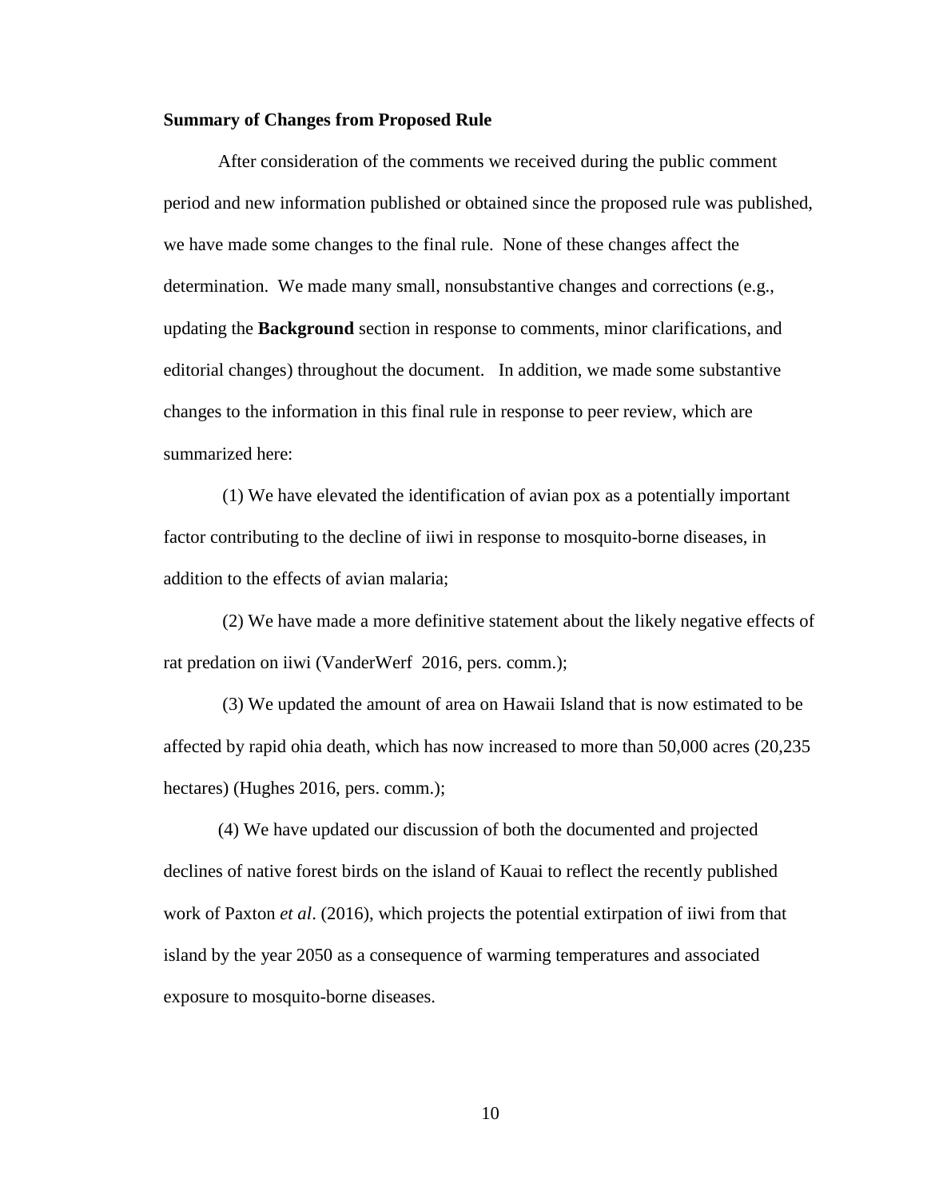**Summary of Changes from Proposed Rule**

After consideration of the comments we received during the public comment period and new information published or obtained since the proposed rule was published, we have made some changes to the final rule. None of these changes affect the determination. We made many small, nonsubstantive changes and corrections (e.g., updating the **Background** section in response to comments, minor clarifications, and editorial changes) throughout the document. In addition, we made some substantive changes to the information in this final rule in response to peer review, which are summarized here:

(1) We have elevated the identification of avian pox as a potentially important factor contributing to the decline of iiwi in response to mosquito-borne diseases, in addition to the effects of avian malaria;

(2) We have made a more definitive statement about the likely negative effects of rat predation on iiwi (VanderWerf 2016, pers. comm.);

(3) We updated the amount of area on Hawaii Island that is now estimated to be affected by rapid ohia death, which has now increased to more than 50,000 acres (20,235 hectares) (Hughes 2016, pers. comm.);

(4) We have updated our discussion of both the documented and projected declines of native forest birds on the island of Kauai to reflect the recently published work of Paxton *et al*. (2016), which projects the potential extirpation of iiwi from that island by the year 2050 as a consequence of warming temperatures and associated exposure to mosquito-borne diseases.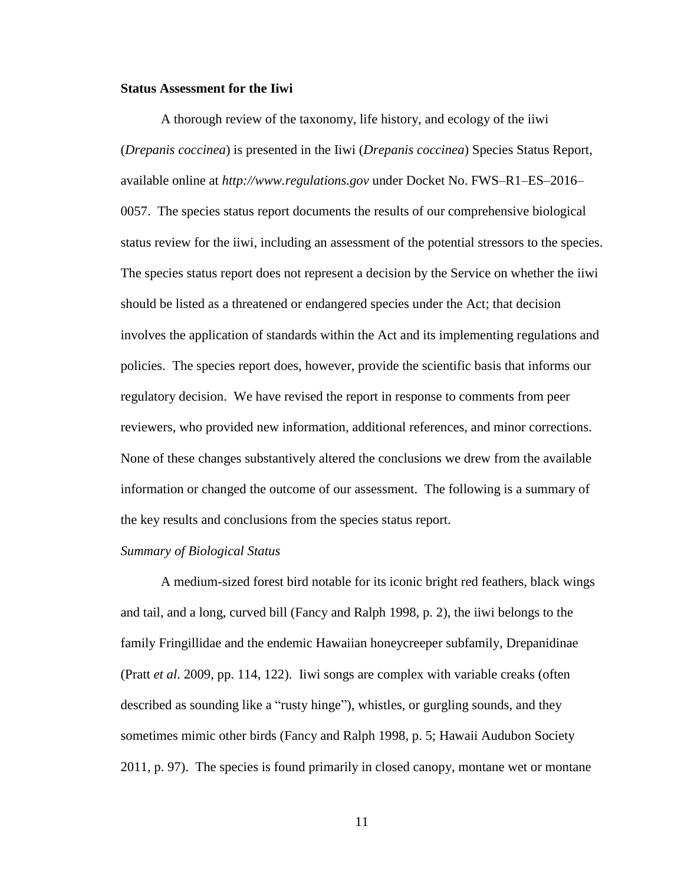**Status Assessment for the Iiwi**

A thorough review of the taxonomy, life history, and ecology of the iiwi (*Drepanis coccinea*) is presented in the Iiwi (*Drepanis coccinea*) Species Status Report, available online at *http://www.regulations.gov* under Docket No. FWS–R1–ES–2016–0057. The species status report documents the results of our comprehensive biological status review for the iiwi, including an assessment of the potential stressors to the species. The species status report does not represent a decision by the Service on whether the iiwi should be listed as a threatened or endangered species under the Act; that decision involves the application of standards within the Act and its implementing regulations and policies. The species report does, however, provide the scientific basis that informs our regulatory decision. We have revised the report in response to comments from peer reviewers, who provided new information, additional references, and minor corrections. None of these changes substantively altered the conclusions we drew from the available information or changed the outcome of our assessment. The following is a summary of the key results and conclusions from the species status report.

*Summary of Biological Status*

A medium-sized forest bird notable for its iconic bright red feathers, black wings and tail, and a long, curved bill (Fancy and Ralph 1998, p. 2), the iiwi belongs to the family Fringillidae and the endemic Hawaiian honeycreeper subfamily, Drepanidinae (Pratt *et al*. 2009, pp. 114, 122). Iiwi songs are complex with variable creaks (often described as sounding like a "rusty hinge"), whistles, or gurgling sounds, and they sometimes mimic other birds (Fancy and Ralph 1998, p. 5; Hawaii Audubon Society 2011, p. 97). The species is found primarily in closed canopy, montane wet or montane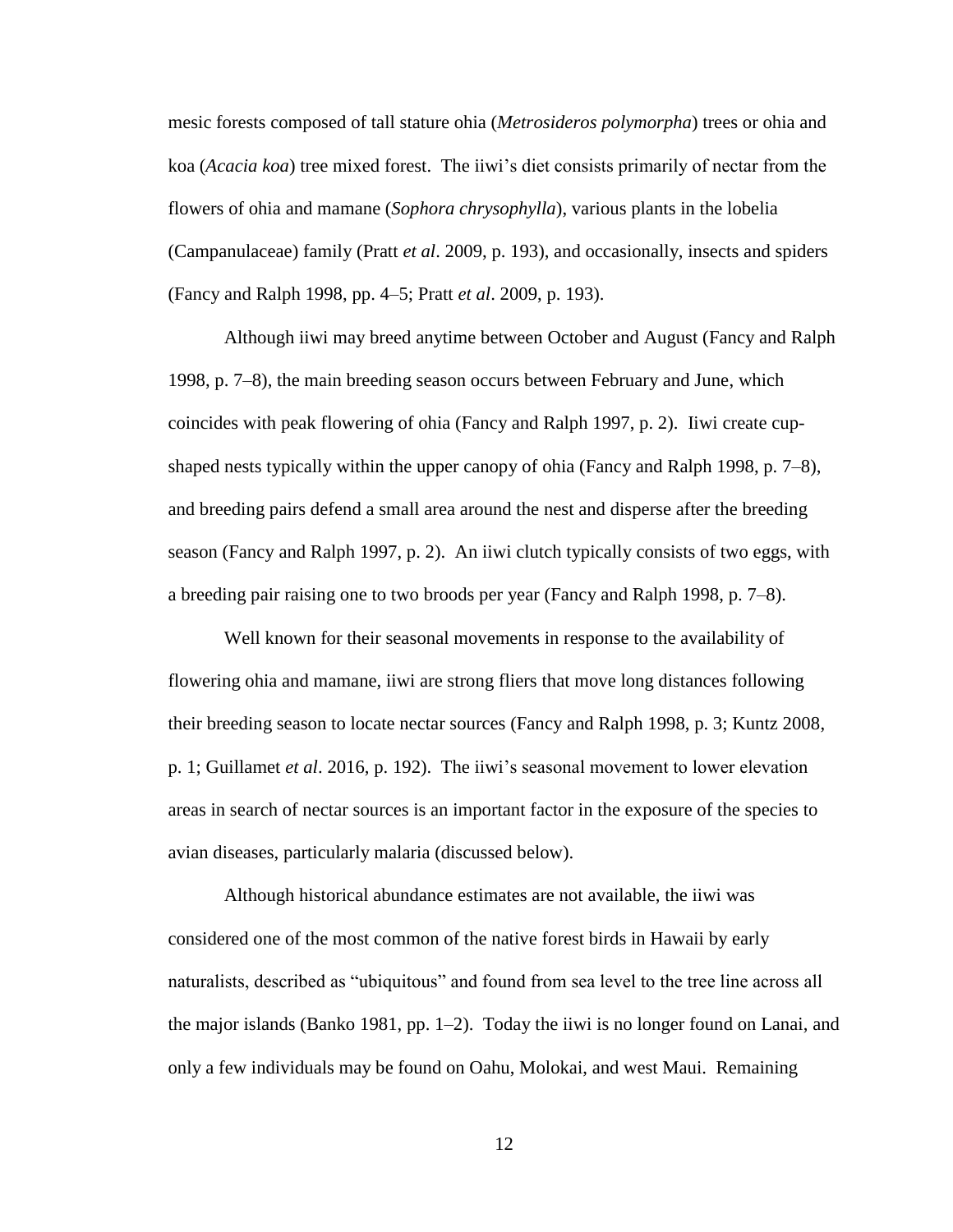mesic forests composed of tall stature ohia (*Metrosideros polymorpha*) trees or ohia and koa (*Acacia koa*) tree mixed forest. The iiwi's diet consists primarily of nectar from the flowers of ohia and mamane (*Sophora chrysophylla*), various plants in the lobelia (Campanulaceae) family (Pratt *et al*. 2009, p. 193), and occasionally, insects and spiders (Fancy and Ralph 1998, pp. 4–5; Pratt *et al*. 2009, p. 193).

Although iiwi may breed anytime between October and August (Fancy and Ralph 1998, p. 7–8), the main breeding season occurs between February and June, which coincides with peak flowering of ohia (Fancy and Ralph 1997, p. 2). Iiwi create cup-shaped nests typically within the upper canopy of ohia (Fancy and Ralph 1998, p. 7–8), and breeding pairs defend a small area around the nest and disperse after the breeding season (Fancy and Ralph 1997, p. 2). An iiwi clutch typically consists of two eggs, with a breeding pair raising one to two broods per year (Fancy and Ralph 1998, p. 7–8).

Well known for their seasonal movements in response to the availability of flowering ohia and mamane, iiwi are strong fliers that move long distances following their breeding season to locate nectar sources (Fancy and Ralph 1998, p. 3; Kuntz 2008, p. 1; Guillamet *et al*. 2016, p. 192). The iiwi's seasonal movement to lower elevation areas in search of nectar sources is an important factor in the exposure of the species to avian diseases, particularly malaria (discussed below).

Although historical abundance estimates are not available, the iiwi was considered one of the most common of the native forest birds in Hawaii by early naturalists, described as "ubiquitous" and found from sea level to the tree line across all the major islands (Banko 1981, pp. 1–2). Today the iiwi is no longer found on Lanai, and only a few individuals may be found on Oahu, Molokai, and west Maui. Remaining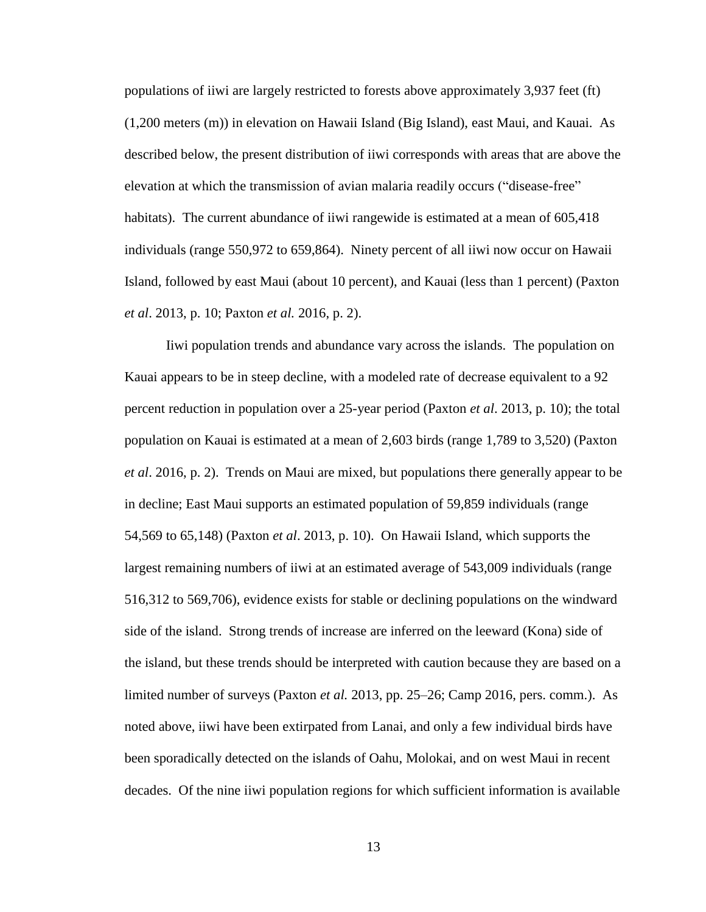populations of iiwi are largely restricted to forests above approximately 3,937 feet (ft) (1,200 meters (m)) in elevation on Hawaii Island (Big Island), east Maui, and Kauai. As described below, the present distribution of iiwi corresponds with areas that are above the elevation at which the transmission of avian malaria readily occurs ("disease-free" habitats). The current abundance of iiwi rangewide is estimated at a mean of 605,418 individuals (range 550,972 to 659,864). Ninety percent of all iiwi now occur on Hawaii Island, followed by east Maui (about 10 percent), and Kauai (less than 1 percent) (Paxton *et al*. 2013, p. 10; Paxton *et al.* 2016, p. 2).

Iiwi population trends and abundance vary across the islands. The population on Kauai appears to be in steep decline, with a modeled rate of decrease equivalent to a 92 percent reduction in population over a 25-year period (Paxton *et al*. 2013, p. 10); the total population on Kauai is estimated at a mean of 2,603 birds (range 1,789 to 3,520) (Paxton *et al*. 2016, p. 2). Trends on Maui are mixed, but populations there generally appear to be in decline; East Maui supports an estimated population of 59,859 individuals (range 54,569 to 65,148) (Paxton *et al*. 2013, p. 10). On Hawaii Island, which supports the largest remaining numbers of iiwi at an estimated average of 543,009 individuals (range 516,312 to 569,706), evidence exists for stable or declining populations on the windward side of the island. Strong trends of increase are inferred on the leeward (Kona) side of the island, but these trends should be interpreted with caution because they are based on a limited number of surveys (Paxton *et al.* 2013, pp. 25–26; Camp 2016, pers. comm.). As noted above, iiwi have been extirpated from Lanai, and only a few individual birds have been sporadically detected on the islands of Oahu, Molokai, and on west Maui in recent decades. Of the nine iiwi population regions for which sufficient information is available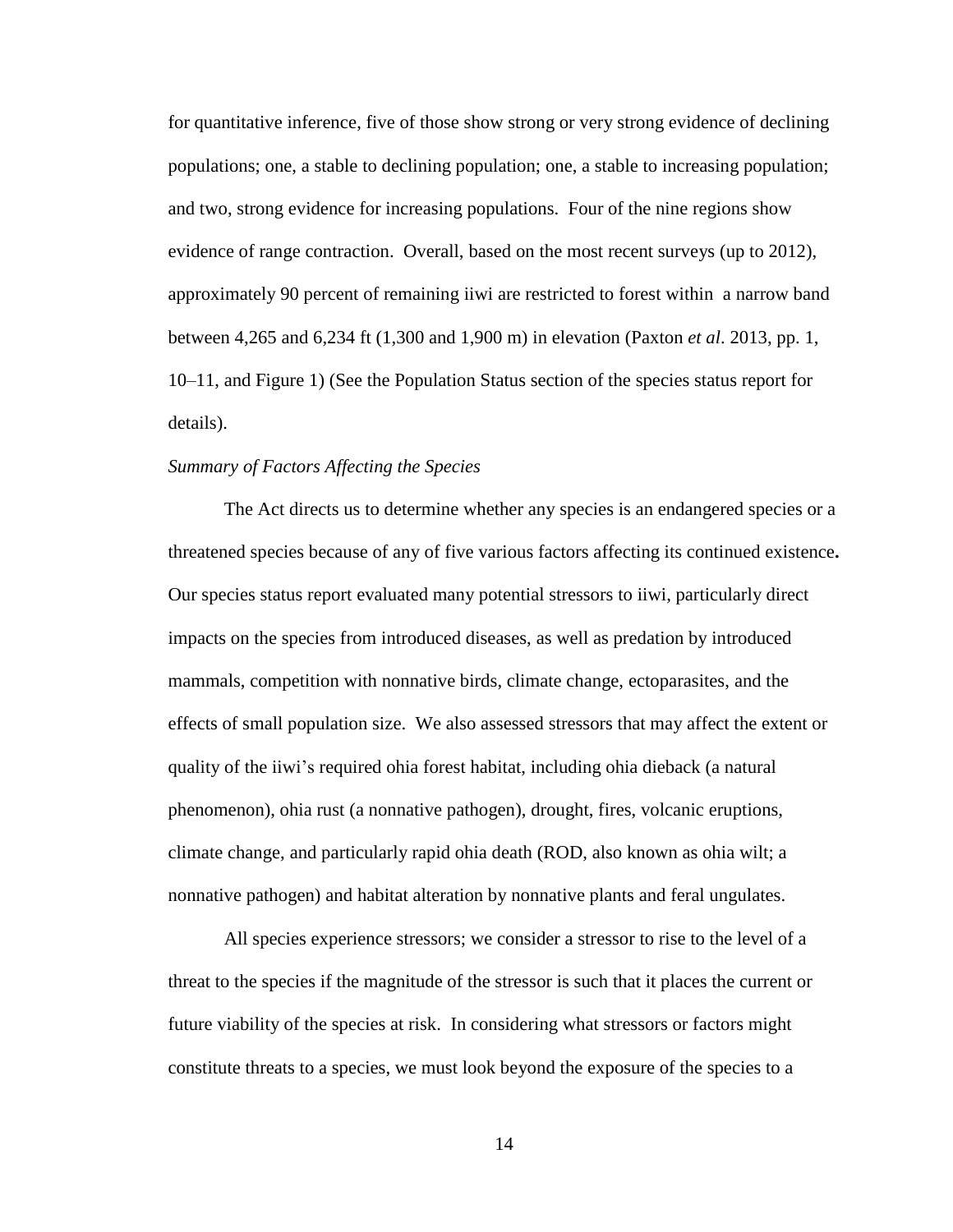for quantitative inference, five of those show strong or very strong evidence of declining populations; one, a stable to declining population; one, a stable to increasing population; and two, strong evidence for increasing populations. Four of the nine regions show evidence of range contraction. Overall, based on the most recent surveys (up to 2012), approximately 90 percent of remaining iiwi are restricted to forest within a narrow band between 4,265 and 6,234 ft (1,300 and 1,900 m) in elevation (Paxton *et al*. 2013, pp. 1, 10–11, and Figure 1) (See the Population Status section of the species status report for details).

*Summary of Factors Affecting the Species*

The Act directs us to determine whether any species is an endangered species or a threatened species because of any of five various factors affecting its continued existence**.** Our species status report evaluated many potential stressors to iiwi, particularly direct impacts on the species from introduced diseases, as well as predation by introduced mammals, competition with nonnative birds, climate change, ectoparasites, and the effects of small population size. We also assessed stressors that may affect the extent or quality of the iiwi's required ohia forest habitat, including ohia dieback (a natural phenomenon), ohia rust (a nonnative pathogen), drought, fires, volcanic eruptions, climate change, and particularly rapid ohia death (ROD, also known as ohia wilt; a nonnative pathogen) and habitat alteration by nonnative plants and feral ungulates.

All species experience stressors; we consider a stressor to rise to the level of a threat to the species if the magnitude of the stressor is such that it places the current or future viability of the species at risk. In considering what stressors or factors might constitute threats to a species, we must look beyond the exposure of the species to a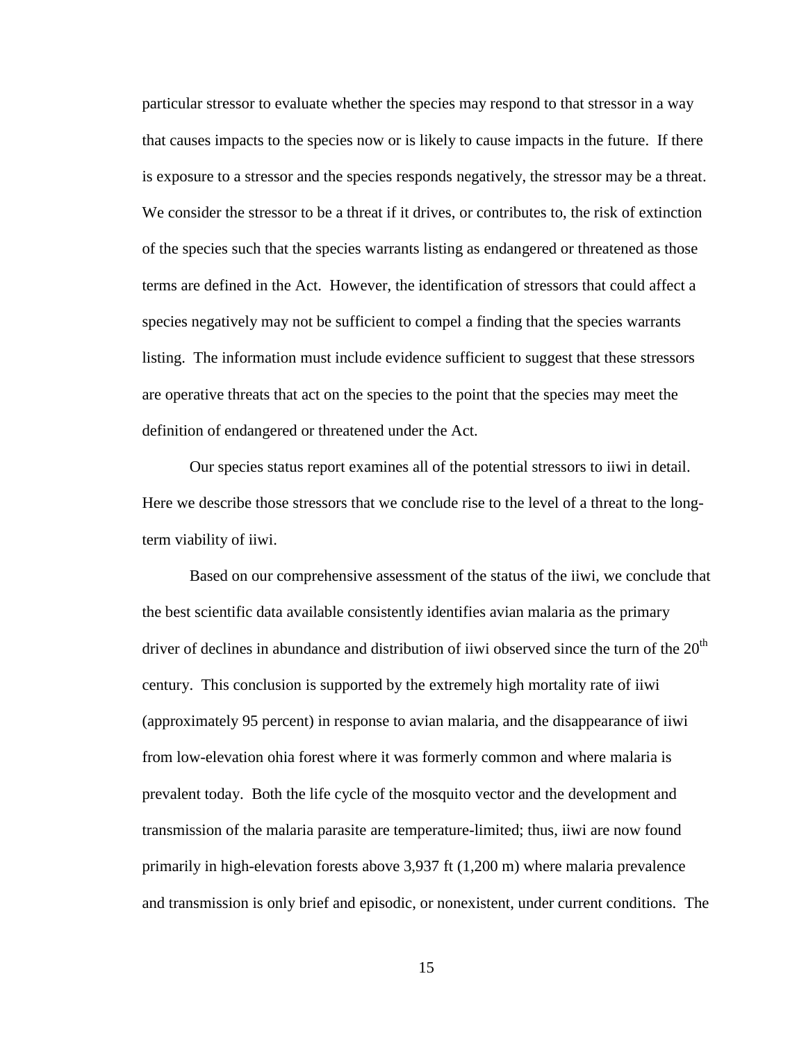particular stressor to evaluate whether the species may respond to that stressor in a way that causes impacts to the species now or is likely to cause impacts in the future. If there is exposure to a stressor and the species responds negatively, the stressor may be a threat. We consider the stressor to be a threat if it drives, or contributes to, the risk of extinction of the species such that the species warrants listing as endangered or threatened as those terms are defined in the Act. However, the identification of stressors that could affect a species negatively may not be sufficient to compel a finding that the species warrants listing. The information must include evidence sufficient to suggest that these stressors are operative threats that act on the species to the point that the species may meet the definition of endangered or threatened under the Act.

Our species status report examines all of the potential stressors to iiwi in detail. Here we describe those stressors that we conclude rise to the level of a threat to the long-term viability of iiwi.

Based on our comprehensive assessment of the status of the iiwi, we conclude that the best scientific data available consistently identifies avian malaria as the primary driver of declines in abundance and distribution of iiwi observed since the turn of the 20th century. This conclusion is supported by the extremely high mortality rate of iiwi (approximately 95 percent) in response to avian malaria, and the disappearance of iiwi from low-elevation ohia forest where it was formerly common and where malaria is prevalent today. Both the life cycle of the mosquito vector and the development and transmission of the malaria parasite are temperature-limited; thus, iiwi are now found primarily in high-elevation forests above 3,937 ft (1,200 m) where malaria prevalence and transmission is only brief and episodic, or nonexistent, under current conditions. The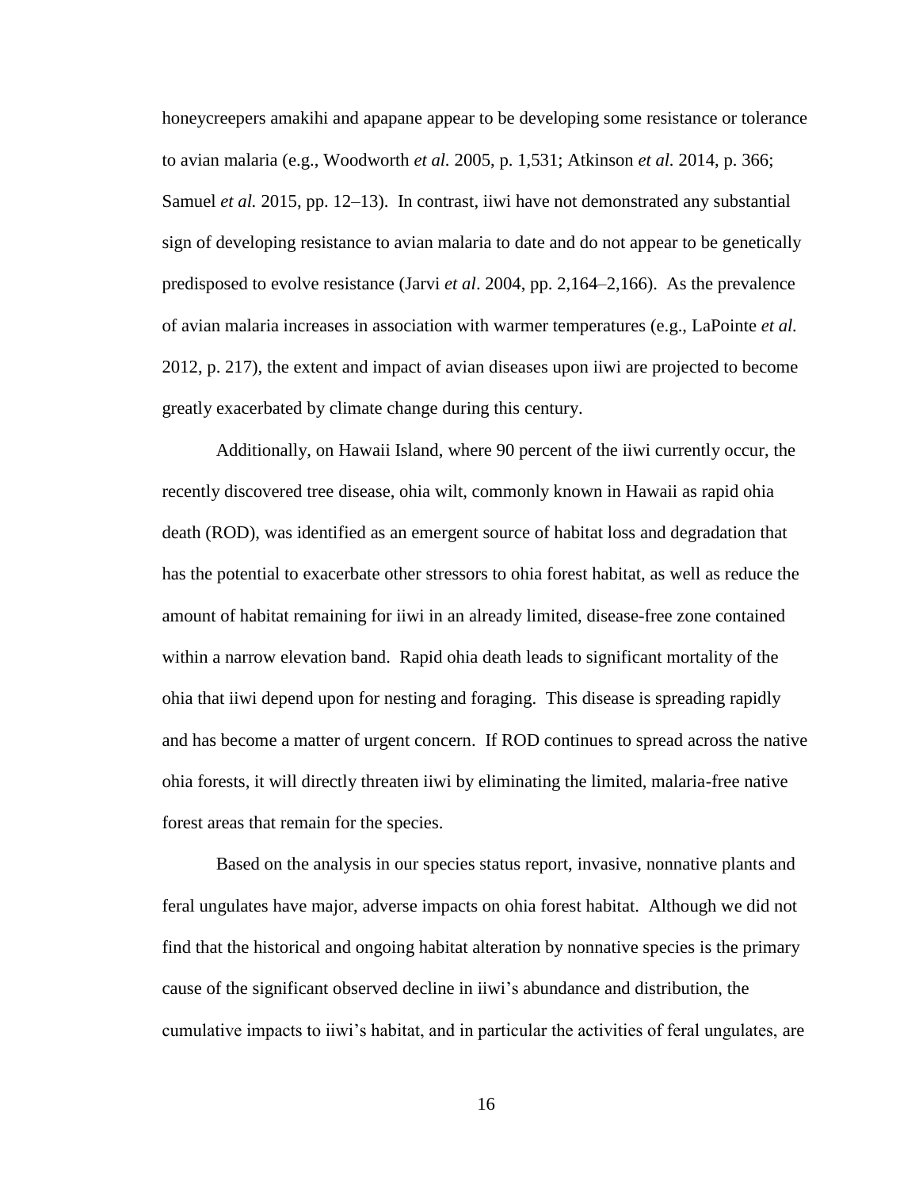honeycreepers amakihi and apapane appear to be developing some resistance or tolerance to avian malaria (e.g., Woodworth *et al.* 2005, p. 1,531; Atkinson *et al.* 2014, p. 366; Samuel *et al.* 2015, pp. 12–13). In contrast, iiwi have not demonstrated any substantial sign of developing resistance to avian malaria to date and do not appear to be genetically predisposed to evolve resistance (Jarvi *et al*. 2004, pp. 2,164–2,166). As the prevalence of avian malaria increases in association with warmer temperatures (e.g., LaPointe *et al.* 2012, p. 217), the extent and impact of avian diseases upon iiwi are projected to become greatly exacerbated by climate change during this century.

Additionally, on Hawaii Island, where 90 percent of the iiwi currently occur, the recently discovered tree disease, ohia wilt, commonly known in Hawaii as rapid ohia death (ROD), was identified as an emergent source of habitat loss and degradation that has the potential to exacerbate other stressors to ohia forest habitat, as well as reduce the amount of habitat remaining for iiwi in an already limited, disease-free zone contained within a narrow elevation band. Rapid ohia death leads to significant mortality of the ohia that iiwi depend upon for nesting and foraging. This disease is spreading rapidly and has become a matter of urgent concern. If ROD continues to spread across the native ohia forests, it will directly threaten iiwi by eliminating the limited, malaria-free native forest areas that remain for the species.

Based on the analysis in our species status report, invasive, nonnative plants and feral ungulates have major, adverse impacts on ohia forest habitat. Although we did not find that the historical and ongoing habitat alteration by nonnative species is the primary cause of the significant observed decline in iiwi's abundance and distribution, the cumulative impacts to iiwi's habitat, and in particular the activities of feral ungulates, are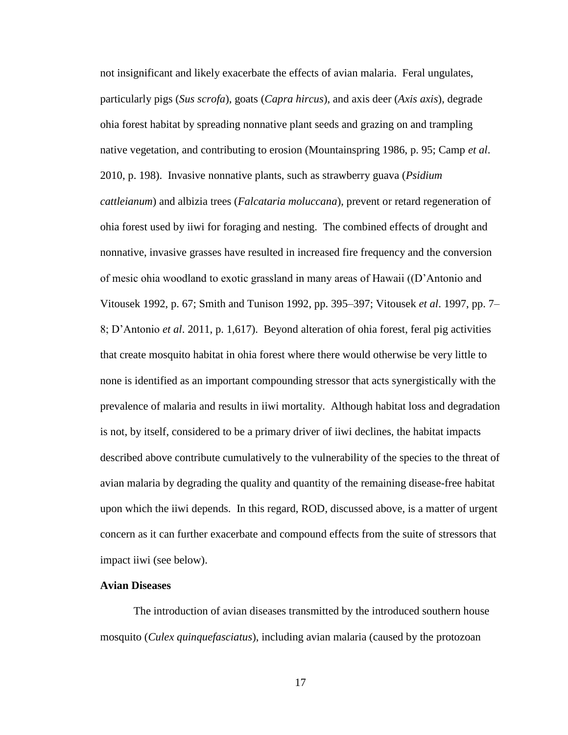not insignificant and likely exacerbate the effects of avian malaria. Feral ungulates, particularly pigs (*Sus scrofa*), goats (*Capra hircus*), and axis deer (*Axis axis*), degrade ohia forest habitat by spreading nonnative plant seeds and grazing on and trampling native vegetation, and contributing to erosion (Mountainspring 1986, p. 95; Camp *et al*. 2010, p. 198). Invasive nonnative plants, such as strawberry guava (*Psidium cattleianum*) and albizia trees (*Falcataria moluccana*), prevent or retard regeneration of ohia forest used by iiwi for foraging and nesting. The combined effects of drought and nonnative, invasive grasses have resulted in increased fire frequency and the conversion of mesic ohia woodland to exotic grassland in many areas of Hawaii ((D'Antonio and Vitousek 1992, p. 67; Smith and Tunison 1992, pp. 395–397; Vitousek *et al*. 1997, pp. 7–8; D'Antonio *et al*. 2011, p. 1,617). Beyond alteration of ohia forest, feral pig activities that create mosquito habitat in ohia forest where there would otherwise be very little to none is identified as an important compounding stressor that acts synergistically with the prevalence of malaria and results in iiwi mortality. Although habitat loss and degradation is not, by itself, considered to be a primary driver of iiwi declines, the habitat impacts described above contribute cumulatively to the vulnerability of the species to the threat of avian malaria by degrading the quality and quantity of the remaining disease-free habitat upon which the iiwi depends. In this regard, ROD, discussed above, is a matter of urgent concern as it can further exacerbate and compound effects from the suite of stressors that impact iiwi (see below).

**Avian Diseases**

The introduction of avian diseases transmitted by the introduced southern house mosquito (*Culex quinquefasciatus*), including avian malaria (caused by the protozoan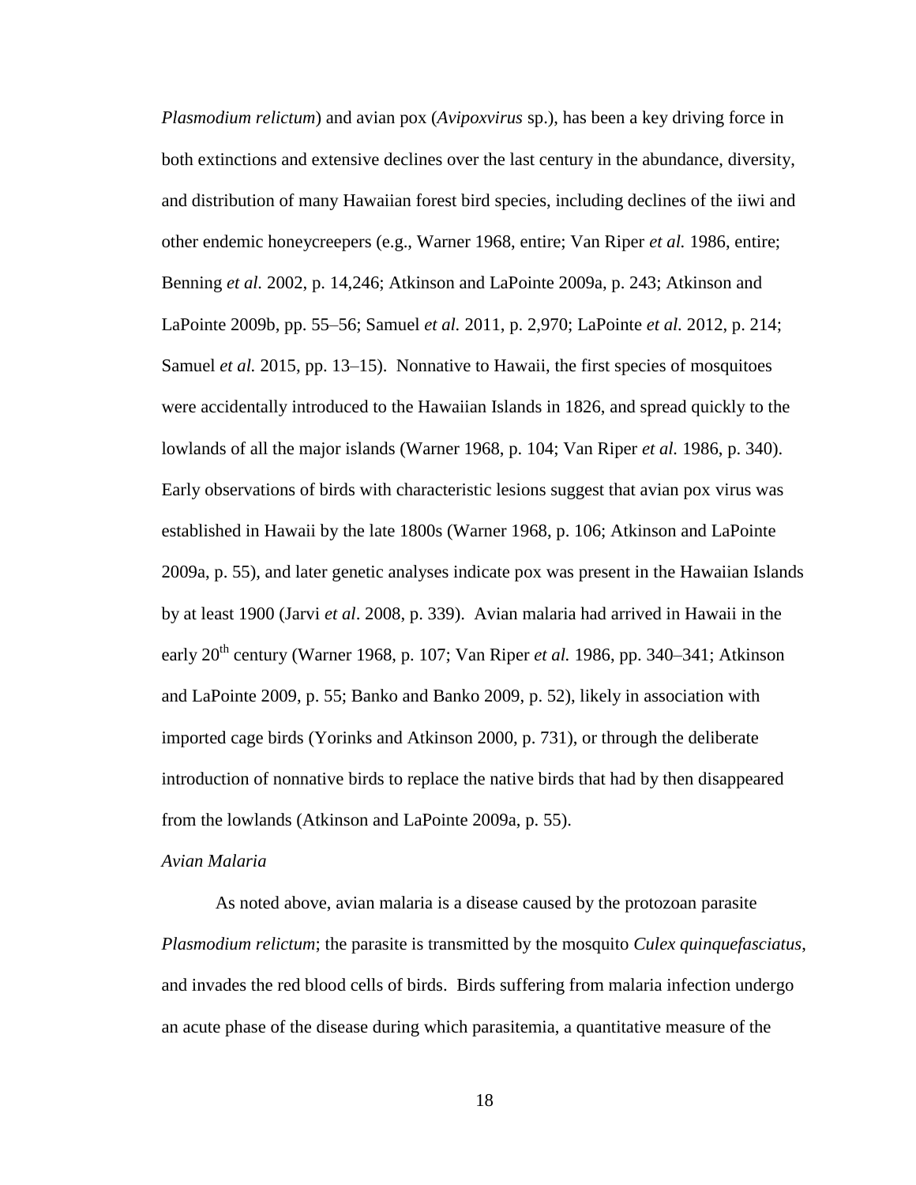*Plasmodium relictum*) and avian pox (*Avipoxvirus* sp.), has been a key driving force in both extinctions and extensive declines over the last century in the abundance, diversity, and distribution of many Hawaiian forest bird species, including declines of the iiwi and other endemic honeycreepers (e.g., Warner 1968, entire; Van Riper *et al.* 1986, entire; Benning *et al.* 2002, p. 14,246; Atkinson and LaPointe 2009a, p. 243; Atkinson and LaPointe 2009b, pp. 55–56; Samuel *et al.* 2011, p. 2,970; LaPointe *et al.* 2012, p. 214; Samuel *et al.* 2015, pp. 13–15). Nonnative to Hawaii, the first species of mosquitoes were accidentally introduced to the Hawaiian Islands in 1826, and spread quickly to the lowlands of all the major islands (Warner 1968, p. 104; Van Riper *et al.* 1986, p. 340). Early observations of birds with characteristic lesions suggest that avian pox virus was established in Hawaii by the late 1800s (Warner 1968, p. 106; Atkinson and LaPointe 2009a, p. 55), and later genetic analyses indicate pox was present in the Hawaiian Islands by at least 1900 (Jarvi *et al*. 2008, p. 339). Avian malaria had arrived in Hawaii in the early 20th century (Warner 1968, p. 107; Van Riper *et al.* 1986, pp. 340–341; Atkinson and LaPointe 2009, p. 55; Banko and Banko 2009, p. 52), likely in association with imported cage birds (Yorinks and Atkinson 2000, p. 731), or through the deliberate introduction of nonnative birds to replace the native birds that had by then disappeared from the lowlands (Atkinson and LaPointe 2009a, p. 55).

*Avian Malaria*

As noted above, avian malaria is a disease caused by the protozoan parasite *Plasmodium relictum*; the parasite is transmitted by the mosquito *Culex quinquefasciatus*, and invades the red blood cells of birds. Birds suffering from malaria infection undergo an acute phase of the disease during which parasitemia, a quantitative measure of the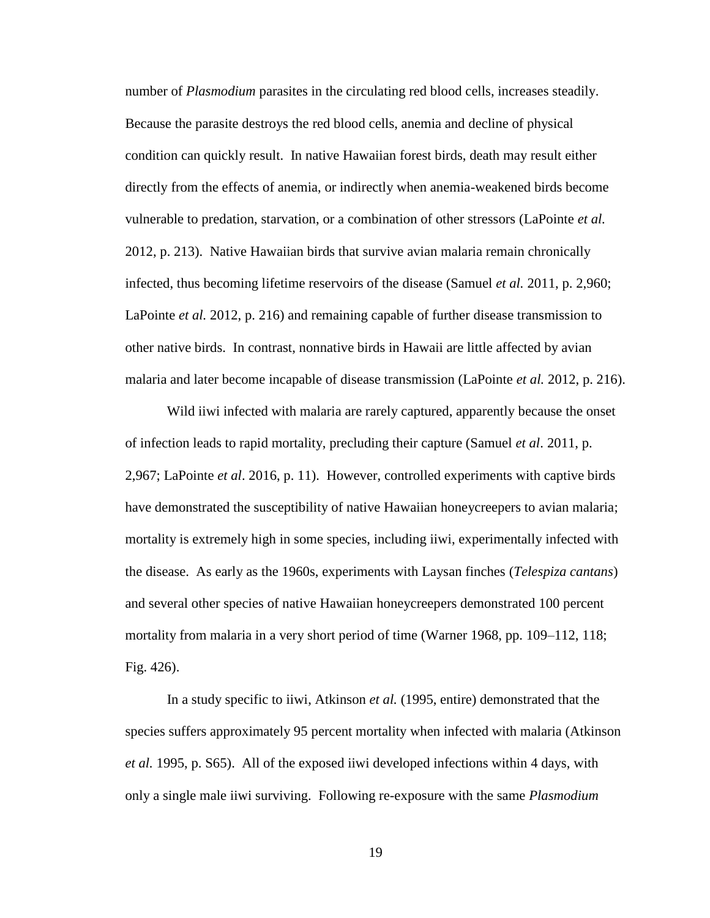number of *Plasmodium* parasites in the circulating red blood cells, increases steadily. Because the parasite destroys the red blood cells, anemia and decline of physical condition can quickly result. In native Hawaiian forest birds, death may result either directly from the effects of anemia, or indirectly when anemia-weakened birds become vulnerable to predation, starvation, or a combination of other stressors (LaPointe *et al.* 2012, p. 213). Native Hawaiian birds that survive avian malaria remain chronically infected, thus becoming lifetime reservoirs of the disease (Samuel *et al.* 2011, p. 2,960; LaPointe *et al.* 2012, p. 216) and remaining capable of further disease transmission to other native birds. In contrast, nonnative birds in Hawaii are little affected by avian malaria and later become incapable of disease transmission (LaPointe *et al.* 2012, p. 216).

Wild iiwi infected with malaria are rarely captured, apparently because the onset of infection leads to rapid mortality, precluding their capture (Samuel *et al*. 2011, p. 2,967; LaPointe *et al*. 2016, p. 11). However, controlled experiments with captive birds have demonstrated the susceptibility of native Hawaiian honeycreepers to avian malaria; mortality is extremely high in some species, including iiwi, experimentally infected with the disease. As early as the 1960s, experiments with Laysan finches (*Telespiza cantans*) and several other species of native Hawaiian honeycreepers demonstrated 100 percent mortality from malaria in a very short period of time (Warner 1968, pp. 109–112, 118; Fig. 426).

In a study specific to iiwi, Atkinson *et al.* (1995, entire) demonstrated that the species suffers approximately 95 percent mortality when infected with malaria (Atkinson *et al.* 1995, p. S65). All of the exposed iiwi developed infections within 4 days, with only a single male iiwi surviving. Following re-exposure with the same *Plasmodium*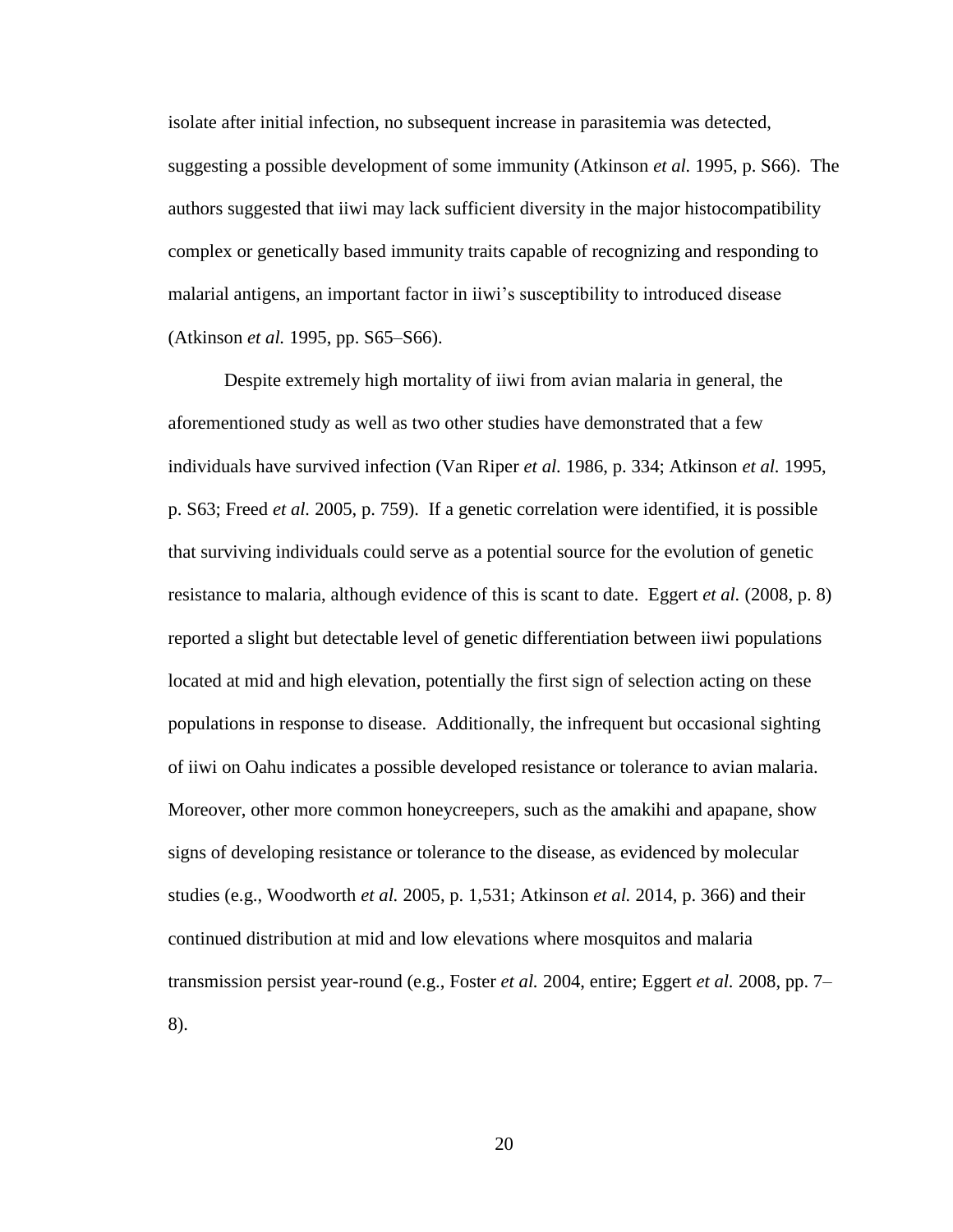isolate after initial infection, no subsequent increase in parasitemia was detected, suggesting a possible development of some immunity (Atkinson *et al.* 1995, p. S66). The authors suggested that iiwi may lack sufficient diversity in the major histocompatibility complex or genetically based immunity traits capable of recognizing and responding to malarial antigens, an important factor in iiwi's susceptibility to introduced disease (Atkinson *et al.* 1995, pp. S65–S66).

Despite extremely high mortality of iiwi from avian malaria in general, the aforementioned study as well as two other studies have demonstrated that a few individuals have survived infection (Van Riper *et al.* 1986, p. 334; Atkinson *et al.* 1995, p. S63; Freed *et al.* 2005, p. 759). If a genetic correlation were identified, it is possible that surviving individuals could serve as a potential source for the evolution of genetic resistance to malaria, although evidence of this is scant to date. Eggert *et al.* (2008, p. 8) reported a slight but detectable level of genetic differentiation between iiwi populations located at mid and high elevation, potentially the first sign of selection acting on these populations in response to disease. Additionally, the infrequent but occasional sighting of iiwi on Oahu indicates a possible developed resistance or tolerance to avian malaria. Moreover, other more common honeycreepers, such as the amakihi and apapane, show signs of developing resistance or tolerance to the disease, as evidenced by molecular studies (e.g., Woodworth *et al.* 2005, p. 1,531; Atkinson *et al.* 2014, p. 366) and their continued distribution at mid and low elevations where mosquitos and malaria transmission persist year-round (e.g., Foster *et al.* 2004, entire; Eggert *et al.* 2008, pp. 7–8).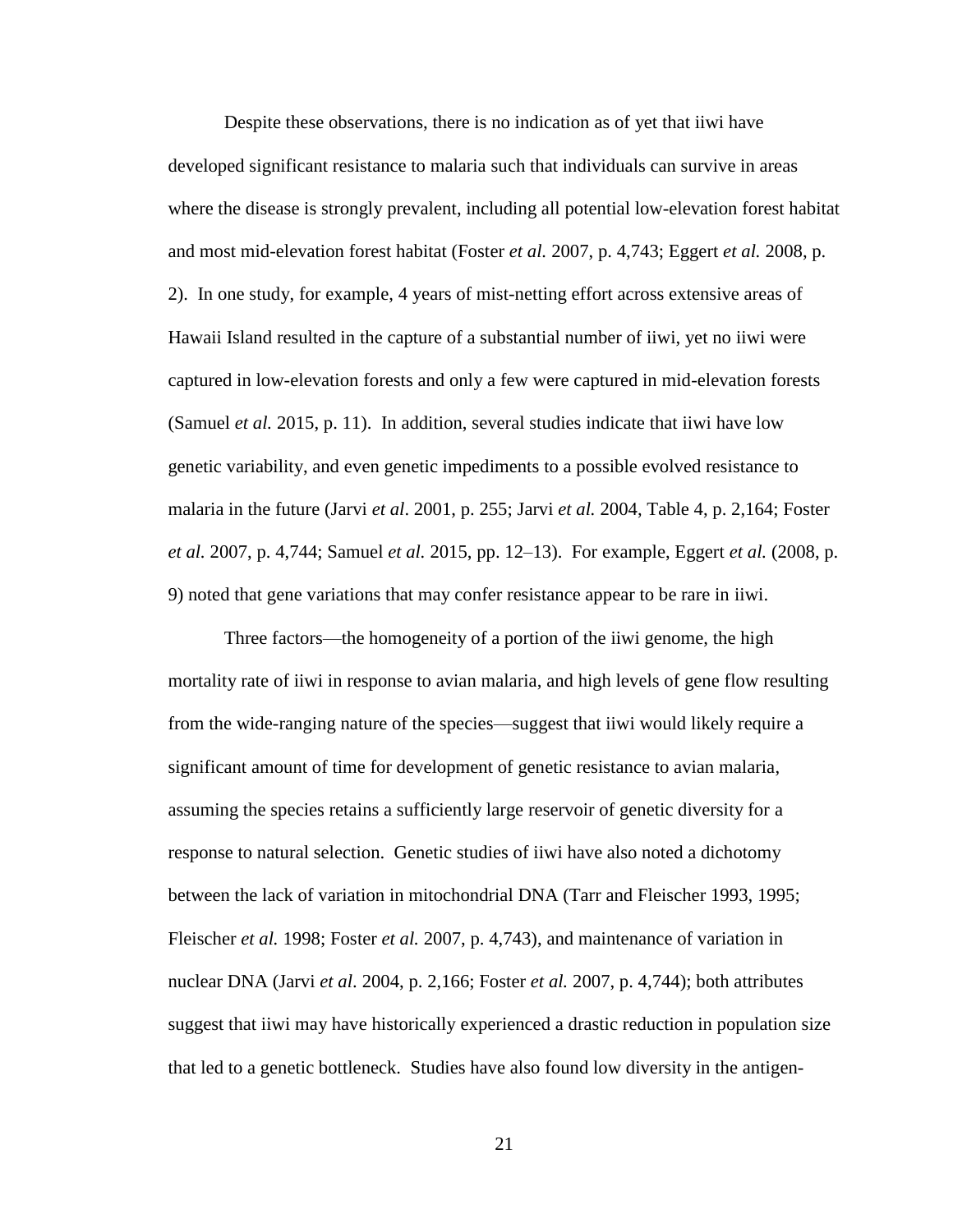Despite these observations, there is no indication as of yet that iiwi have developed significant resistance to malaria such that individuals can survive in areas where the disease is strongly prevalent, including all potential low-elevation forest habitat and most mid-elevation forest habitat (Foster *et al.* 2007, p. 4,743; Eggert *et al.* 2008, p. 2). In one study, for example, 4 years of mist-netting effort across extensive areas of Hawaii Island resulted in the capture of a substantial number of iiwi, yet no iiwi were captured in low-elevation forests and only a few were captured in mid-elevation forests (Samuel *et al.* 2015, p. 11). In addition, several studies indicate that iiwi have low genetic variability, and even genetic impediments to a possible evolved resistance to malaria in the future (Jarvi *et al*. 2001, p. 255; Jarvi *et al.* 2004, Table 4, p. 2,164; Foster *et al.* 2007, p. 4,744; Samuel *et al.* 2015, pp. 12–13). For example, Eggert *et al.* (2008, p. 9) noted that gene variations that may confer resistance appear to be rare in iiwi.

Three factors—the homogeneity of a portion of the iiwi genome, the high mortality rate of iiwi in response to avian malaria, and high levels of gene flow resulting from the wide-ranging nature of the species—suggest that iiwi would likely require a significant amount of time for development of genetic resistance to avian malaria, assuming the species retains a sufficiently large reservoir of genetic diversity for a response to natural selection. Genetic studies of iiwi have also noted a dichotomy between the lack of variation in mitochondrial DNA (Tarr and Fleischer 1993, 1995; Fleischer *et al.* 1998; Foster *et al.* 2007, p. 4,743), and maintenance of variation in nuclear DNA (Jarvi *et al*. 2004, p. 2,166; Foster *et al.* 2007, p. 4,744); both attributes suggest that iiwi may have historically experienced a drastic reduction in population size that led to a genetic bottleneck. Studies have also found low diversity in the antigen-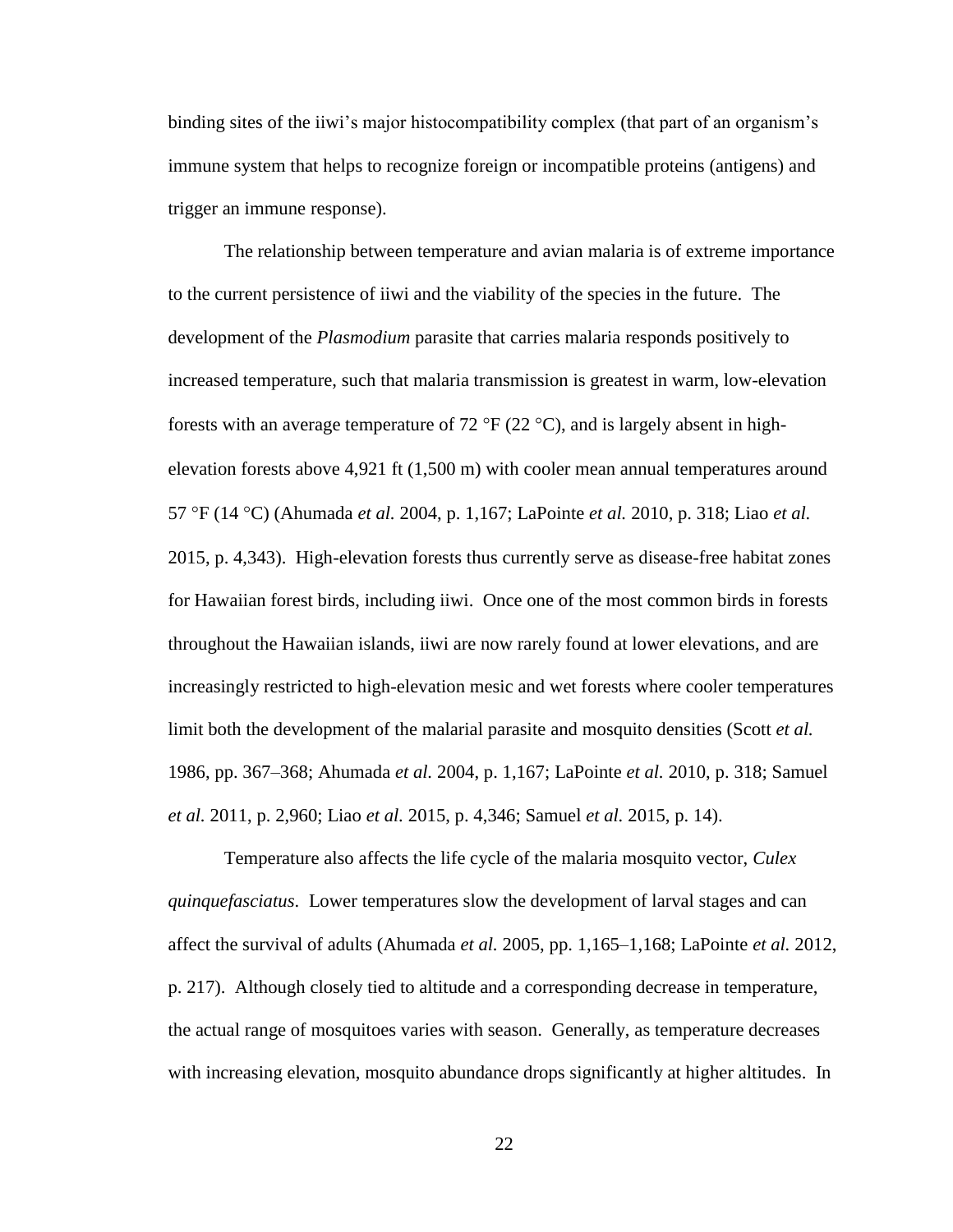binding sites of the iiwi's major histocompatibility complex (that part of an organism's immune system that helps to recognize foreign or incompatible proteins (antigens) and trigger an immune response).

The relationship between temperature and avian malaria is of extreme importance to the current persistence of iiwi and the viability of the species in the future. The development of the *Plasmodium* parasite that carries malaria responds positively to increased temperature, such that malaria transmission is greatest in warm, low-elevation forests with an average temperature of 72 °F (22 °C), and is largely absent in high-elevation forests above 4,921 ft (1,500 m) with cooler mean annual temperatures around 57 °F (14 °C) (Ahumada *et al.* 2004, p. 1,167; LaPointe *et al.* 2010, p. 318; Liao *et al.* 2015, p. 4,343). High-elevation forests thus currently serve as disease-free habitat zones for Hawaiian forest birds, including iiwi. Once one of the most common birds in forests throughout the Hawaiian islands, iiwi are now rarely found at lower elevations, and are increasingly restricted to high-elevation mesic and wet forests where cooler temperatures limit both the development of the malarial parasite and mosquito densities (Scott *et al.* 1986, pp. 367–368; Ahumada *et al.* 2004, p. 1,167; LaPointe *et al.* 2010, p. 318; Samuel *et al.* 2011, p. 2,960; Liao *et al.* 2015, p. 4,346; Samuel *et al.* 2015, p. 14).

Temperature also affects the life cycle of the malaria mosquito vector, *Culex quinquefasciatus*. Lower temperatures slow the development of larval stages and can affect the survival of adults (Ahumada *et al.* 2005, pp. 1,165–1,168; LaPointe *et al.* 2012, p. 217). Although closely tied to altitude and a corresponding decrease in temperature, the actual range of mosquitoes varies with season. Generally, as temperature decreases with increasing elevation, mosquito abundance drops significantly at higher altitudes. In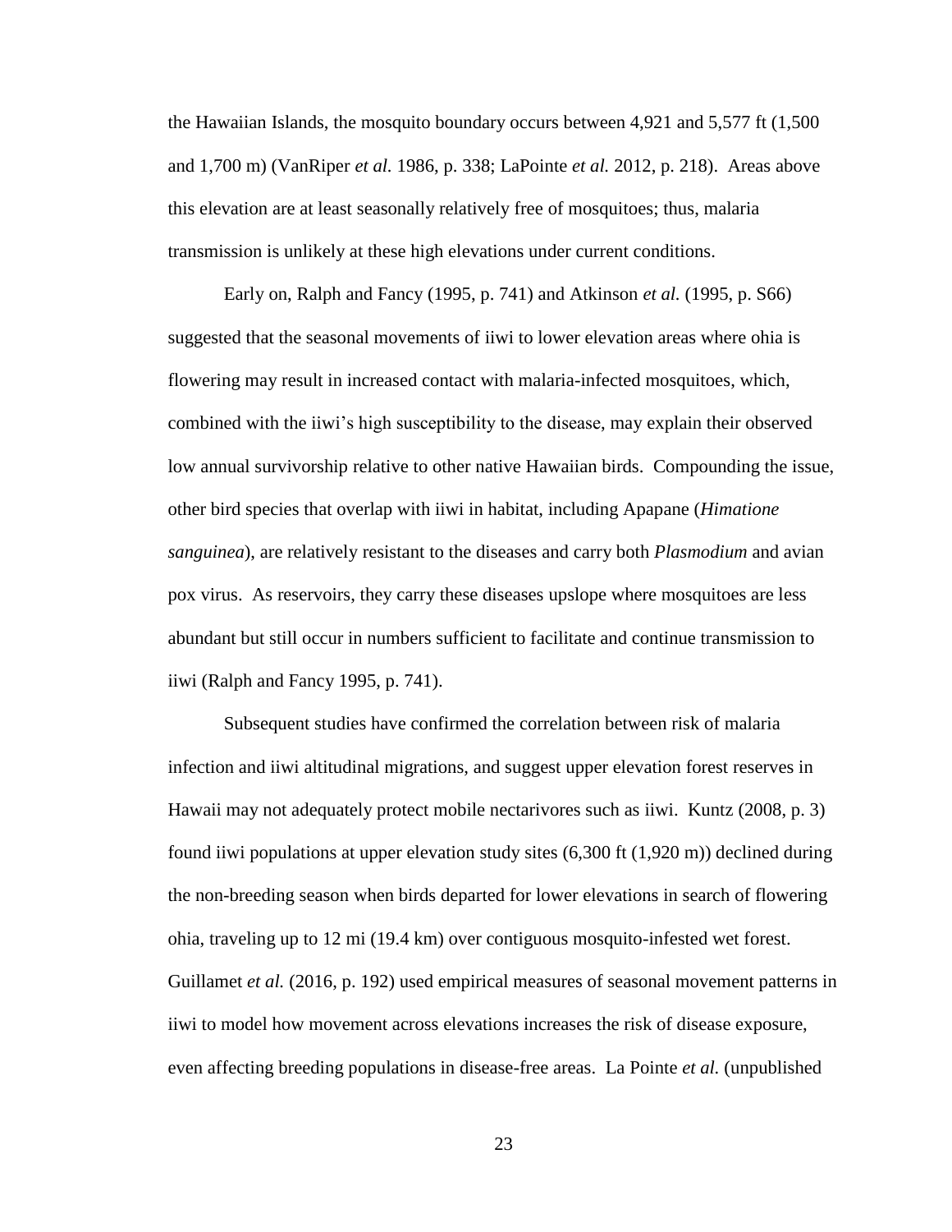the Hawaiian Islands, the mosquito boundary occurs between 4,921 and 5,577 ft (1,500 and 1,700 m) (VanRiper *et al.* 1986, p. 338; LaPointe *et al.* 2012, p. 218). Areas above this elevation are at least seasonally relatively free of mosquitoes; thus, malaria transmission is unlikely at these high elevations under current conditions.

Early on, Ralph and Fancy (1995, p. 741) and Atkinson *et al.* (1995, p. S66) suggested that the seasonal movements of iiwi to lower elevation areas where ohia is flowering may result in increased contact with malaria-infected mosquitoes, which, combined with the iiwi's high susceptibility to the disease, may explain their observed low annual survivorship relative to other native Hawaiian birds. Compounding the issue, other bird species that overlap with iiwi in habitat, including Apapane (*Himatione sanguinea*), are relatively resistant to the diseases and carry both *Plasmodium* and avian pox virus. As reservoirs, they carry these diseases upslope where mosquitoes are less abundant but still occur in numbers sufficient to facilitate and continue transmission to iiwi (Ralph and Fancy 1995, p. 741).

Subsequent studies have confirmed the correlation between risk of malaria infection and iiwi altitudinal migrations, and suggest upper elevation forest reserves in Hawaii may not adequately protect mobile nectarivores such as iiwi. Kuntz (2008, p. 3) found iiwi populations at upper elevation study sites (6,300 ft (1,920 m)) declined during the non-breeding season when birds departed for lower elevations in search of flowering ohia, traveling up to 12 mi (19.4 km) over contiguous mosquito-infested wet forest. Guillamet *et al.* (2016, p. 192) used empirical measures of seasonal movement patterns in iiwi to model how movement across elevations increases the risk of disease exposure, even affecting breeding populations in disease-free areas. La Pointe *et al.* (unpublished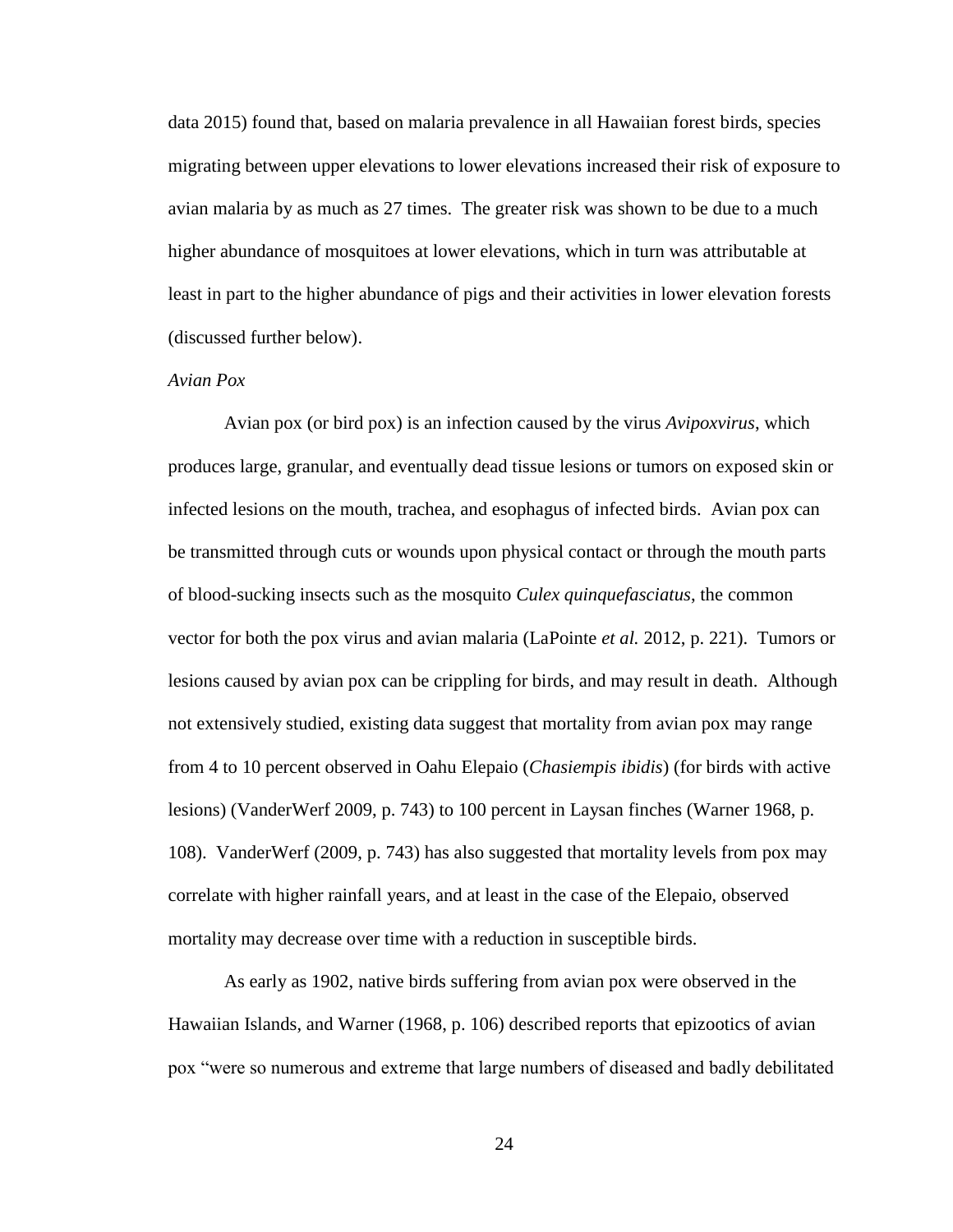data 2015) found that, based on malaria prevalence in all Hawaiian forest birds, species migrating between upper elevations to lower elevations increased their risk of exposure to avian malaria by as much as 27 times. The greater risk was shown to be due to a much higher abundance of mosquitoes at lower elevations, which in turn was attributable at least in part to the higher abundance of pigs and their activities in lower elevation forests (discussed further below).

*Avian Pox*

Avian pox (or bird pox) is an infection caused by the virus *Avipoxvirus*, which produces large, granular, and eventually dead tissue lesions or tumors on exposed skin or infected lesions on the mouth, trachea, and esophagus of infected birds. Avian pox can be transmitted through cuts or wounds upon physical contact or through the mouth parts of blood-sucking insects such as the mosquito *Culex quinquefasciatus*, the common vector for both the pox virus and avian malaria (LaPointe *et al.* 2012, p. 221). Tumors or lesions caused by avian pox can be crippling for birds, and may result in death. Although not extensively studied, existing data suggest that mortality from avian pox may range from 4 to 10 percent observed in Oahu Elepaio (*Chasiempis ibidis*) (for birds with active lesions) (VanderWerf 2009, p. 743) to 100 percent in Laysan finches (Warner 1968, p. 108). VanderWerf (2009, p. 743) has also suggested that mortality levels from pox may correlate with higher rainfall years, and at least in the case of the Elepaio, observed mortality may decrease over time with a reduction in susceptible birds.

As early as 1902, native birds suffering from avian pox were observed in the Hawaiian Islands, and Warner (1968, p. 106) described reports that epizootics of avian pox "were so numerous and extreme that large numbers of diseased and badly debilitated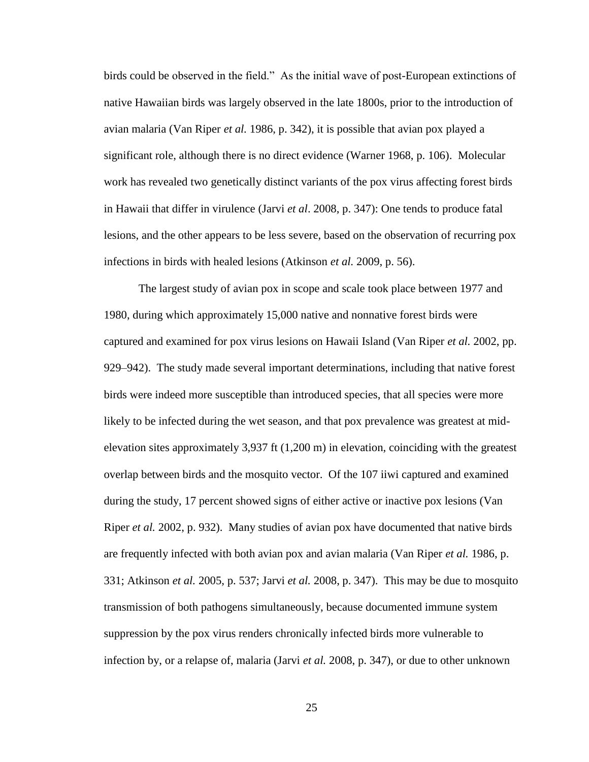birds could be observed in the field." As the initial wave of post-European extinctions of native Hawaiian birds was largely observed in the late 1800s, prior to the introduction of avian malaria (Van Riper *et al.* 1986, p. 342), it is possible that avian pox played a significant role, although there is no direct evidence (Warner 1968, p. 106). Molecular work has revealed two genetically distinct variants of the pox virus affecting forest birds in Hawaii that differ in virulence (Jarvi *et al*. 2008, p. 347): One tends to produce fatal lesions, and the other appears to be less severe, based on the observation of recurring pox infections in birds with healed lesions (Atkinson *et al.* 2009, p. 56).

The largest study of avian pox in scope and scale took place between 1977 and 1980, during which approximately 15,000 native and nonnative forest birds were captured and examined for pox virus lesions on Hawaii Island (Van Riper *et al.* 2002, pp. 929–942). The study made several important determinations, including that native forest birds were indeed more susceptible than introduced species, that all species were more likely to be infected during the wet season, and that pox prevalence was greatest at mid-elevation sites approximately 3,937 ft (1,200 m) in elevation, coinciding with the greatest overlap between birds and the mosquito vector. Of the 107 iiwi captured and examined during the study, 17 percent showed signs of either active or inactive pox lesions (Van Riper *et al.* 2002, p. 932). Many studies of avian pox have documented that native birds are frequently infected with both avian pox and avian malaria (Van Riper *et al.* 1986, p. 331; Atkinson *et al.* 2005, p. 537; Jarvi *et al.* 2008, p. 347). This may be due to mosquito transmission of both pathogens simultaneously, because documented immune system suppression by the pox virus renders chronically infected birds more vulnerable to infection by, or a relapse of, malaria (Jarvi *et al.* 2008, p. 347), or due to other unknown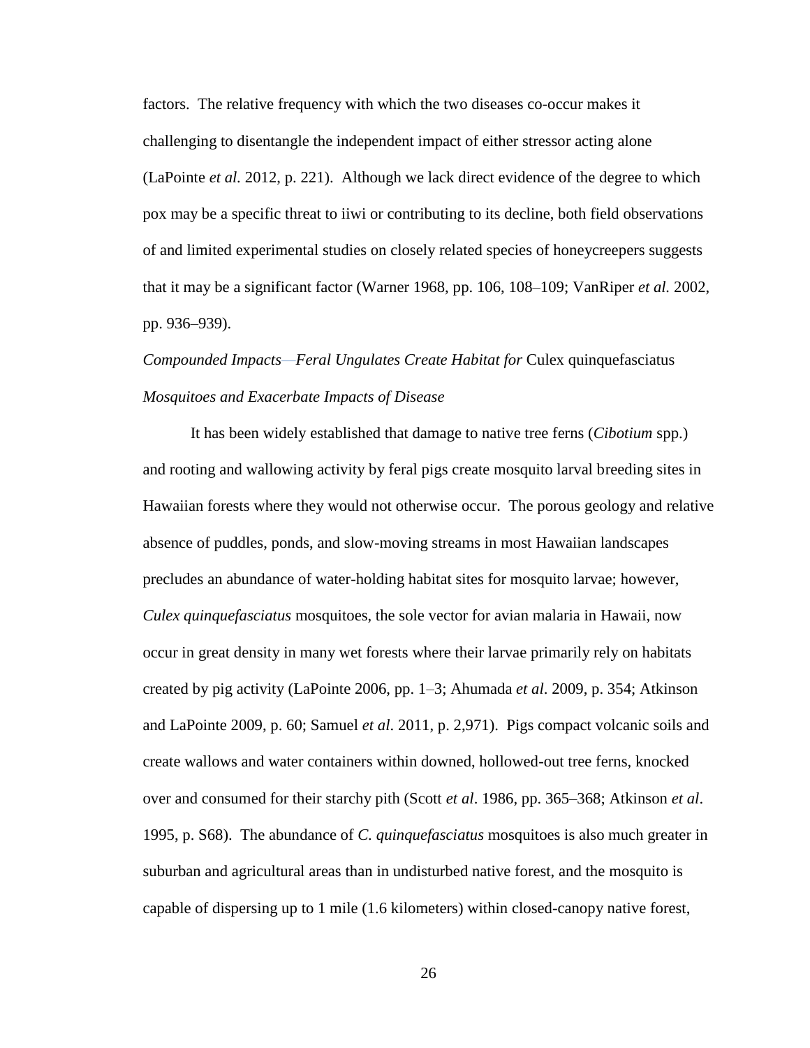factors. The relative frequency with which the two diseases co-occur makes it challenging to disentangle the independent impact of either stressor acting alone (LaPointe *et al.* 2012, p. 221). Although we lack direct evidence of the degree to which pox may be a specific threat to iiwi or contributing to its decline, both field observations of and limited experimental studies on closely related species of honeycreepers suggests that it may be a significant factor (Warner 1968, pp. 106, 108–109; VanRiper *et al.* 2002, pp. 936–939).

*Compounded Impacts—Feral Ungulates Create Habitat for* Culex quinquefasciatus *Mosquitoes and Exacerbate Impacts of Disease*

It has been widely established that damage to native tree ferns (*Cibotium* spp.) and rooting and wallowing activity by feral pigs create mosquito larval breeding sites in Hawaiian forests where they would not otherwise occur. The porous geology and relative absence of puddles, ponds, and slow-moving streams in most Hawaiian landscapes precludes an abundance of water-holding habitat sites for mosquito larvae; however, *Culex quinquefasciatus* mosquitoes, the sole vector for avian malaria in Hawaii, now occur in great density in many wet forests where their larvae primarily rely on habitats created by pig activity (LaPointe 2006, pp. 1–3; Ahumada *et al*. 2009, p. 354; Atkinson and LaPointe 2009, p. 60; Samuel *et al*. 2011, p. 2,971). Pigs compact volcanic soils and create wallows and water containers within downed, hollowed-out tree ferns, knocked over and consumed for their starchy pith (Scott *et al*. 1986, pp. 365–368; Atkinson *et al*. 1995, p. S68). The abundance of *C. quinquefasciatus* mosquitoes is also much greater in suburban and agricultural areas than in undisturbed native forest, and the mosquito is capable of dispersing up to 1 mile (1.6 kilometers) within closed-canopy native forest,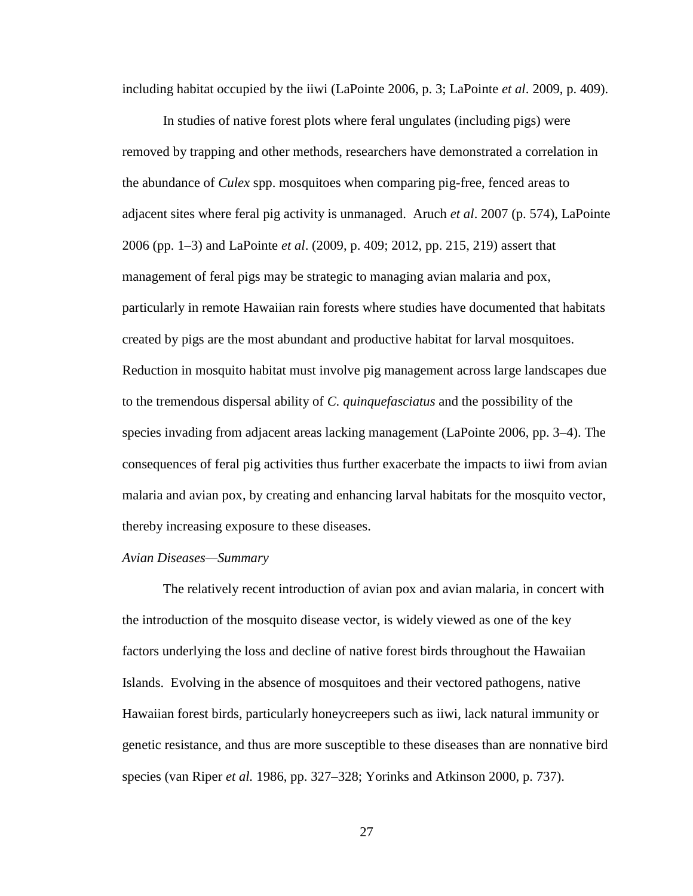including habitat occupied by the iiwi (LaPointe 2006, p. 3; LaPointe *et al*. 2009, p. 409).

In studies of native forest plots where feral ungulates (including pigs) were removed by trapping and other methods, researchers have demonstrated a correlation in the abundance of *Culex* spp. mosquitoes when comparing pig-free, fenced areas to adjacent sites where feral pig activity is unmanaged. Aruch *et al*. 2007 (p. 574), LaPointe 2006 (pp. 1–3) and LaPointe *et al*. (2009, p. 409; 2012, pp. 215, 219) assert that management of feral pigs may be strategic to managing avian malaria and pox, particularly in remote Hawaiian rain forests where studies have documented that habitats created by pigs are the most abundant and productive habitat for larval mosquitoes. Reduction in mosquito habitat must involve pig management across large landscapes due to the tremendous dispersal ability of *C. quinquefasciatus* and the possibility of the species invading from adjacent areas lacking management (LaPointe 2006, pp. 3–4). The consequences of feral pig activities thus further exacerbate the impacts to iiwi from avian malaria and avian pox, by creating and enhancing larval habitats for the mosquito vector, thereby increasing exposure to these diseases.

*Avian Diseases—Summary*

The relatively recent introduction of avian pox and avian malaria, in concert with the introduction of the mosquito disease vector, is widely viewed as one of the key factors underlying the loss and decline of native forest birds throughout the Hawaiian Islands. Evolving in the absence of mosquitoes and their vectored pathogens, native Hawaiian forest birds, particularly honeycreepers such as iiwi, lack natural immunity or genetic resistance, and thus are more susceptible to these diseases than are nonnative bird species (van Riper *et al.* 1986, pp. 327–328; Yorinks and Atkinson 2000, p. 737).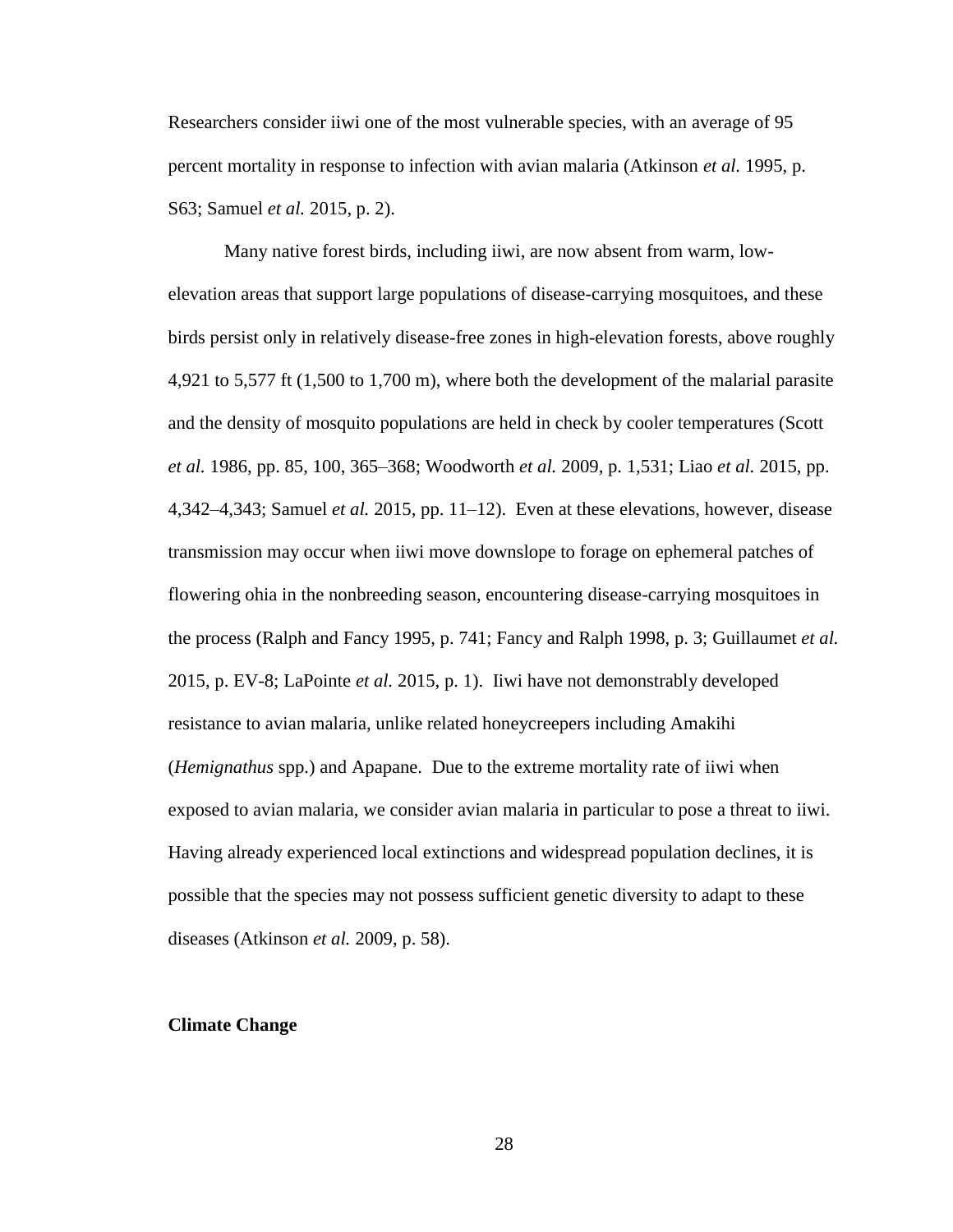Researchers consider iiwi one of the most vulnerable species, with an average of 95 percent mortality in response to infection with avian malaria (Atkinson *et al.* 1995, p. S63; Samuel *et al.* 2015, p. 2).

Many native forest birds, including iiwi, are now absent from warm, low-elevation areas that support large populations of disease-carrying mosquitoes, and these birds persist only in relatively disease-free zones in high-elevation forests, above roughly 4,921 to 5,577 ft (1,500 to 1,700 m), where both the development of the malarial parasite and the density of mosquito populations are held in check by cooler temperatures (Scott *et al.* 1986, pp. 85, 100, 365–368; Woodworth *et al.* 2009, p. 1,531; Liao *et al.* 2015, pp. 4,342–4,343; Samuel *et al.* 2015, pp. 11–12). Even at these elevations, however, disease transmission may occur when iiwi move downslope to forage on ephemeral patches of flowering ohia in the nonbreeding season, encountering disease-carrying mosquitoes in the process (Ralph and Fancy 1995, p. 741; Fancy and Ralph 1998, p. 3; Guillaumet *et al.* 2015, p. EV-8; LaPointe *et al.* 2015, p. 1). Iiwi have not demonstrably developed resistance to avian malaria, unlike related honeycreepers including Amakihi (*Hemignathus* spp.) and Apapane. Due to the extreme mortality rate of iiwi when exposed to avian malaria, we consider avian malaria in particular to pose a threat to iiwi. Having already experienced local extinctions and widespread population declines, it is possible that the species may not possess sufficient genetic diversity to adapt to these diseases (Atkinson *et al.* 2009, p. 58).

**Climate Change**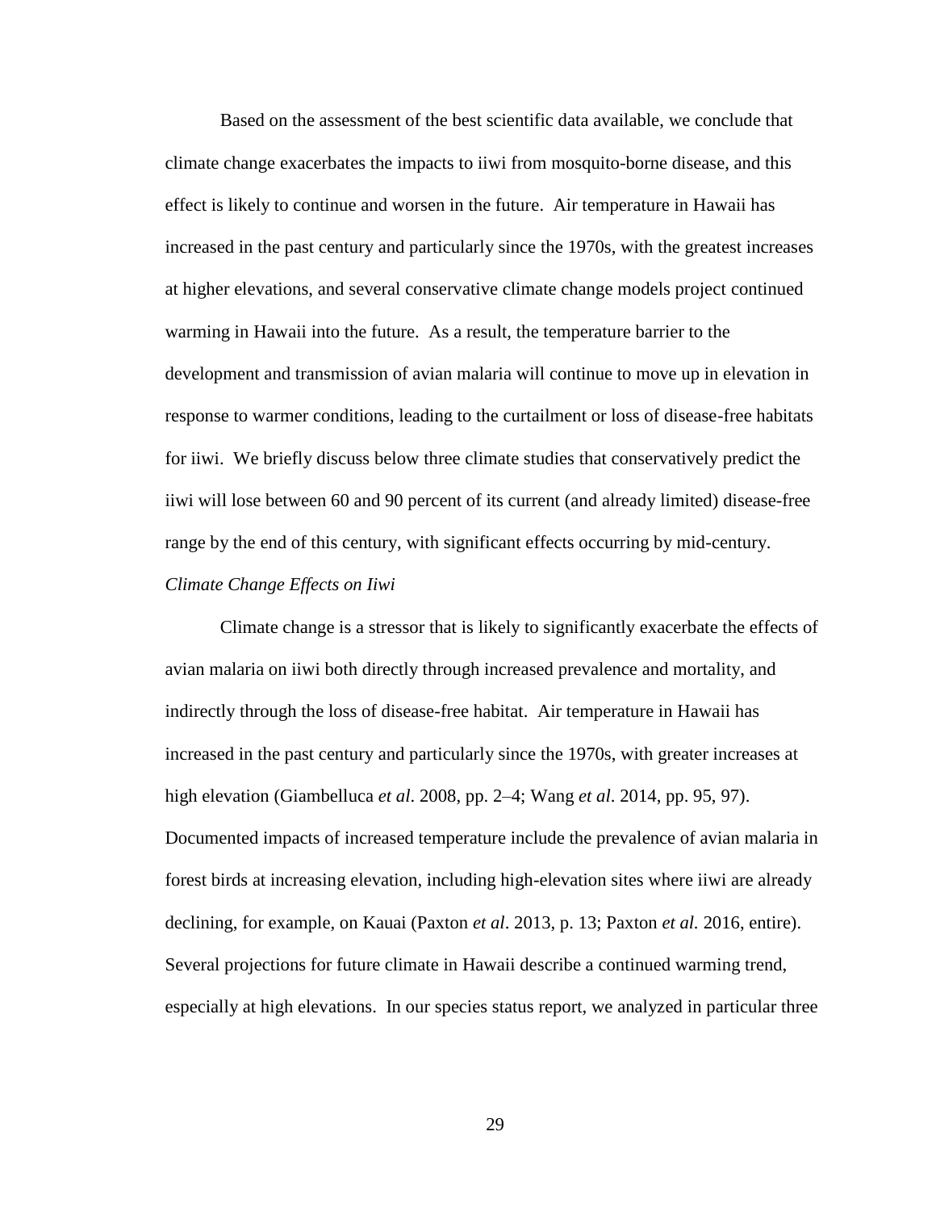Based on the assessment of the best scientific data available, we conclude that climate change exacerbates the impacts to iiwi from mosquito-borne disease, and this effect is likely to continue and worsen in the future. Air temperature in Hawaii has increased in the past century and particularly since the 1970s, with the greatest increases at higher elevations, and several conservative climate change models project continued warming in Hawaii into the future. As a result, the temperature barrier to the development and transmission of avian malaria will continue to move up in elevation in response to warmer conditions, leading to the curtailment or loss of disease-free habitats for iiwi. We briefly discuss below three climate studies that conservatively predict the iiwi will lose between 60 and 90 percent of its current (and already limited) disease-free range by the end of this century, with significant effects occurring by mid-century.

*Climate Change Effects on Iiwi*

Climate change is a stressor that is likely to significantly exacerbate the effects of avian malaria on iiwi both directly through increased prevalence and mortality, and indirectly through the loss of disease-free habitat. Air temperature in Hawaii has increased in the past century and particularly since the 1970s, with greater increases at high elevation (Giambelluca *et al*. 2008, pp. 2–4; Wang *et al*. 2014, pp. 95, 97). Documented impacts of increased temperature include the prevalence of avian malaria in forest birds at increasing elevation, including high-elevation sites where iiwi are already declining, for example, on Kauai (Paxton *et al*. 2013, p. 13; Paxton *et al.* 2016, entire). Several projections for future climate in Hawaii describe a continued warming trend, especially at high elevations. In our species status report, we analyzed in particular three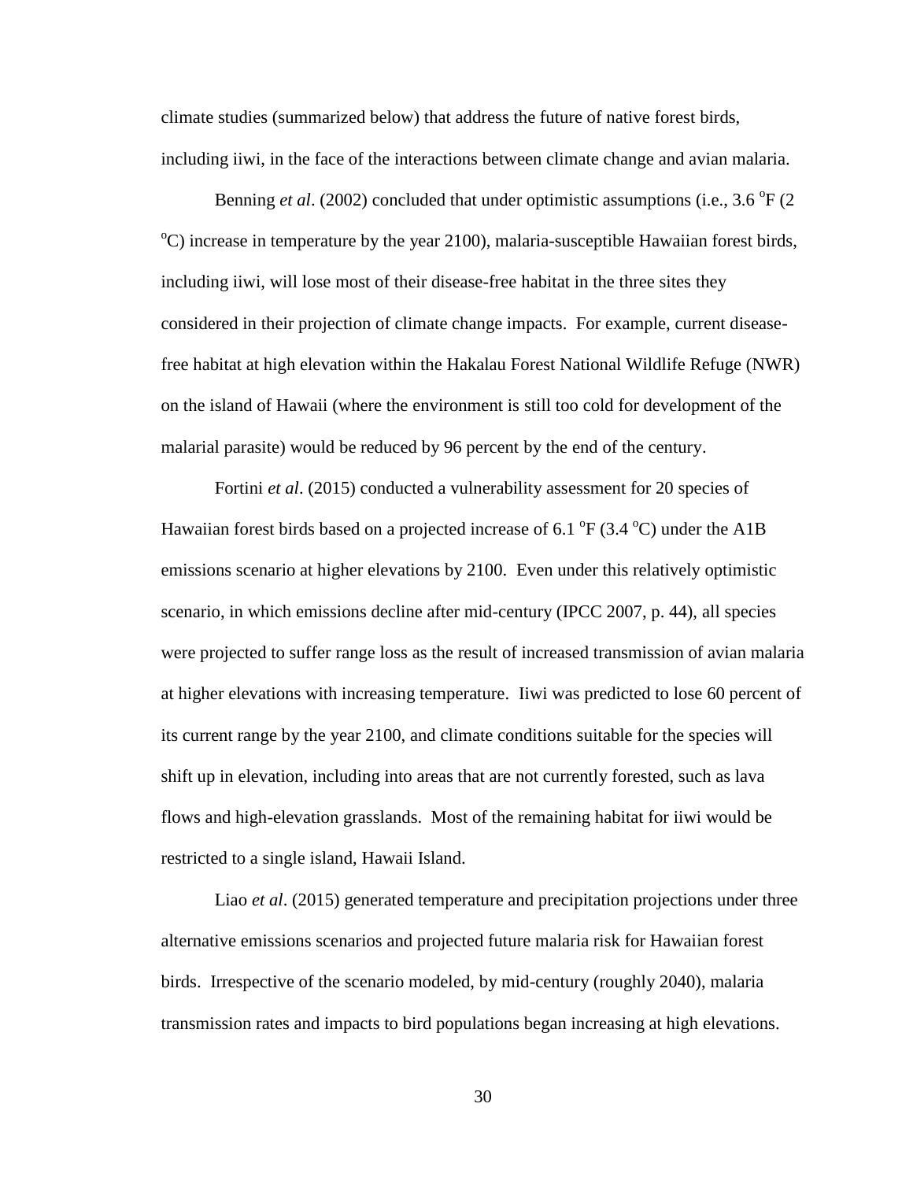climate studies (summarized below) that address the future of native forest birds, including iiwi, in the face of the interactions between climate change and avian malaria.

Benning *et al*. (2002) concluded that under optimistic assumptions (i.e., 3.6 $^{o}$F (2 $^{o}$C) increase in temperature by the year 2100), malaria-susceptible Hawaiian forest birds, including iiwi, will lose most of their disease-free habitat in the three sites they considered in their projection of climate change impacts. For example, current disease-free habitat at high elevation within the Hakalau Forest National Wildlife Refuge (NWR) on the island of Hawaii (where the environment is still too cold for development of the malarial parasite) would be reduced by 96 percent by the end of the century.

Fortini *et al*. (2015) conducted a vulnerability assessment for 20 species of Hawaiian forest birds based on a projected increase of 6.1 $^{o}$F (3.4 $^{o}$C) under the A1B emissions scenario at higher elevations by 2100. Even under this relatively optimistic scenario, in which emissions decline after mid-century (IPCC 2007, p. 44), all species were projected to suffer range loss as the result of increased transmission of avian malaria at higher elevations with increasing temperature. Iiwi was predicted to lose 60 percent of its current range by the year 2100, and climate conditions suitable for the species will shift up in elevation, including into areas that are not currently forested, such as lava flows and high-elevation grasslands. Most of the remaining habitat for iiwi would be restricted to a single island, Hawaii Island.

Liao *et al*. (2015) generated temperature and precipitation projections under three alternative emissions scenarios and projected future malaria risk for Hawaiian forest birds. Irrespective of the scenario modeled, by mid-century (roughly 2040), malaria transmission rates and impacts to bird populations began increasing at high elevations.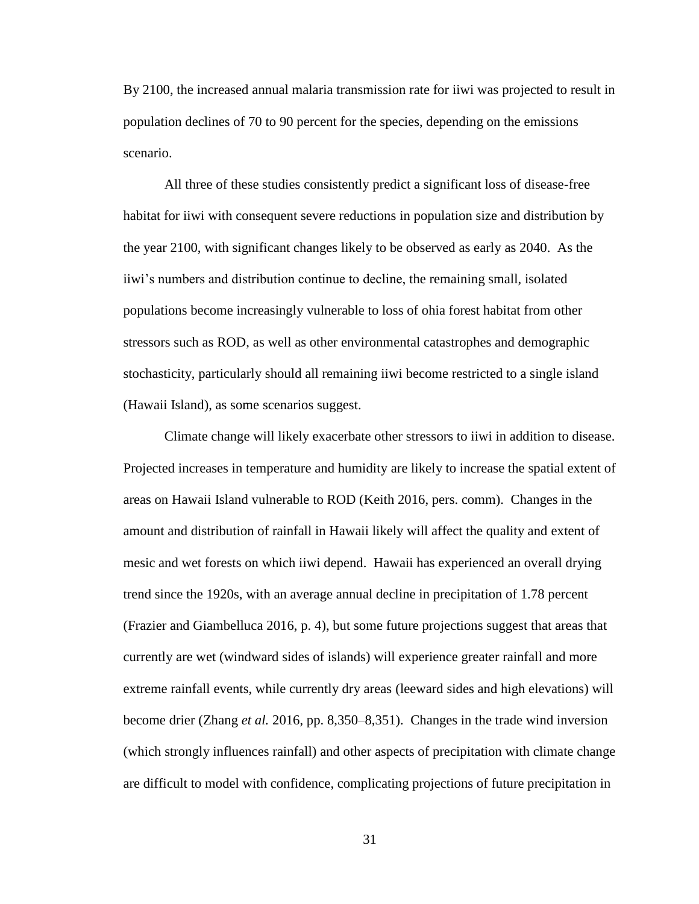By 2100, the increased annual malaria transmission rate for iiwi was projected to result in population declines of 70 to 90 percent for the species, depending on the emissions scenario.

All three of these studies consistently predict a significant loss of disease-free habitat for iiwi with consequent severe reductions in population size and distribution by the year 2100, with significant changes likely to be observed as early as 2040. As the iiwi's numbers and distribution continue to decline, the remaining small, isolated populations become increasingly vulnerable to loss of ohia forest habitat from other stressors such as ROD, as well as other environmental catastrophes and demographic stochasticity, particularly should all remaining iiwi become restricted to a single island (Hawaii Island), as some scenarios suggest.

Climate change will likely exacerbate other stressors to iiwi in addition to disease. Projected increases in temperature and humidity are likely to increase the spatial extent of areas on Hawaii Island vulnerable to ROD (Keith 2016, pers. comm). Changes in the amount and distribution of rainfall in Hawaii likely will affect the quality and extent of mesic and wet forests on which iiwi depend. Hawaii has experienced an overall drying trend since the 1920s, with an average annual decline in precipitation of 1.78 percent (Frazier and Giambelluca 2016, p. 4), but some future projections suggest that areas that currently are wet (windward sides of islands) will experience greater rainfall and more extreme rainfall events, while currently dry areas (leeward sides and high elevations) will become drier (Zhang *et al.* 2016, pp. 8,350–8,351). Changes in the trade wind inversion (which strongly influences rainfall) and other aspects of precipitation with climate change are difficult to model with confidence, complicating projections of future precipitation in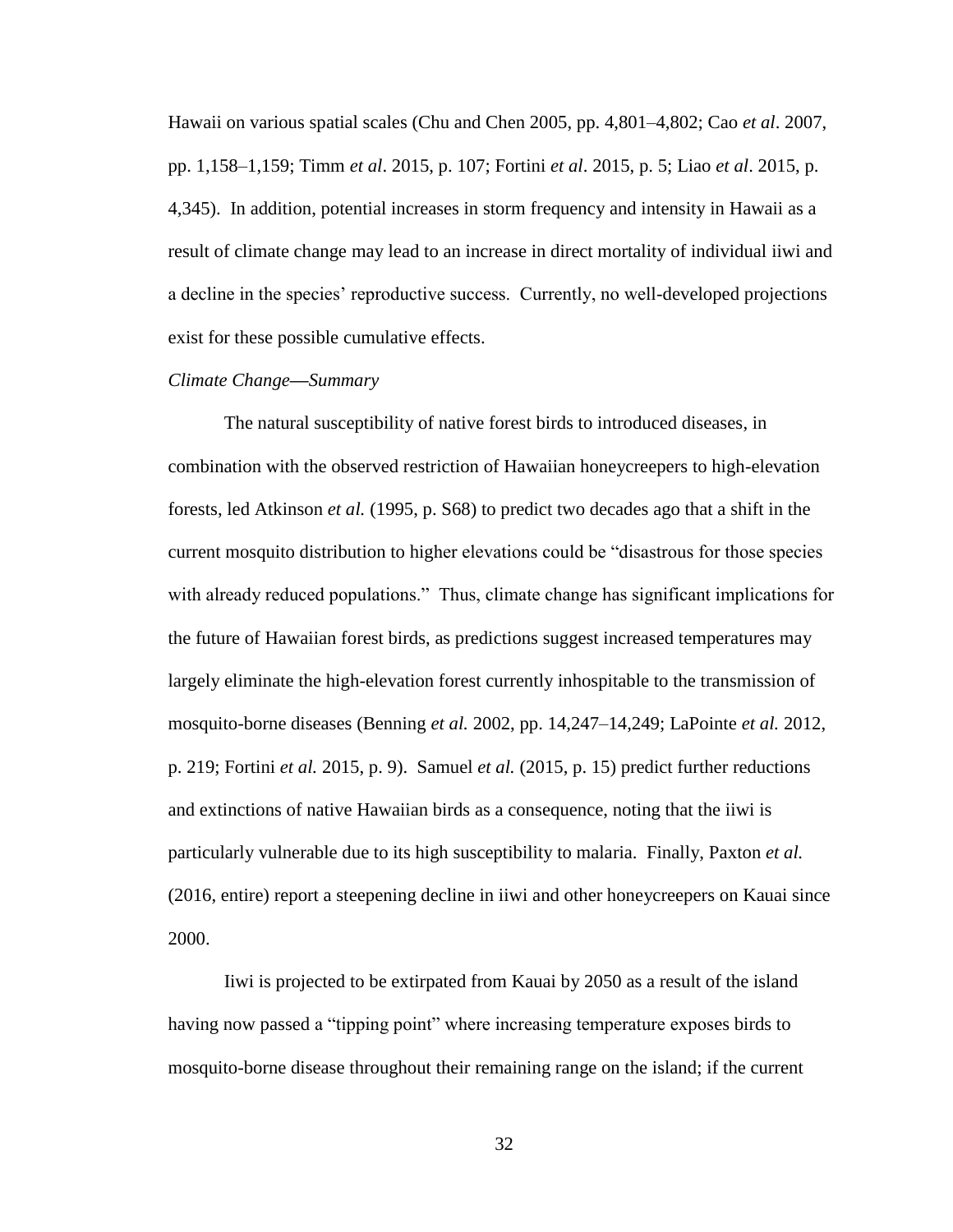Hawaii on various spatial scales (Chu and Chen 2005, pp. 4,801–4,802; Cao *et al*. 2007, pp. 1,158–1,159; Timm *et al*. 2015, p. 107; Fortini *et al*. 2015, p. 5; Liao *et al*. 2015, p. 4,345). In addition, potential increases in storm frequency and intensity in Hawaii as a result of climate change may lead to an increase in direct mortality of individual iiwi and a decline in the species' reproductive success. Currently, no well-developed projections exist for these possible cumulative effects.

*Climate Change—Summary*

The natural susceptibility of native forest birds to introduced diseases, in combination with the observed restriction of Hawaiian honeycreepers to high-elevation forests, led Atkinson *et al.* (1995, p. S68) to predict two decades ago that a shift in the current mosquito distribution to higher elevations could be "disastrous for those species with already reduced populations." Thus, climate change has significant implications for the future of Hawaiian forest birds, as predictions suggest increased temperatures may largely eliminate the high-elevation forest currently inhospitable to the transmission of mosquito-borne diseases (Benning *et al.* 2002, pp. 14,247–14,249; LaPointe *et al.* 2012, p. 219; Fortini *et al.* 2015, p. 9). Samuel *et al.* (2015, p. 15) predict further reductions and extinctions of native Hawaiian birds as a consequence, noting that the iiwi is particularly vulnerable due to its high susceptibility to malaria. Finally, Paxton *et al.* (2016, entire) report a steepening decline in iiwi and other honeycreepers on Kauai since 2000.

Iiwi is projected to be extirpated from Kauai by 2050 as a result of the island having now passed a "tipping point" where increasing temperature exposes birds to mosquito-borne disease throughout their remaining range on the island; if the current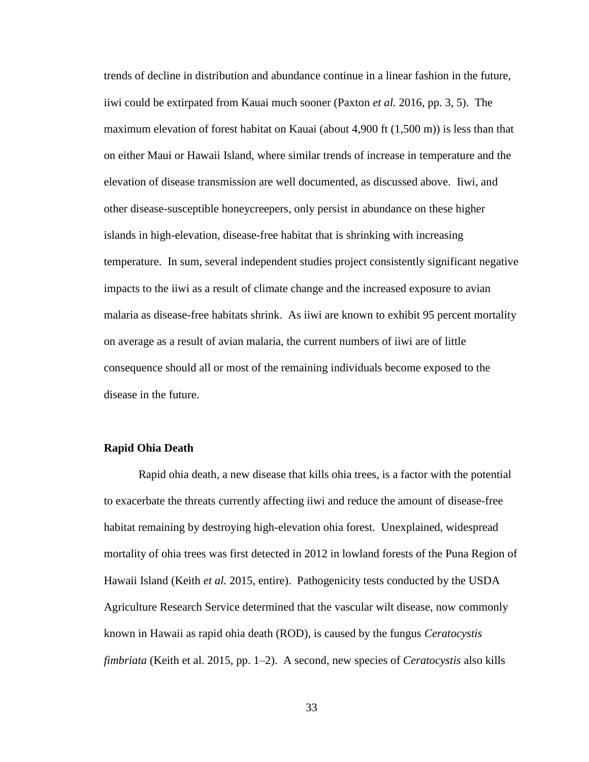trends of decline in distribution and abundance continue in a linear fashion in the future, iiwi could be extirpated from Kauai much sooner (Paxton *et al.* 2016, pp. 3, 5). The maximum elevation of forest habitat on Kauai (about 4,900 ft (1,500 m)) is less than that on either Maui or Hawaii Island, where similar trends of increase in temperature and the elevation of disease transmission are well documented, as discussed above. Iiwi, and other disease-susceptible honeycreepers, only persist in abundance on these higher islands in high-elevation, disease-free habitat that is shrinking with increasing temperature. In sum, several independent studies project consistently significant negative impacts to the iiwi as a result of climate change and the increased exposure to avian malaria as disease-free habitats shrink. As iiwi are known to exhibit 95 percent mortality on average as a result of avian malaria, the current numbers of iiwi are of little consequence should all or most of the remaining individuals become exposed to the disease in the future.

**Rapid Ohia Death**

Rapid ohia death, a new disease that kills ohia trees, is a factor with the potential to exacerbate the threats currently affecting iiwi and reduce the amount of disease-free habitat remaining by destroying high-elevation ohia forest. Unexplained, widespread mortality of ohia trees was first detected in 2012 in lowland forests of the Puna Region of Hawaii Island (Keith *et al.* 2015, entire). Pathogenicity tests conducted by the USDA Agriculture Research Service determined that the vascular wilt disease, now commonly known in Hawaii as rapid ohia death (ROD), is caused by the fungus *Ceratocystis fimbriata* (Keith et al. 2015, pp. 1–2). A second, new species of *Ceratocystis* also kills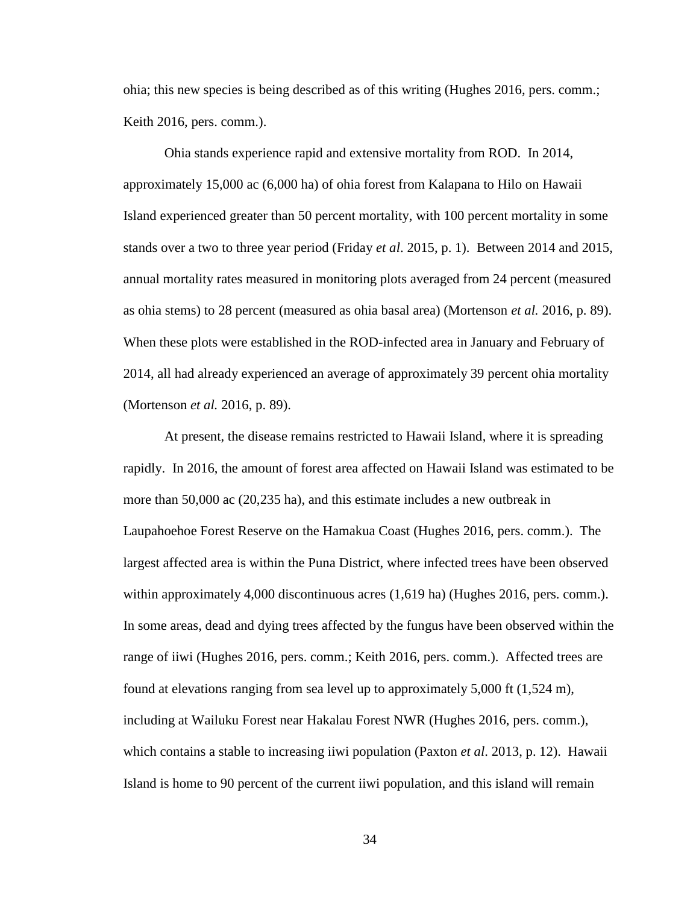ohia; this new species is being described as of this writing (Hughes 2016, pers. comm.; Keith 2016, pers. comm.).

Ohia stands experience rapid and extensive mortality from ROD. In 2014, approximately 15,000 ac (6,000 ha) of ohia forest from Kalapana to Hilo on Hawaii Island experienced greater than 50 percent mortality, with 100 percent mortality in some stands over a two to three year period (Friday *et al*. 2015, p. 1). Between 2014 and 2015, annual mortality rates measured in monitoring plots averaged from 24 percent (measured as ohia stems) to 28 percent (measured as ohia basal area) (Mortenson *et al.* 2016, p. 89). When these plots were established in the ROD-infected area in January and February of 2014, all had already experienced an average of approximately 39 percent ohia mortality (Mortenson *et al.* 2016, p. 89).

At present, the disease remains restricted to Hawaii Island, where it is spreading rapidly. In 2016, the amount of forest area affected on Hawaii Island was estimated to be more than 50,000 ac (20,235 ha), and this estimate includes a new outbreak in Laupahoehoe Forest Reserve on the Hamakua Coast (Hughes 2016, pers. comm.). The largest affected area is within the Puna District, where infected trees have been observed within approximately 4,000 discontinuous acres (1,619 ha) (Hughes 2016, pers. comm.). In some areas, dead and dying trees affected by the fungus have been observed within the range of iiwi (Hughes 2016, pers. comm.; Keith 2016, pers. comm.). Affected trees are found at elevations ranging from sea level up to approximately 5,000 ft (1,524 m), including at Wailuku Forest near Hakalau Forest NWR (Hughes 2016, pers. comm.), which contains a stable to increasing iiwi population (Paxton *et al*. 2013, p. 12). Hawaii Island is home to 90 percent of the current iiwi population, and this island will remain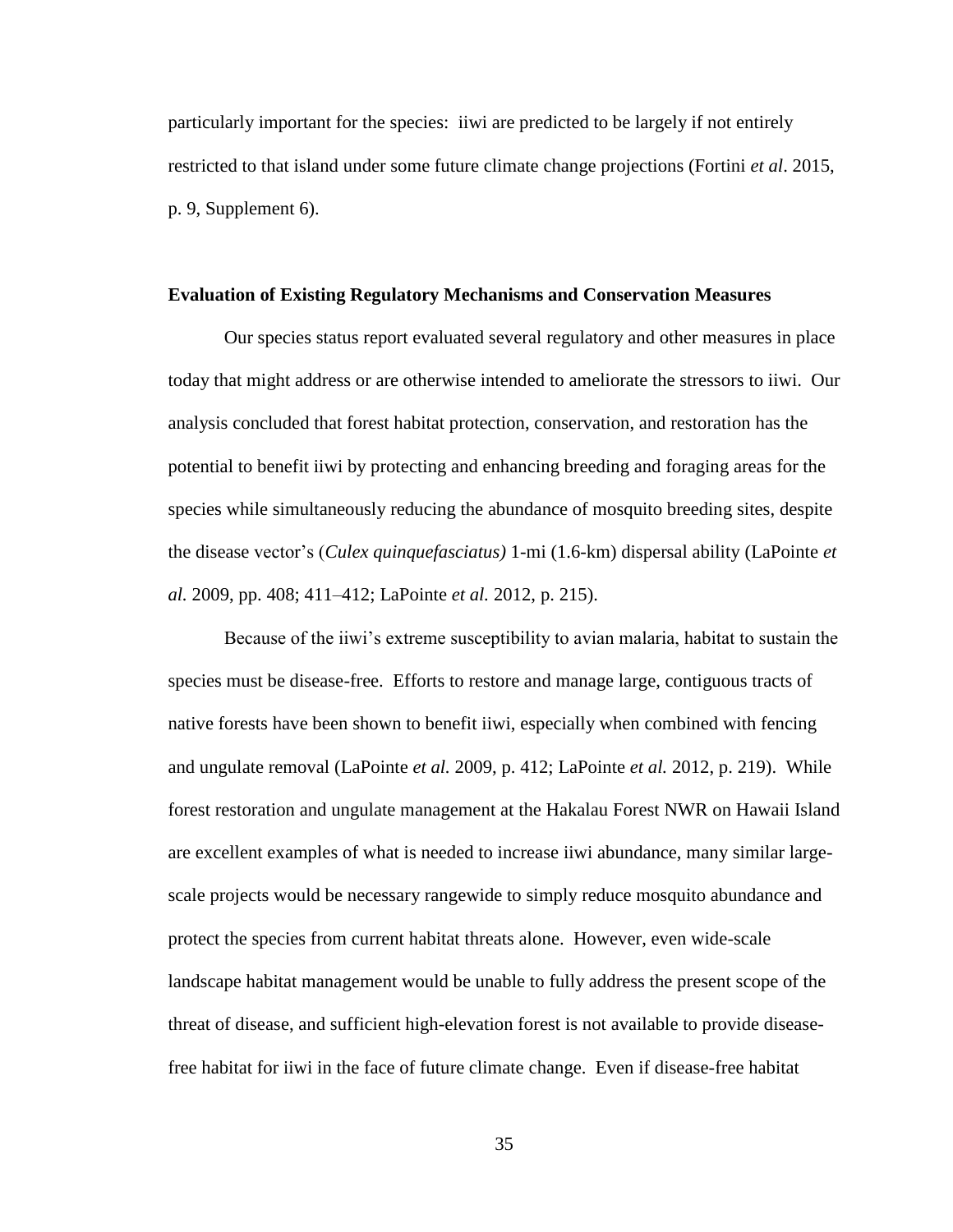particularly important for the species: iiwi are predicted to be largely if not entirely restricted to that island under some future climate change projections (Fortini *et al*. 2015, p. 9, Supplement 6).

**Evaluation of Existing Regulatory Mechanisms and Conservation Measures**

Our species status report evaluated several regulatory and other measures in place today that might address or are otherwise intended to ameliorate the stressors to iiwi. Our analysis concluded that forest habitat protection, conservation, and restoration has the potential to benefit iiwi by protecting and enhancing breeding and foraging areas for the species while simultaneously reducing the abundance of mosquito breeding sites, despite the disease vector's (*Culex quinquefasciatus)* 1-mi (1.6-km) dispersal ability (LaPointe *et al.* 2009, pp. 408; 411–412; LaPointe *et al.* 2012, p. 215).

Because of the iiwi's extreme susceptibility to avian malaria, habitat to sustain the species must be disease-free. Efforts to restore and manage large, contiguous tracts of native forests have been shown to benefit iiwi, especially when combined with fencing and ungulate removal (LaPointe *et al.* 2009, p. 412; LaPointe *et al.* 2012, p. 219). While forest restoration and ungulate management at the Hakalau Forest NWR on Hawaii Island are excellent examples of what is needed to increase iiwi abundance, many similar large-scale projects would be necessary rangewide to simply reduce mosquito abundance and protect the species from current habitat threats alone. However, even wide-scale landscape habitat management would be unable to fully address the present scope of the threat of disease, and sufficient high-elevation forest is not available to provide disease-free habitat for iiwi in the face of future climate change. Even if disease-free habitat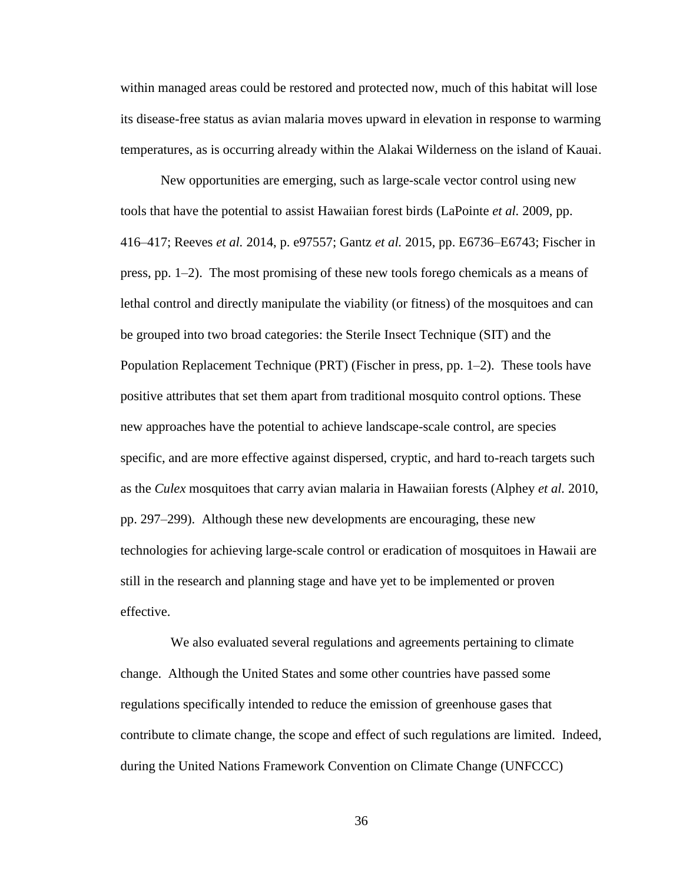within managed areas could be restored and protected now, much of this habitat will lose its disease-free status as avian malaria moves upward in elevation in response to warming temperatures, as is occurring already within the Alakai Wilderness on the island of Kauai.

New opportunities are emerging, such as large-scale vector control using new tools that have the potential to assist Hawaiian forest birds (LaPointe *et al.* 2009, pp. 416–417; Reeves *et al.* 2014, p. e97557; Gantz *et al.* 2015, pp. E6736–E6743; Fischer in press, pp. 1–2). The most promising of these new tools forego chemicals as a means of lethal control and directly manipulate the viability (or fitness) of the mosquitoes and can be grouped into two broad categories: the Sterile Insect Technique (SIT) and the Population Replacement Technique (PRT) (Fischer in press, pp. 1–2). These tools have positive attributes that set them apart from traditional mosquito control options. These new approaches have the potential to achieve landscape-scale control, are species specific, and are more effective against dispersed, cryptic, and hard to-reach targets such as the *Culex* mosquitoes that carry avian malaria in Hawaiian forests (Alphey *et al.* 2010, pp. 297–299). Although these new developments are encouraging, these new technologies for achieving large-scale control or eradication of mosquitoes in Hawaii are still in the research and planning stage and have yet to be implemented or proven effective.

We also evaluated several regulations and agreements pertaining to climate change. Although the United States and some other countries have passed some regulations specifically intended to reduce the emission of greenhouse gases that contribute to climate change, the scope and effect of such regulations are limited. Indeed, during the United Nations Framework Convention on Climate Change (UNFCCC)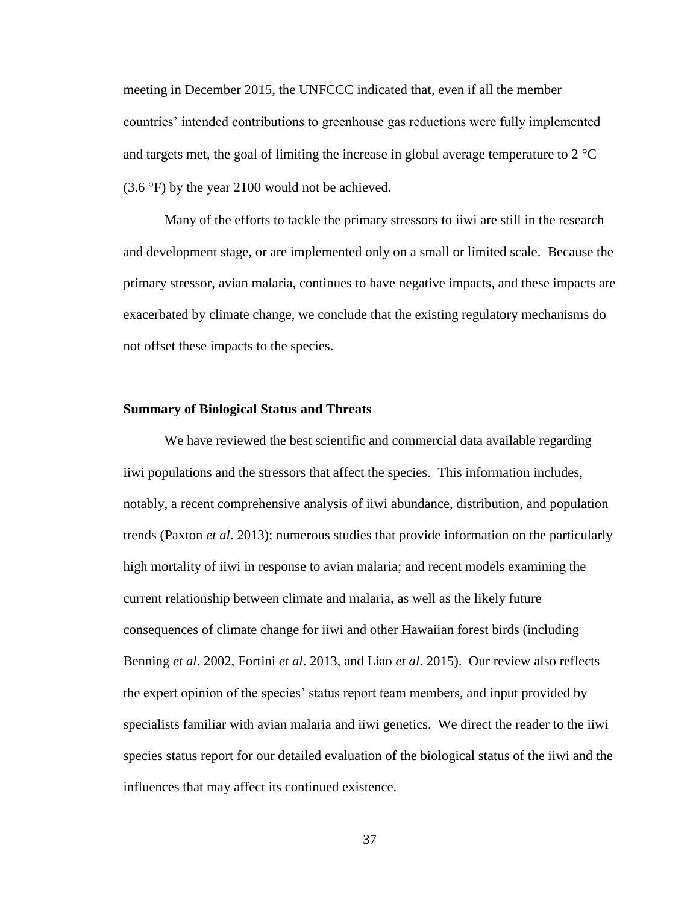meeting in December 2015, the UNFCCC indicated that, even if all the member countries' intended contributions to greenhouse gas reductions were fully implemented and targets met, the goal of limiting the increase in global average temperature to 2 °C (3.6 °F) by the year 2100 would not be achieved.

Many of the efforts to tackle the primary stressors to iiwi are still in the research and development stage, or are implemented only on a small or limited scale. Because the primary stressor, avian malaria, continues to have negative impacts, and these impacts are exacerbated by climate change, we conclude that the existing regulatory mechanisms do not offset these impacts to the species.

**Summary of Biological Status and Threats**

We have reviewed the best scientific and commercial data available regarding iiwi populations and the stressors that affect the species. This information includes, notably, a recent comprehensive analysis of iiwi abundance, distribution, and population trends (Paxton *et al*. 2013); numerous studies that provide information on the particularly high mortality of iiwi in response to avian malaria; and recent models examining the current relationship between climate and malaria, as well as the likely future consequences of climate change for iiwi and other Hawaiian forest birds (including Benning *et al*. 2002, Fortini *et al*. 2013, and Liao *et al*. 2015). Our review also reflects the expert opinion of the species' status report team members, and input provided by specialists familiar with avian malaria and iiwi genetics. We direct the reader to the iiwi species status report for our detailed evaluation of the biological status of the iiwi and the influences that may affect its continued existence.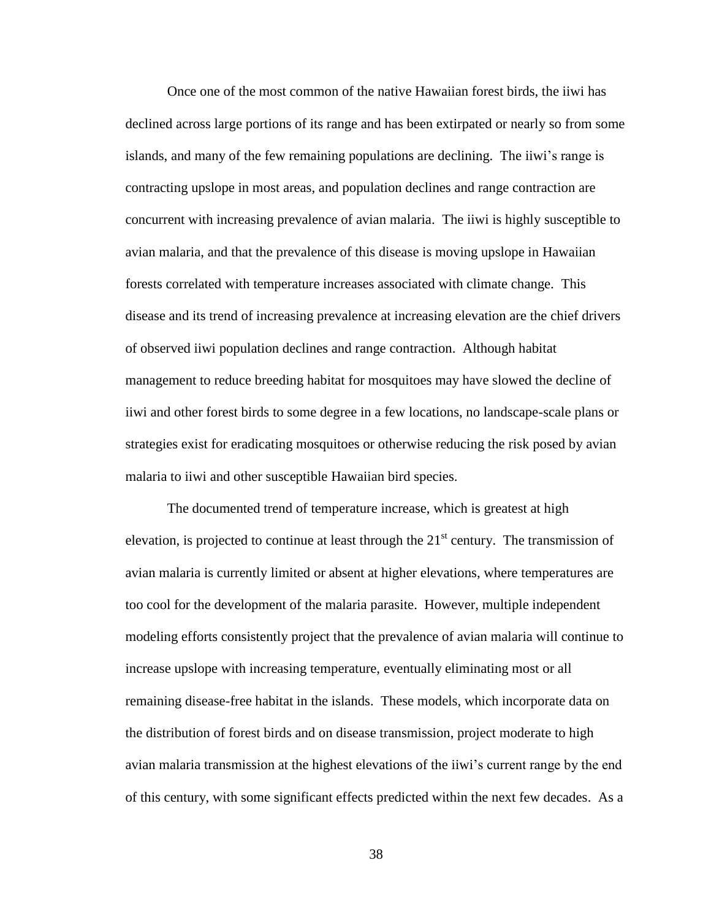Once one of the most common of the native Hawaiian forest birds, the iiwi has declined across large portions of its range and has been extirpated or nearly so from some islands, and many of the few remaining populations are declining. The iiwi's range is contracting upslope in most areas, and population declines and range contraction are concurrent with increasing prevalence of avian malaria. The iiwi is highly susceptible to avian malaria, and that the prevalence of this disease is moving upslope in Hawaiian forests correlated with temperature increases associated with climate change. This disease and its trend of increasing prevalence at increasing elevation are the chief drivers of observed iiwi population declines and range contraction. Although habitat management to reduce breeding habitat for mosquitoes may have slowed the decline of iiwi and other forest birds to some degree in a few locations, no landscape-scale plans or strategies exist for eradicating mosquitoes or otherwise reducing the risk posed by avian malaria to iiwi and other susceptible Hawaiian bird species.

The documented trend of temperature increase, which is greatest at high elevation, is projected to continue at least through the 21st century. The transmission of avian malaria is currently limited or absent at higher elevations, where temperatures are too cool for the development of the malaria parasite. However, multiple independent modeling efforts consistently project that the prevalence of avian malaria will continue to increase upslope with increasing temperature, eventually eliminating most or all remaining disease-free habitat in the islands. These models, which incorporate data on the distribution of forest birds and on disease transmission, project moderate to high avian malaria transmission at the highest elevations of the iiwi's current range by the end of this century, with some significant effects predicted within the next few decades. As a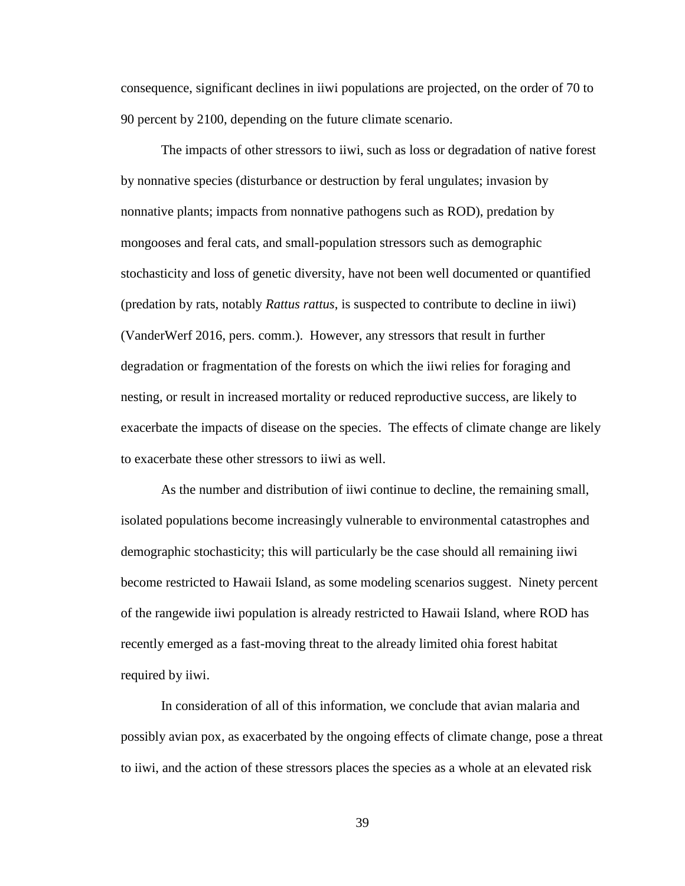consequence, significant declines in iiwi populations are projected, on the order of 70 to 90 percent by 2100, depending on the future climate scenario.

The impacts of other stressors to iiwi, such as loss or degradation of native forest by nonnative species (disturbance or destruction by feral ungulates; invasion by nonnative plants; impacts from nonnative pathogens such as ROD), predation by mongooses and feral cats, and small-population stressors such as demographic stochasticity and loss of genetic diversity, have not been well documented or quantified (predation by rats, notably *Rattus rattus*, is suspected to contribute to decline in iiwi) (VanderWerf 2016, pers. comm.). However, any stressors that result in further degradation or fragmentation of the forests on which the iiwi relies for foraging and nesting, or result in increased mortality or reduced reproductive success, are likely to exacerbate the impacts of disease on the species. The effects of climate change are likely to exacerbate these other stressors to iiwi as well.

As the number and distribution of iiwi continue to decline, the remaining small, isolated populations become increasingly vulnerable to environmental catastrophes and demographic stochasticity; this will particularly be the case should all remaining iiwi become restricted to Hawaii Island, as some modeling scenarios suggest. Ninety percent of the rangewide iiwi population is already restricted to Hawaii Island, where ROD has recently emerged as a fast-moving threat to the already limited ohia forest habitat required by iiwi.

In consideration of all of this information, we conclude that avian malaria and possibly avian pox, as exacerbated by the ongoing effects of climate change, pose a threat to iiwi, and the action of these stressors places the species as a whole at an elevated risk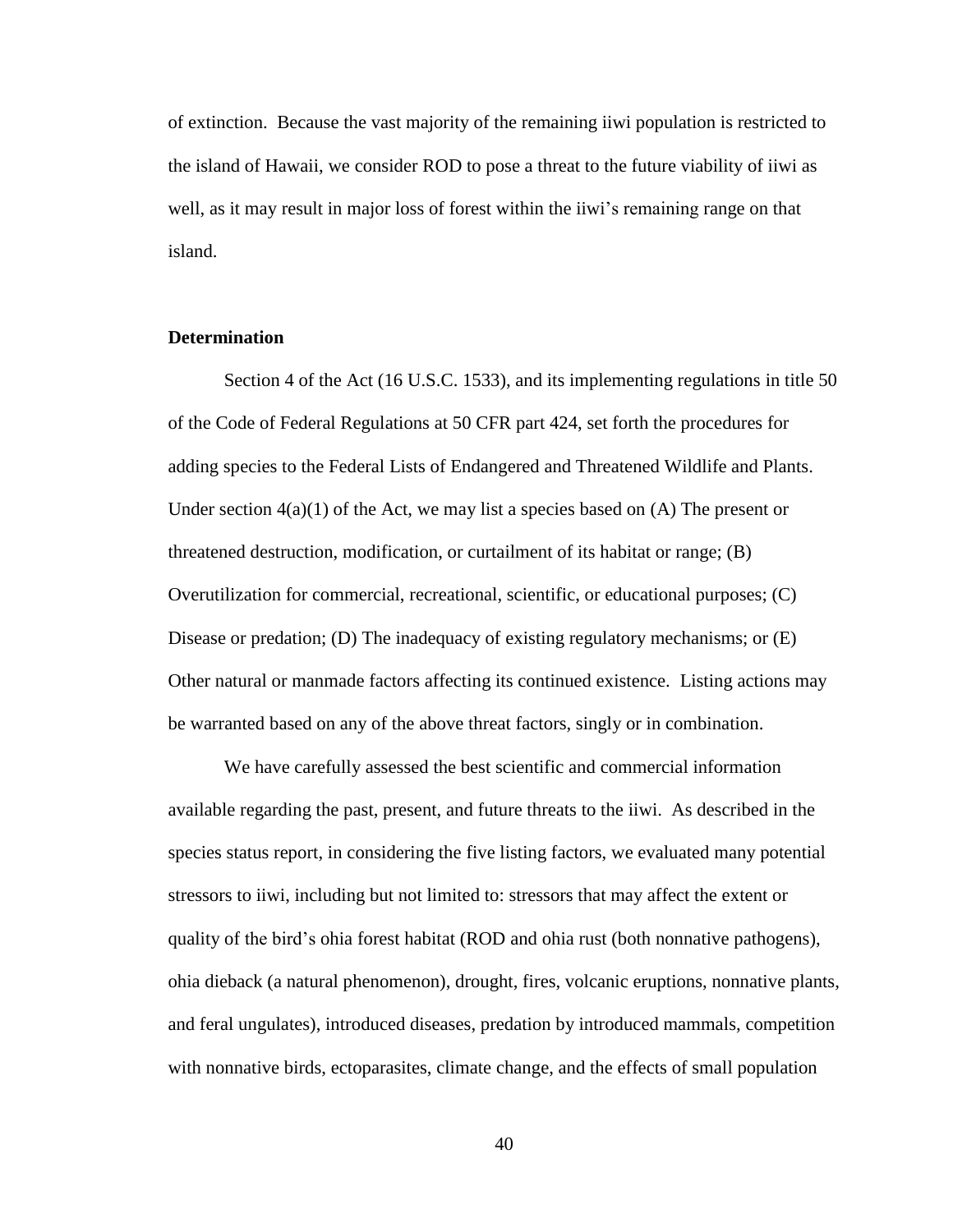of extinction. Because the vast majority of the remaining iiwi population is restricted to the island of Hawaii, we consider ROD to pose a threat to the future viability of iiwi as well, as it may result in major loss of forest within the iiwi's remaining range on that island.

**Determination**

Section 4 of the Act (16 U.S.C. 1533), and its implementing regulations in title 50 of the Code of Federal Regulations at 50 CFR part 424, set forth the procedures for adding species to the Federal Lists of Endangered and Threatened Wildlife and Plants. Under section 4(a)(1) of the Act, we may list a species based on (A) The present or threatened destruction, modification, or curtailment of its habitat or range; (B) Overutilization for commercial, recreational, scientific, or educational purposes; (C) Disease or predation; (D) The inadequacy of existing regulatory mechanisms; or (E) Other natural or manmade factors affecting its continued existence. Listing actions may be warranted based on any of the above threat factors, singly or in combination.

We have carefully assessed the best scientific and commercial information available regarding the past, present, and future threats to the iiwi. As described in the species status report, in considering the five listing factors, we evaluated many potential stressors to iiwi, including but not limited to: stressors that may affect the extent or quality of the bird's ohia forest habitat (ROD and ohia rust (both nonnative pathogens), ohia dieback (a natural phenomenon), drought, fires, volcanic eruptions, nonnative plants, and feral ungulates), introduced diseases, predation by introduced mammals, competition with nonnative birds, ectoparasites, climate change, and the effects of small population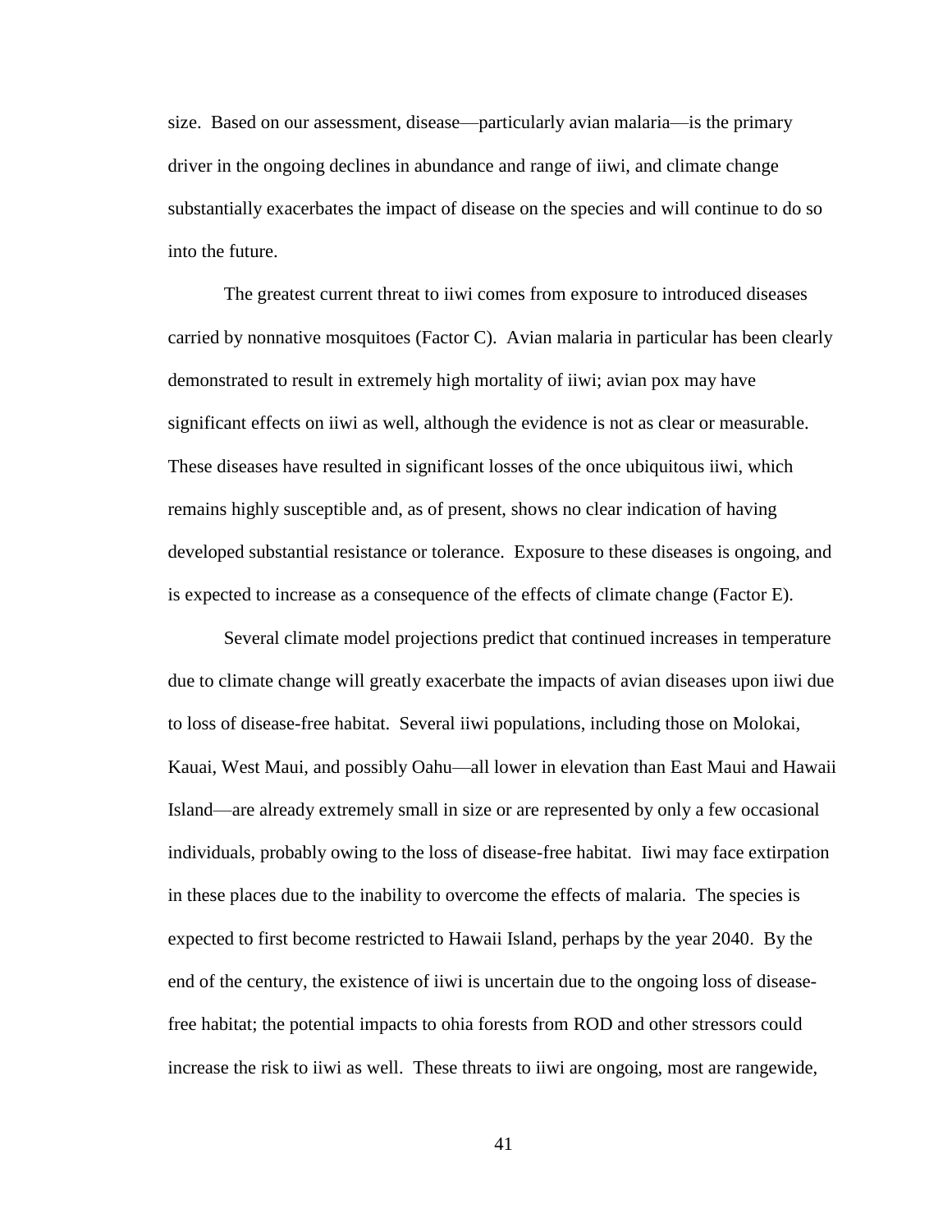size. Based on our assessment, disease—particularly avian malaria—is the primary driver in the ongoing declines in abundance and range of iiwi, and climate change substantially exacerbates the impact of disease on the species and will continue to do so into the future.

The greatest current threat to iiwi comes from exposure to introduced diseases carried by nonnative mosquitoes (Factor C). Avian malaria in particular has been clearly demonstrated to result in extremely high mortality of iiwi; avian pox may have significant effects on iiwi as well, although the evidence is not as clear or measurable. These diseases have resulted in significant losses of the once ubiquitous iiwi, which remains highly susceptible and, as of present, shows no clear indication of having developed substantial resistance or tolerance. Exposure to these diseases is ongoing, and is expected to increase as a consequence of the effects of climate change (Factor E).

Several climate model projections predict that continued increases in temperature due to climate change will greatly exacerbate the impacts of avian diseases upon iiwi due to loss of disease-free habitat. Several iiwi populations, including those on Molokai, Kauai, West Maui, and possibly Oahu—all lower in elevation than East Maui and Hawaii Island—are already extremely small in size or are represented by only a few occasional individuals, probably owing to the loss of disease-free habitat. Iiwi may face extirpation in these places due to the inability to overcome the effects of malaria. The species is expected to first become restricted to Hawaii Island, perhaps by the year 2040. By the end of the century, the existence of iiwi is uncertain due to the ongoing loss of disease-free habitat; the potential impacts to ohia forests from ROD and other stressors could increase the risk to iiwi as well. These threats to iiwi are ongoing, most are rangewide,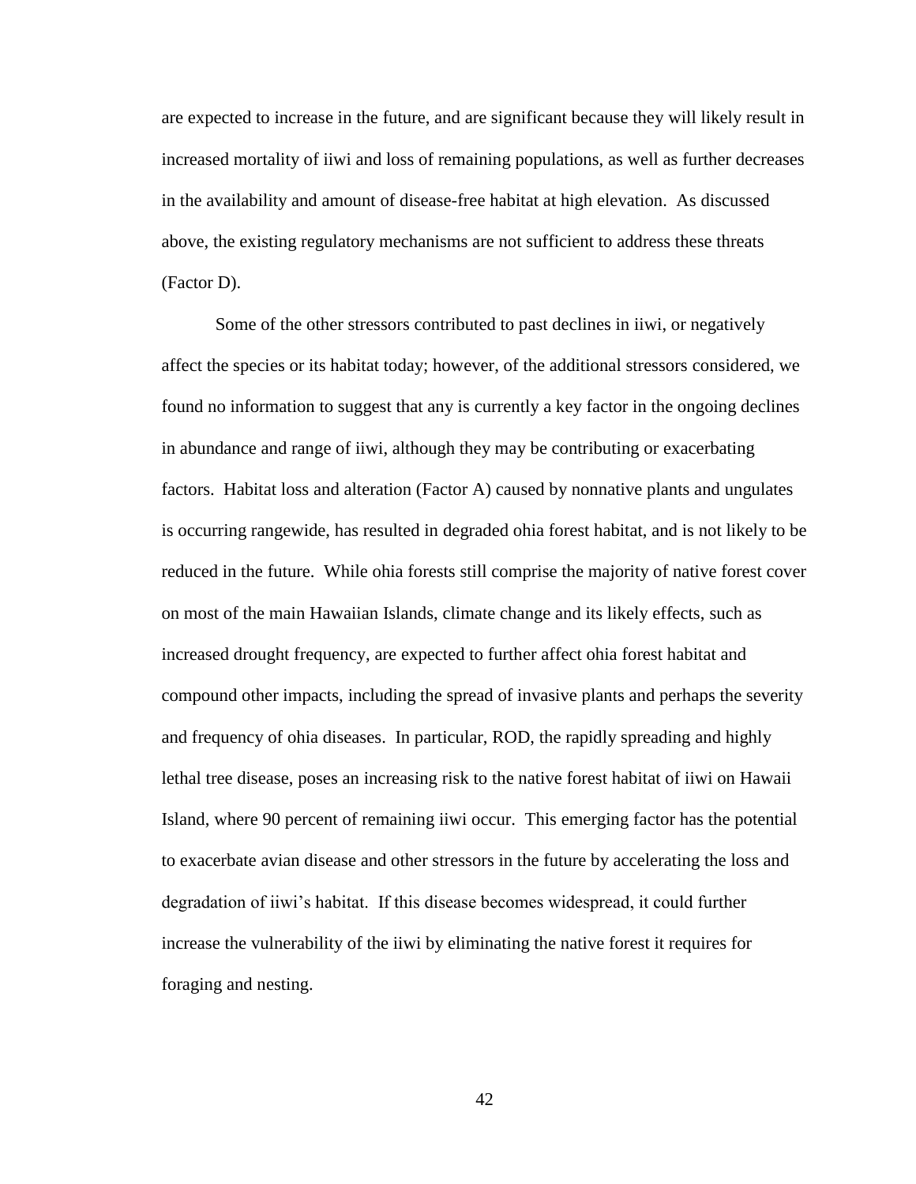are expected to increase in the future, and are significant because they will likely result in increased mortality of iiwi and loss of remaining populations, as well as further decreases in the availability and amount of disease-free habitat at high elevation. As discussed above, the existing regulatory mechanisms are not sufficient to address these threats (Factor D).

Some of the other stressors contributed to past declines in iiwi, or negatively affect the species or its habitat today; however, of the additional stressors considered, we found no information to suggest that any is currently a key factor in the ongoing declines in abundance and range of iiwi, although they may be contributing or exacerbating factors. Habitat loss and alteration (Factor A) caused by nonnative plants and ungulates is occurring rangewide, has resulted in degraded ohia forest habitat, and is not likely to be reduced in the future. While ohia forests still comprise the majority of native forest cover on most of the main Hawaiian Islands, climate change and its likely effects, such as increased drought frequency, are expected to further affect ohia forest habitat and compound other impacts, including the spread of invasive plants and perhaps the severity and frequency of ohia diseases. In particular, ROD, the rapidly spreading and highly lethal tree disease, poses an increasing risk to the native forest habitat of iiwi on Hawaii Island, where 90 percent of remaining iiwi occur. This emerging factor has the potential to exacerbate avian disease and other stressors in the future by accelerating the loss and degradation of iiwi's habitat. If this disease becomes widespread, it could further increase the vulnerability of the iiwi by eliminating the native forest it requires for foraging and nesting.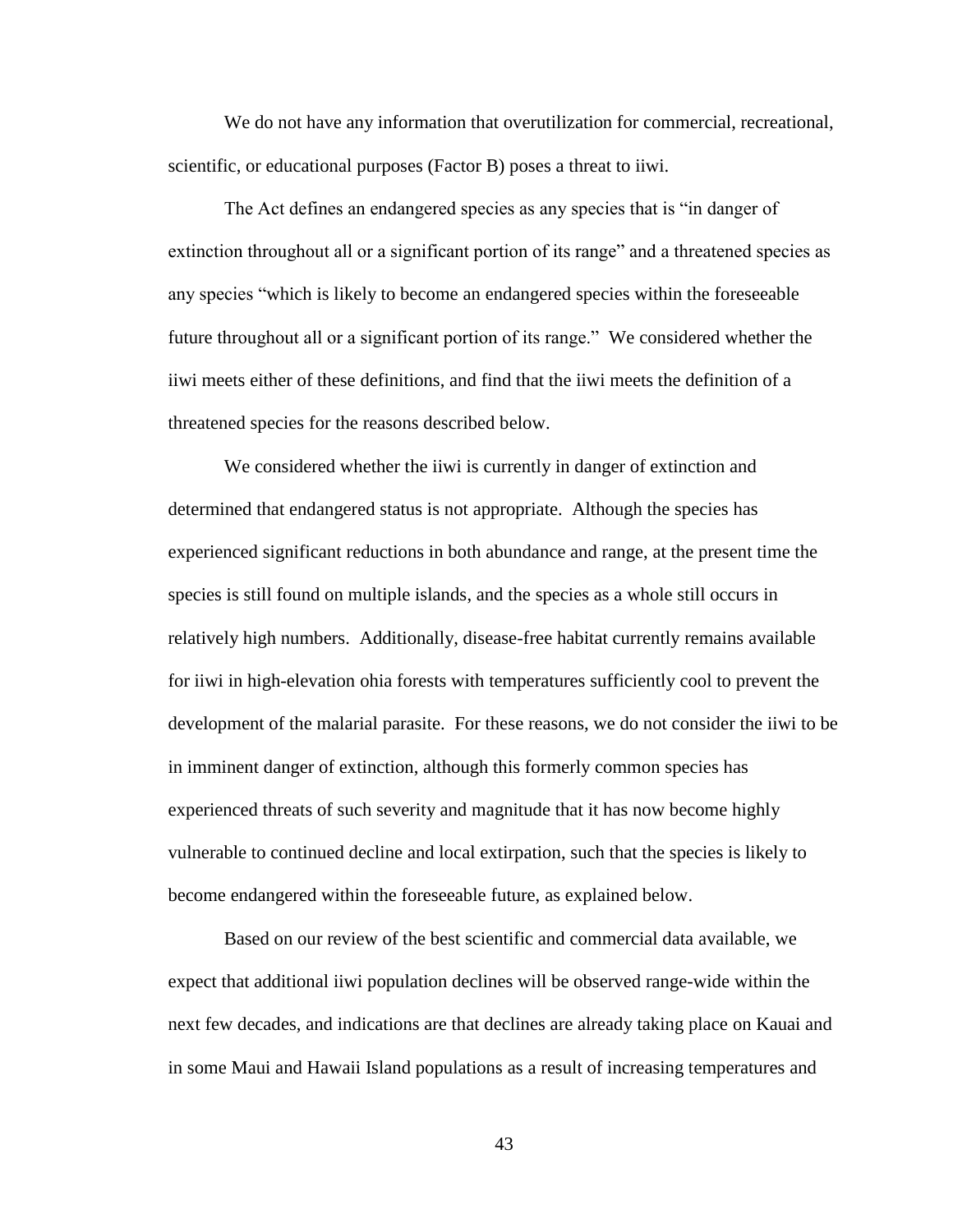We do not have any information that overutilization for commercial, recreational, scientific, or educational purposes (Factor B) poses a threat to iiwi.

The Act defines an endangered species as any species that is "in danger of extinction throughout all or a significant portion of its range" and a threatened species as any species "which is likely to become an endangered species within the foreseeable future throughout all or a significant portion of its range." We considered whether the iiwi meets either of these definitions, and find that the iiwi meets the definition of a threatened species for the reasons described below.

We considered whether the iiwi is currently in danger of extinction and determined that endangered status is not appropriate. Although the species has experienced significant reductions in both abundance and range, at the present time the species is still found on multiple islands, and the species as a whole still occurs in relatively high numbers. Additionally, disease-free habitat currently remains available for iiwi in high-elevation ohia forests with temperatures sufficiently cool to prevent the development of the malarial parasite. For these reasons, we do not consider the iiwi to be in imminent danger of extinction, although this formerly common species has experienced threats of such severity and magnitude that it has now become highly vulnerable to continued decline and local extirpation, such that the species is likely to become endangered within the foreseeable future, as explained below.

Based on our review of the best scientific and commercial data available, we expect that additional iiwi population declines will be observed range-wide within the next few decades, and indications are that declines are already taking place on Kauai and in some Maui and Hawaii Island populations as a result of increasing temperatures and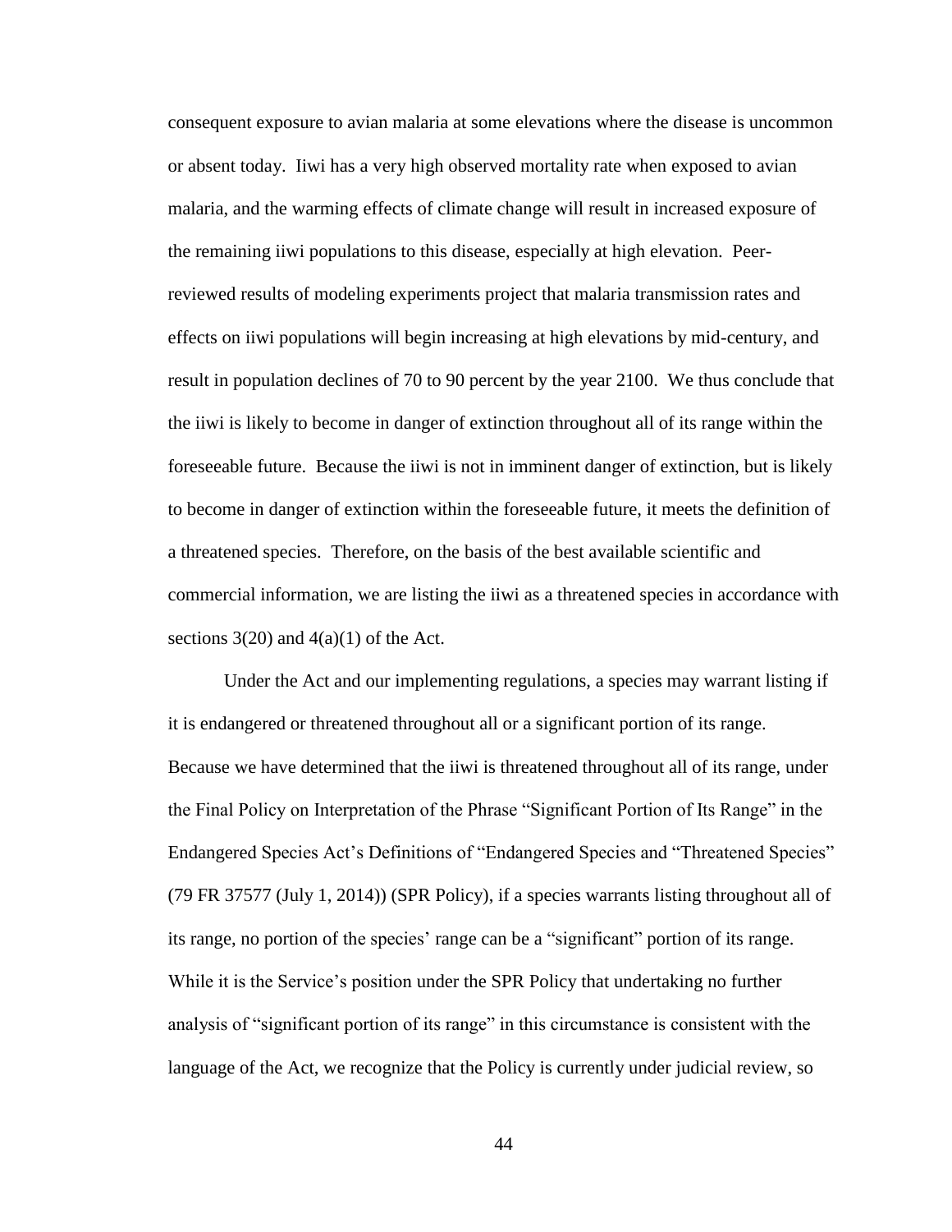consequent exposure to avian malaria at some elevations where the disease is uncommon or absent today. Iiwi has a very high observed mortality rate when exposed to avian malaria, and the warming effects of climate change will result in increased exposure of the remaining iiwi populations to this disease, especially at high elevation. Peer-reviewed results of modeling experiments project that malaria transmission rates and effects on iiwi populations will begin increasing at high elevations by mid-century, and result in population declines of 70 to 90 percent by the year 2100. We thus conclude that the iiwi is likely to become in danger of extinction throughout all of its range within the foreseeable future. Because the iiwi is not in imminent danger of extinction, but is likely to become in danger of extinction within the foreseeable future, it meets the definition of a threatened species. Therefore, on the basis of the best available scientific and commercial information, we are listing the iiwi as a threatened species in accordance with sections 3(20) and 4(a)(1) of the Act.

Under the Act and our implementing regulations, a species may warrant listing if it is endangered or threatened throughout all or a significant portion of its range. Because we have determined that the iiwi is threatened throughout all of its range, under the Final Policy on Interpretation of the Phrase "Significant Portion of Its Range" in the Endangered Species Act's Definitions of "Endangered Species and "Threatened Species" (79 FR 37577 (July 1, 2014)) (SPR Policy), if a species warrants listing throughout all of its range, no portion of the species' range can be a "significant" portion of its range. While it is the Service's position under the SPR Policy that undertaking no further analysis of "significant portion of its range" in this circumstance is consistent with the language of the Act, we recognize that the Policy is currently under judicial review, so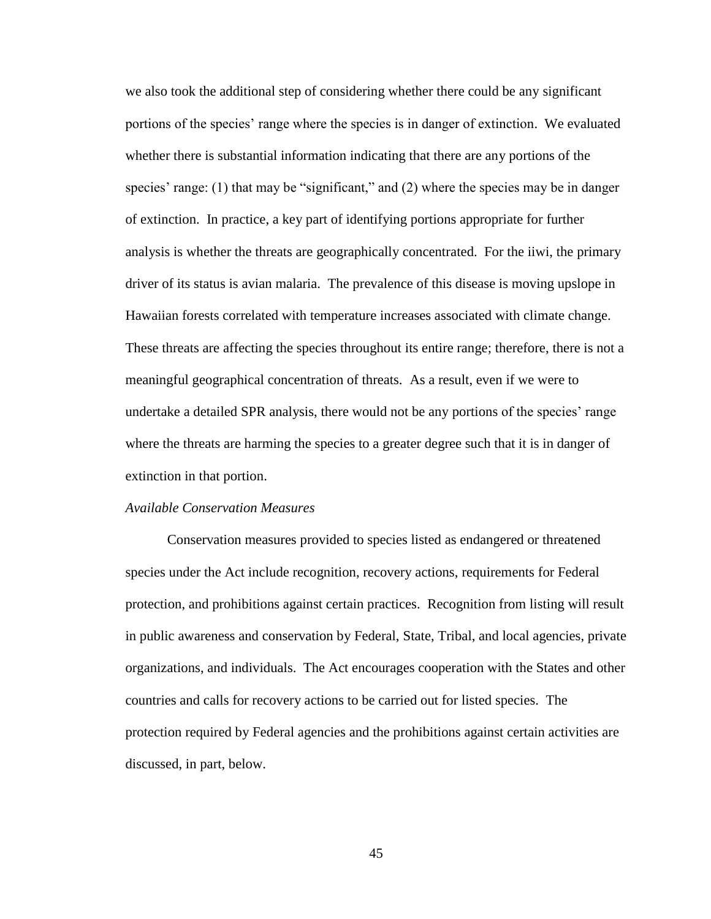we also took the additional step of considering whether there could be any significant portions of the species' range where the species is in danger of extinction. We evaluated whether there is substantial information indicating that there are any portions of the species' range: (1) that may be "significant," and (2) where the species may be in danger of extinction. In practice, a key part of identifying portions appropriate for further analysis is whether the threats are geographically concentrated. For the iiwi, the primary driver of its status is avian malaria. The prevalence of this disease is moving upslope in Hawaiian forests correlated with temperature increases associated with climate change. These threats are affecting the species throughout its entire range; therefore, there is not a meaningful geographical concentration of threats. As a result, even if we were to undertake a detailed SPR analysis, there would not be any portions of the species' range where the threats are harming the species to a greater degree such that it is in danger of extinction in that portion.

*Available Conservation Measures*

Conservation measures provided to species listed as endangered or threatened species under the Act include recognition, recovery actions, requirements for Federal protection, and prohibitions against certain practices. Recognition from listing will result in public awareness and conservation by Federal, State, Tribal, and local agencies, private organizations, and individuals. The Act encourages cooperation with the States and other countries and calls for recovery actions to be carried out for listed species. The protection required by Federal agencies and the prohibitions against certain activities are discussed, in part, below.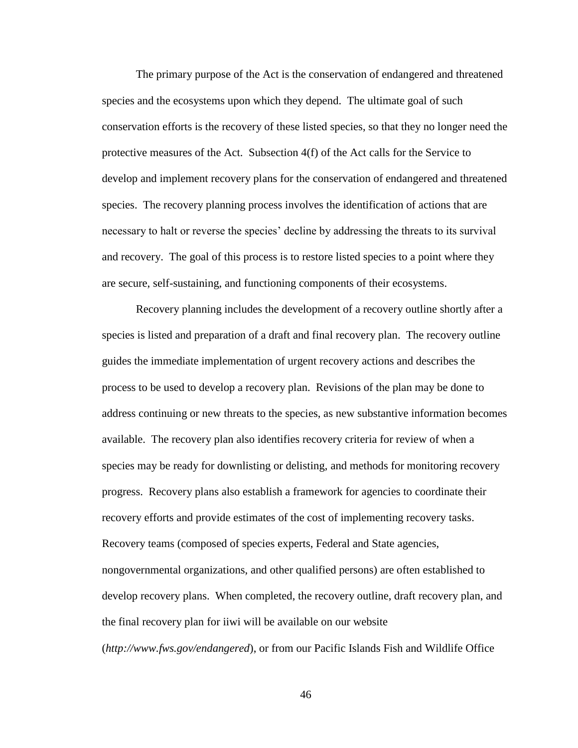The primary purpose of the Act is the conservation of endangered and threatened species and the ecosystems upon which they depend. The ultimate goal of such conservation efforts is the recovery of these listed species, so that they no longer need the protective measures of the Act. Subsection 4(f) of the Act calls for the Service to develop and implement recovery plans for the conservation of endangered and threatened species. The recovery planning process involves the identification of actions that are necessary to halt or reverse the species' decline by addressing the threats to its survival and recovery. The goal of this process is to restore listed species to a point where they are secure, self-sustaining, and functioning components of their ecosystems.

Recovery planning includes the development of a recovery outline shortly after a species is listed and preparation of a draft and final recovery plan. The recovery outline guides the immediate implementation of urgent recovery actions and describes the process to be used to develop a recovery plan. Revisions of the plan may be done to address continuing or new threats to the species, as new substantive information becomes available. The recovery plan also identifies recovery criteria for review of when a species may be ready for downlisting or delisting, and methods for monitoring recovery progress. Recovery plans also establish a framework for agencies to coordinate their recovery efforts and provide estimates of the cost of implementing recovery tasks. Recovery teams (composed of species experts, Federal and State agencies, nongovernmental organizations, and other qualified persons) are often established to develop recovery plans. When completed, the recovery outline, draft recovery plan, and the final recovery plan for iiwi will be available on our website (*http://www.fws.gov/endangered*), or from our Pacific Islands Fish and Wildlife Office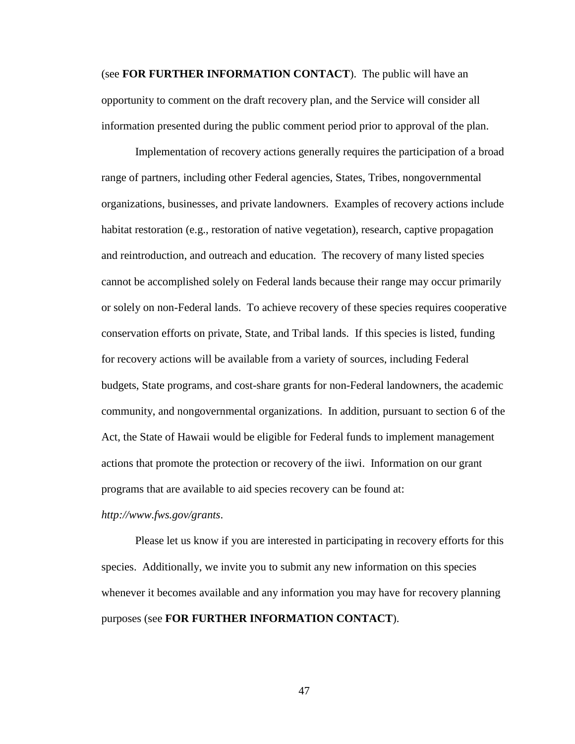(see **FOR FURTHER INFORMATION CONTACT**). The public will have an opportunity to comment on the draft recovery plan, and the Service will consider all information presented during the public comment period prior to approval of the plan.

Implementation of recovery actions generally requires the participation of a broad range of partners, including other Federal agencies, States, Tribes, nongovernmental organizations, businesses, and private landowners. Examples of recovery actions include habitat restoration (e.g., restoration of native vegetation), research, captive propagation and reintroduction, and outreach and education. The recovery of many listed species cannot be accomplished solely on Federal lands because their range may occur primarily or solely on non-Federal lands. To achieve recovery of these species requires cooperative conservation efforts on private, State, and Tribal lands. If this species is listed, funding for recovery actions will be available from a variety of sources, including Federal budgets, State programs, and cost-share grants for non-Federal landowners, the academic community, and nongovernmental organizations. In addition, pursuant to section 6 of the Act, the State of Hawaii would be eligible for Federal funds to implement management actions that promote the protection or recovery of the iiwi. Information on our grant programs that are available to aid species recovery can be found at: *http://www.fws.gov/grants*.

Please let us know if you are interested in participating in recovery efforts for this species. Additionally, we invite you to submit any new information on this species whenever it becomes available and any information you may have for recovery planning purposes (see **FOR FURTHER INFORMATION CONTACT**).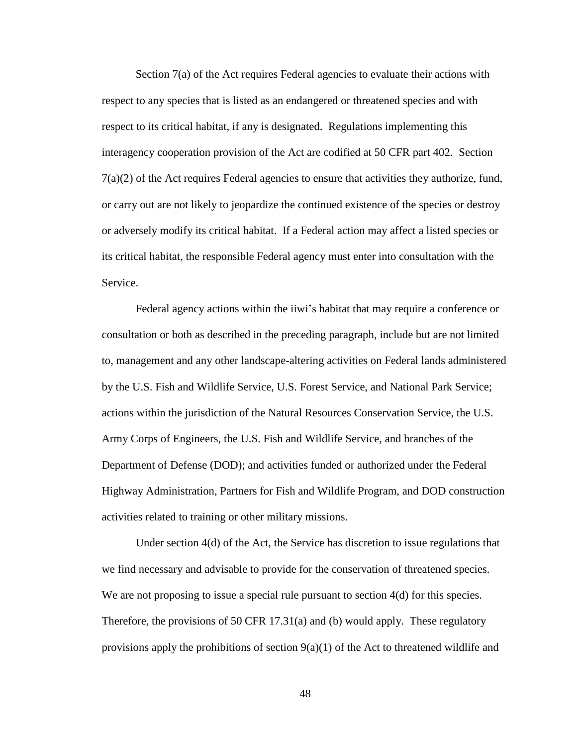Section 7(a) of the Act requires Federal agencies to evaluate their actions with respect to any species that is listed as an endangered or threatened species and with respect to its critical habitat, if any is designated. Regulations implementing this interagency cooperation provision of the Act are codified at 50 CFR part 402. Section 7(a)(2) of the Act requires Federal agencies to ensure that activities they authorize, fund, or carry out are not likely to jeopardize the continued existence of the species or destroy or adversely modify its critical habitat. If a Federal action may affect a listed species or its critical habitat, the responsible Federal agency must enter into consultation with the Service.

Federal agency actions within the iiwi's habitat that may require a conference or consultation or both as described in the preceding paragraph, include but are not limited to, management and any other landscape-altering activities on Federal lands administered by the U.S. Fish and Wildlife Service, U.S. Forest Service, and National Park Service; actions within the jurisdiction of the Natural Resources Conservation Service, the U.S. Army Corps of Engineers, the U.S. Fish and Wildlife Service, and branches of the Department of Defense (DOD); and activities funded or authorized under the Federal Highway Administration, Partners for Fish and Wildlife Program, and DOD construction activities related to training or other military missions.

Under section 4(d) of the Act, the Service has discretion to issue regulations that we find necessary and advisable to provide for the conservation of threatened species. We are not proposing to issue a special rule pursuant to section 4(d) for this species. Therefore, the provisions of 50 CFR 17.31(a) and (b) would apply. These regulatory provisions apply the prohibitions of section 9(a)(1) of the Act to threatened wildlife and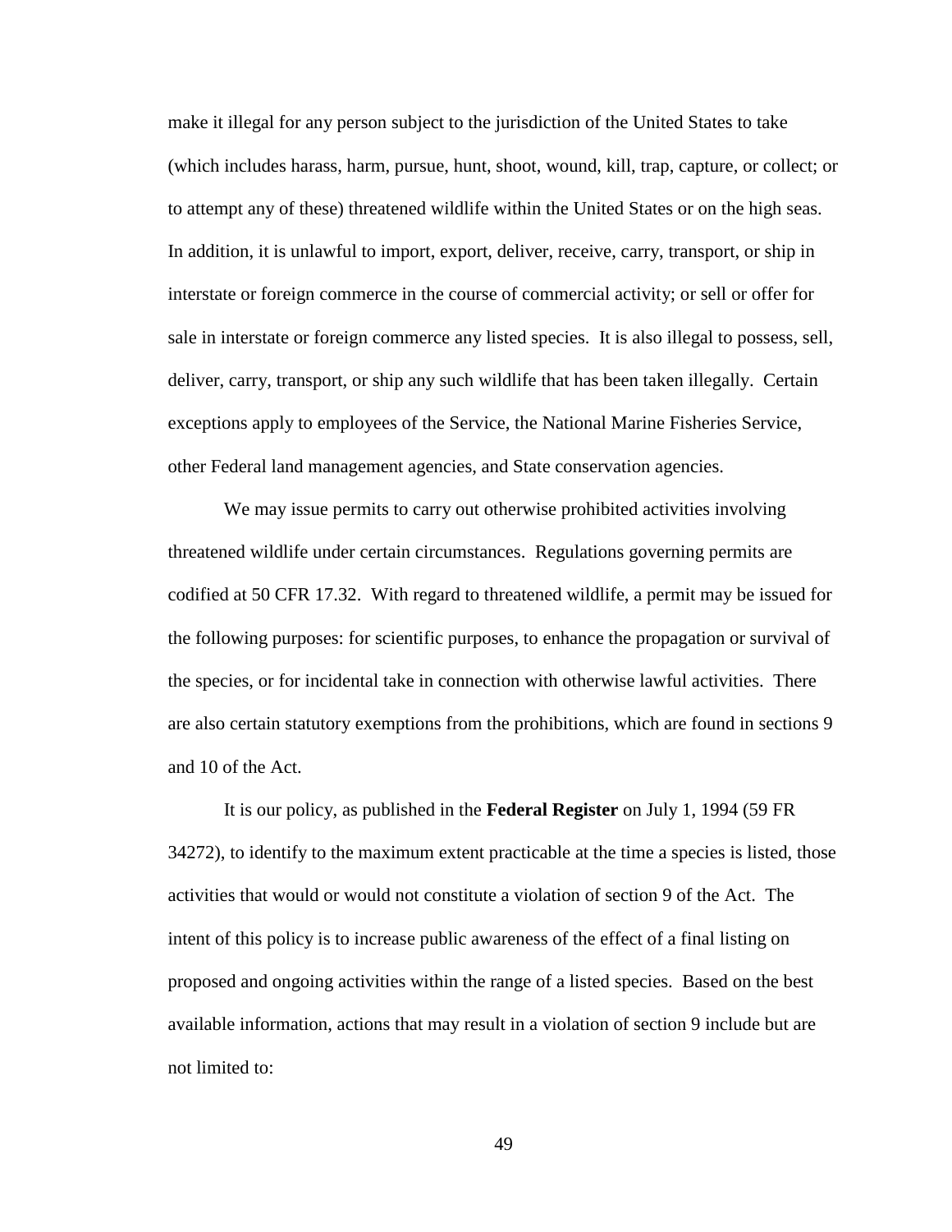make it illegal for any person subject to the jurisdiction of the United States to take (which includes harass, harm, pursue, hunt, shoot, wound, kill, trap, capture, or collect; or to attempt any of these) threatened wildlife within the United States or on the high seas. In addition, it is unlawful to import, export, deliver, receive, carry, transport, or ship in interstate or foreign commerce in the course of commercial activity; or sell or offer for sale in interstate or foreign commerce any listed species. It is also illegal to possess, sell, deliver, carry, transport, or ship any such wildlife that has been taken illegally. Certain exceptions apply to employees of the Service, the National Marine Fisheries Service, other Federal land management agencies, and State conservation agencies.

We may issue permits to carry out otherwise prohibited activities involving threatened wildlife under certain circumstances. Regulations governing permits are codified at 50 CFR 17.32. With regard to threatened wildlife, a permit may be issued for the following purposes: for scientific purposes, to enhance the propagation or survival of the species, or for incidental take in connection with otherwise lawful activities. There are also certain statutory exemptions from the prohibitions, which are found in sections 9 and 10 of the Act.

It is our policy, as published in the **Federal Register** on July 1, 1994 (59 FR 34272), to identify to the maximum extent practicable at the time a species is listed, those activities that would or would not constitute a violation of section 9 of the Act. The intent of this policy is to increase public awareness of the effect of a final listing on proposed and ongoing activities within the range of a listed species. Based on the best available information, actions that may result in a violation of section 9 include but are not limited to: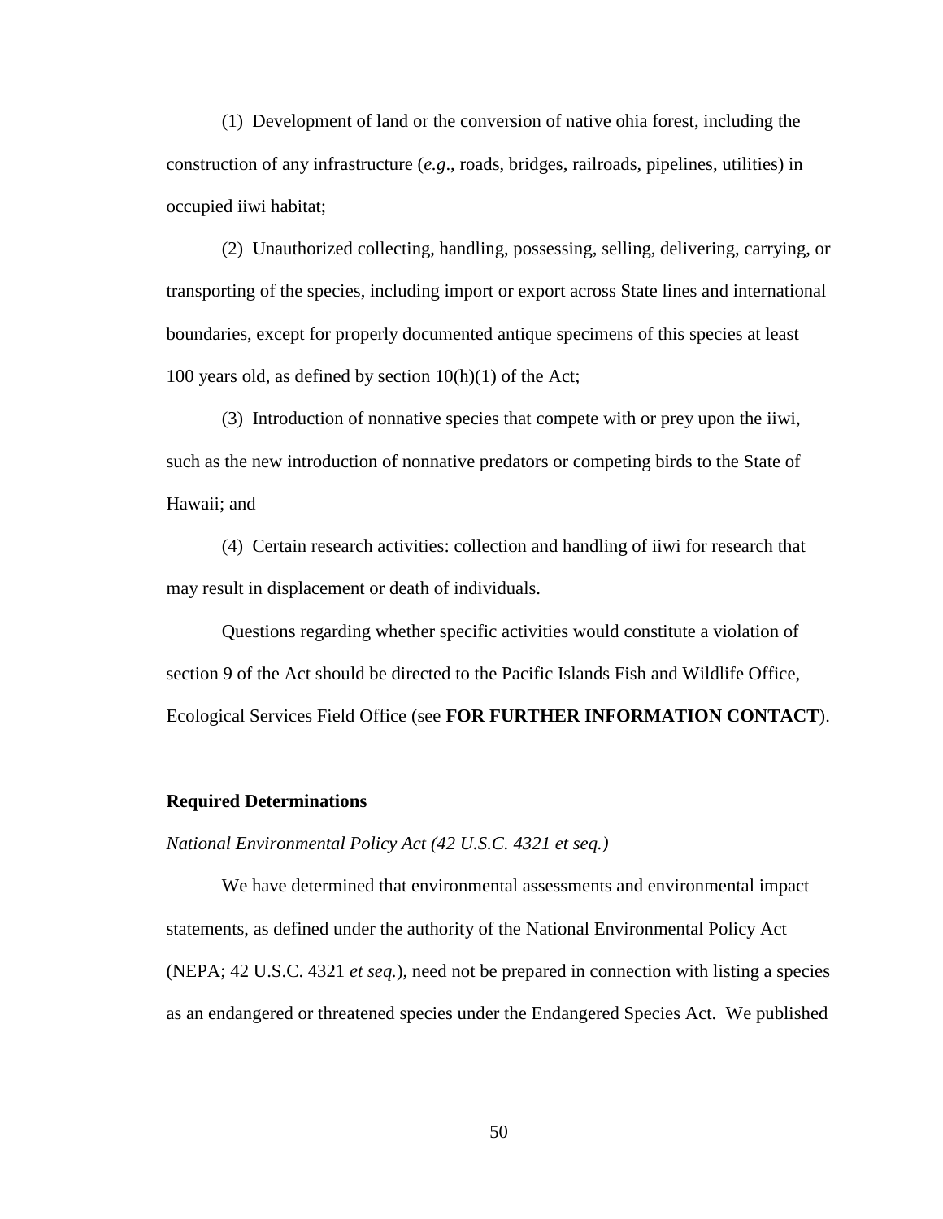(1) Development of land or the conversion of native ohia forest, including the construction of any infrastructure (*e.g*., roads, bridges, railroads, pipelines, utilities) in occupied iiwi habitat;

(2) Unauthorized collecting, handling, possessing, selling, delivering, carrying, or transporting of the species, including import or export across State lines and international boundaries, except for properly documented antique specimens of this species at least 100 years old, as defined by section 10(h)(1) of the Act;

(3) Introduction of nonnative species that compete with or prey upon the iiwi, such as the new introduction of nonnative predators or competing birds to the State of Hawaii; and

(4) Certain research activities: collection and handling of iiwi for research that may result in displacement or death of individuals.

Questions regarding whether specific activities would constitute a violation of section 9 of the Act should be directed to the Pacific Islands Fish and Wildlife Office, Ecological Services Field Office (see **FOR FURTHER INFORMATION CONTACT**).

**Required Determinations**

*National Environmental Policy Act (42 U.S.C. 4321 et seq.)*

We have determined that environmental assessments and environmental impact statements, as defined under the authority of the National Environmental Policy Act (NEPA; 42 U.S.C. 4321 *et seq.*), need not be prepared in connection with listing a species as an endangered or threatened species under the Endangered Species Act. We published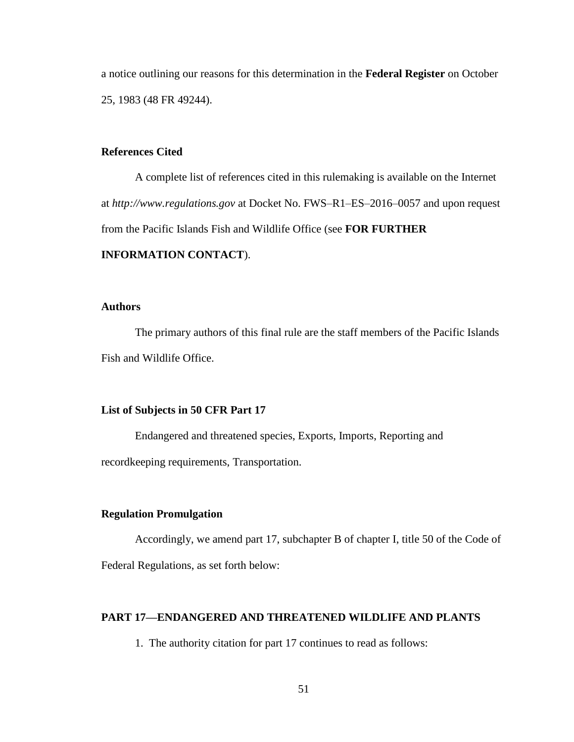a notice outlining our reasons for this determination in the **Federal Register** on October 25, 1983 (48 FR 49244).

## References Cited

A complete list of references cited in this rulemaking is available on the Internet at *http://www.regulations.gov* at Docket No. FWS–R1–ES–2016–0057 and upon request from the Pacific Islands Fish and Wildlife Office (see **FOR FURTHER INFORMATION CONTACT**).

## Authors

The primary authors of this final rule are the staff members of the Pacific Islands Fish and Wildlife Office.

## List of Subjects in 50 CFR Part 17

Endangered and threatened species, Exports, Imports, Reporting and recordkeeping requirements, Transportation.

## Regulation Promulgation

Accordingly, we amend part 17, subchapter B of chapter I, title 50 of the Code of Federal Regulations, as set forth below:

## PART 17—ENDANGERED AND THREATENED WILDLIFE AND PLANTS

1. The authority citation for part 17 continues to read as follows: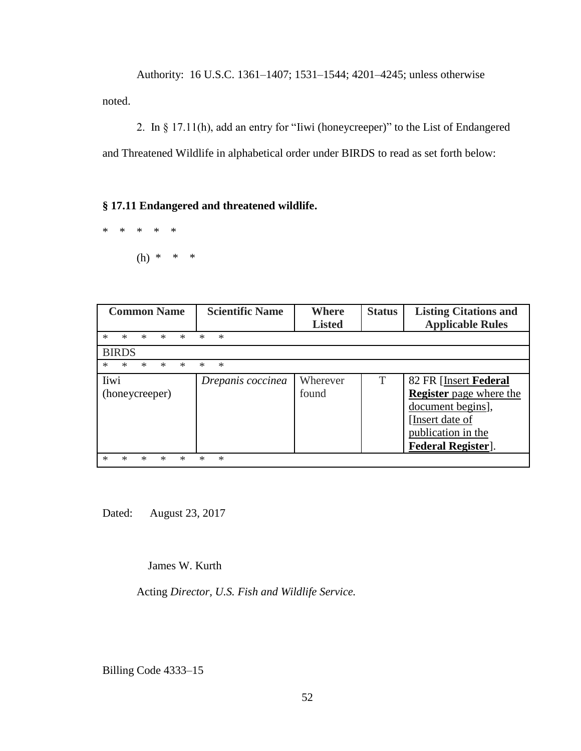Authority: 16 U.S.C. 1361–1407; 1531–1544; 4201–4245; unless otherwise noted.

2. In § 17.11(h), add an entry for "Iiwi (honeycreeper)" to the List of Endangered and Threatened Wildlife in alphabetical order under BIRDS to read as set forth below:

**§ 17.11 Endangered and threatened wildlife.**

\* \* \* \* \*

(h) \* \* \*

| Common Name | Scientific Name | Where Listed | Status | Listing Citations and Applicable Rules |
|---|---|---|---|---|
| * * * * * * * | | | | |
| BIRDS | | | | |
| * * * * * * * | | | | |
| Iiwi (honeycreeper) | *Drepanis coccinea* | Wherever found | T | 82 FR [Insert **Federal Register** page where the document begins], [Insert date of publication in the **Federal Register**]. |
| * * * * * * * | | | | |

Dated: August 23, 2017

James W. Kurth

Acting *Director, U.S. Fish and Wildlife Service.*

Billing Code 4333–15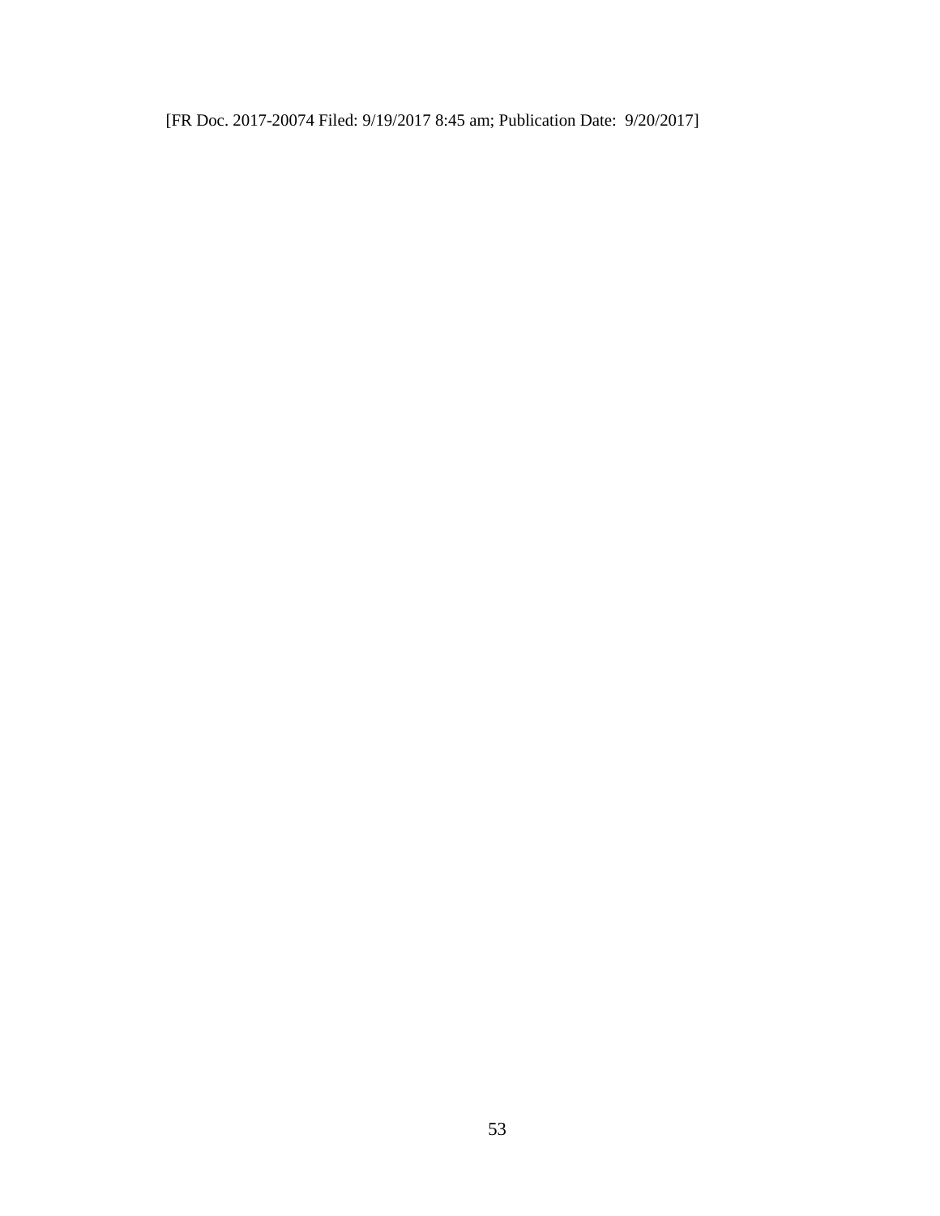[FR Doc. 2017-20074 Filed: 9/19/2017 8:45 am; Publication Date: 9/20/2017]